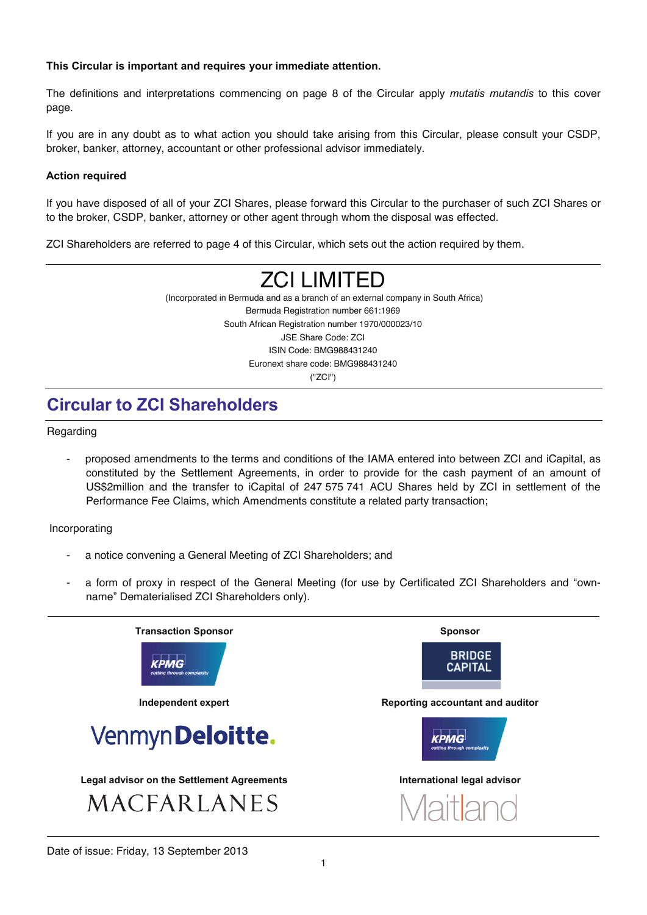**This Circular is important and requires your immediate attention.**

The definitions and interpretations commencing on page 8 of the Circular apply *mutatis mutandis* to this cover page.

If you are in any doubt as to what action you should take arising from this Circular, please consult your CSDP, broker, banker, attorney, accountant or other professional advisor immediately.

**Action required**

If you have disposed of all of your ZCI Shares, please forward this Circular to the purchaser of such ZCI Shares or to the broker, CSDP, banker, attorney or other agent through whom the disposal was effected.

ZCI Shareholders are referred to page 4 of this Circular, which sets out the action required by them.

# ZCI LIMITED

(Incorporated in Bermuda and as a branch of an external company in South Africa)
Bermuda Registration number 661:1969
South African Registration number 1970/000023/10
JSE Share Code: ZCI
ISIN Code: BMG988431240
Euronext share code: BMG988431240
("ZCI")

## Circular to ZCI Shareholders

Regarding

- proposed amendments to the terms and conditions of the IAMA entered into between ZCI and iCapital, as constituted by the Settlement Agreements, in order to provide for the cash payment of an amount of US$2million and the transfer to iCapital of 247 575 741 ACU Shares held by ZCI in settlement of the Performance Fee Claims, which Amendments constitute a related party transaction;

Incorporating

- a notice convening a General Meeting of ZCI Shareholders; and
- a form of proxy in respect of the General Meeting (for use by Certificated ZCI Shareholders and "own-name" Dematerialised ZCI Shareholders only).

**Transaction Sponsor**

KPMG

**Sponsor**

BRIDGE CAPITAL

**Independent expert**

Venmyn Deloitte.

**Reporting accountant and auditor**

KPMG

**Legal advisor on the Settlement Agreements**

MACFARLANES

**International legal advisor**

Maitland

Date of issue: Friday, 13 September 2013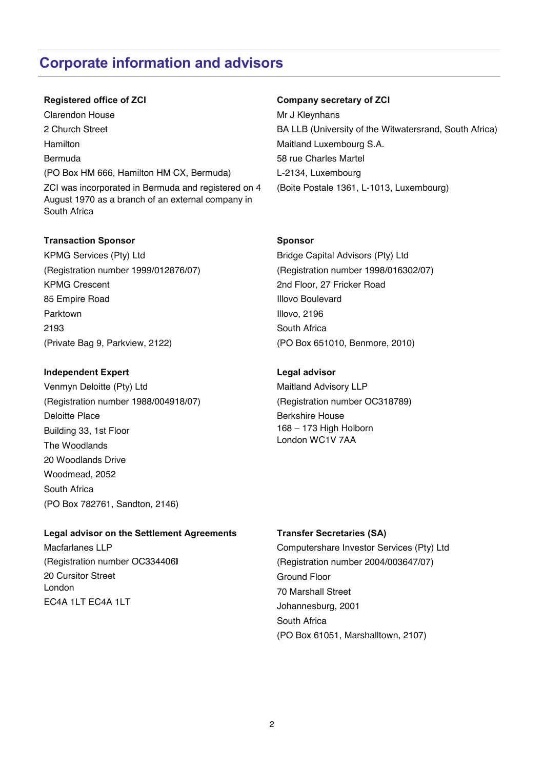# Corporate information and advisors

**Registered office of ZCI**

Clarendon House
2 Church Street
Hamilton
Bermuda
(PO Box HM 666, Hamilton HM CX, Bermuda)

ZCI was incorporated in Bermuda and registered on 4 August 1970 as a branch of an external company in South Africa

**Company secretary of ZCI**

Mr J Kleynhans
BA LLB (University of the Witwatersrand, South Africa)
Maitland Luxembourg S.A.
58 rue Charles Martel
L-2134, Luxembourg
(Boite Postale 1361, L-1013, Luxembourg)

**Transaction Sponsor**

KPMG Services (Pty) Ltd
(Registration number 1999/012876/07)
KPMG Crescent
85 Empire Road
Parktown
2193
(Private Bag 9, Parkview, 2122)

**Sponsor**

Bridge Capital Advisors (Pty) Ltd
(Registration number 1998/016302/07)
2nd Floor, 27 Fricker Road
Illovo Boulevard
Illovo, 2196
South Africa
(PO Box 651010, Benmore, 2010)

**Independent Expert**

Venmyn Deloitte (Pty) Ltd
(Registration number 1988/004918/07)
Deloitte Place
Building 33, 1st Floor
The Woodlands
20 Woodlands Drive
Woodmead, 2052
South Africa
(PO Box 782761, Sandton, 2146)

**Legal advisor**

Maitland Advisory LLP
(Registration number OC318789)
Berkshire House
168 – 173 High Holborn
London WC1V 7AA

**Legal advisor on the Settlement Agreements**

Macfarlanes LLP
(Registration number OC334406)
20 Cursitor Street
London
EC4A 1LT EC4A 1LT

**Transfer Secretaries (SA)**

Computershare Investor Services (Pty) Ltd
(Registration number 2004/003647/07)
Ground Floor
70 Marshall Street
Johannesburg, 2001
South Africa
(PO Box 61051, Marshalltown, 2107)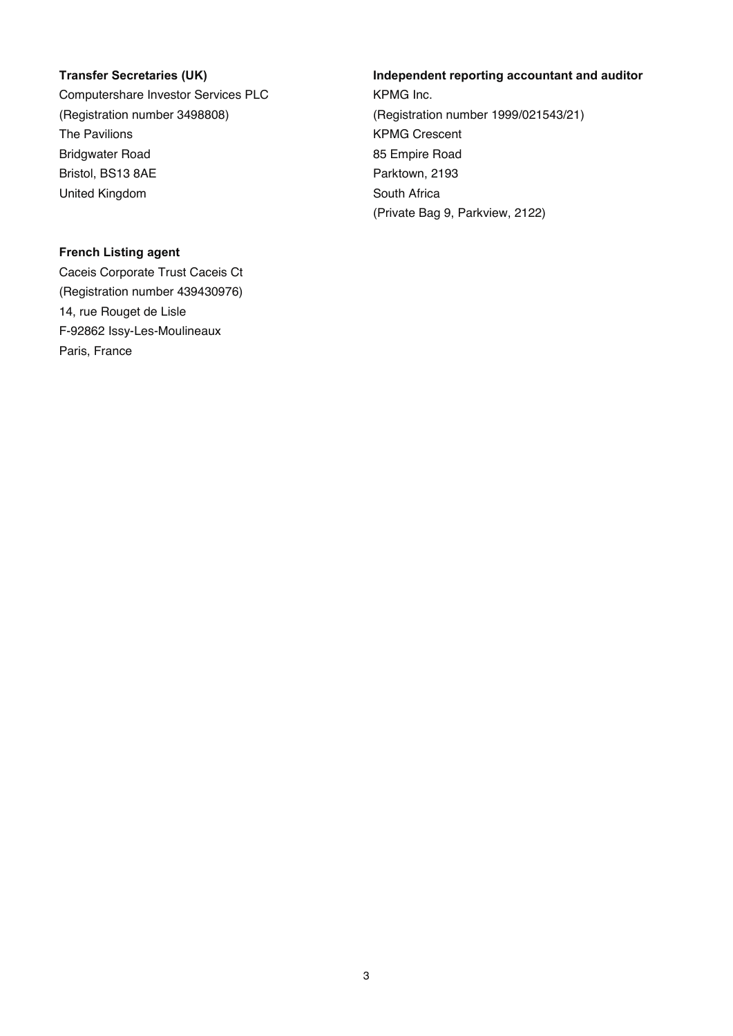**Transfer Secretaries (UK)**

Computershare Investor Services PLC
(Registration number 3498808)
The Pavilions
Bridgwater Road
Bristol, BS13 8AE
United Kingdom

**French Listing agent**

Caceis Corporate Trust Caceis Ct
(Registration number 439430976)
14, rue Rouget de Lisle
F-92862 Issy-Les-Moulineaux
Paris, France

**Independent reporting accountant and auditor**

KPMG Inc.
(Registration number 1999/021543/21)
KPMG Crescent
85 Empire Road
Parktown, 2193
South Africa
(Private Bag 9, Parkview, 2122)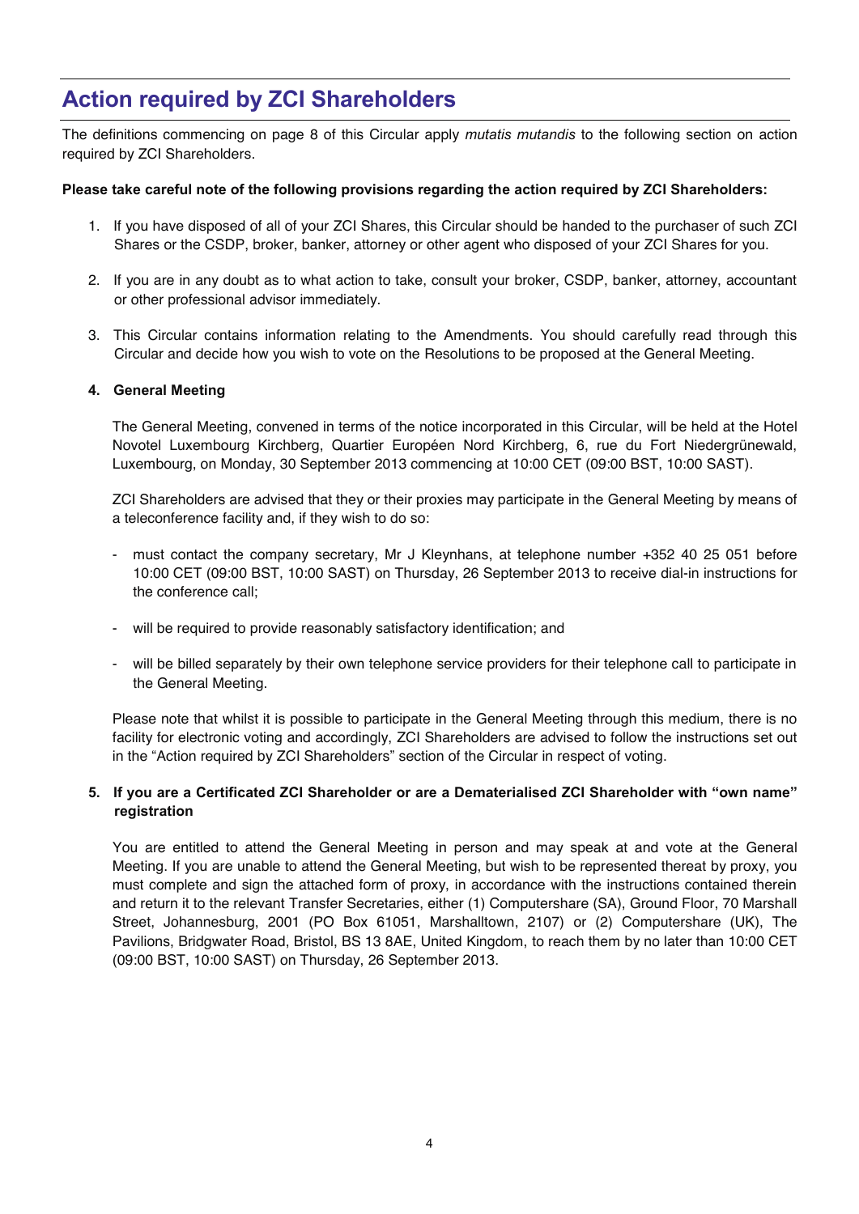# Action required by ZCI Shareholders

The definitions commencing on page 8 of this Circular apply *mutatis mutandis* to the following section on action required by ZCI Shareholders.

**Please take careful note of the following provisions regarding the action required by ZCI Shareholders:**

1. If you have disposed of all of your ZCI Shares, this Circular should be handed to the purchaser of such ZCI Shares or the CSDP, broker, banker, attorney or other agent who disposed of your ZCI Shares for you.

2. If you are in any doubt as to what action to take, consult your broker, CSDP, banker, attorney, accountant or other professional advisor immediately.

3. This Circular contains information relating to the Amendments. You should carefully read through this Circular and decide how you wish to vote on the Resolutions to be proposed at the General Meeting.

4. **General Meeting**

   The General Meeting, convened in terms of the notice incorporated in this Circular, will be held at the Hotel Novotel Luxembourg Kirchberg, Quartier Européen Nord Kirchberg, 6, rue du Fort Niedergrünewald, Luxembourg, on Monday, 30 September 2013 commencing at 10:00 CET (09:00 BST, 10:00 SAST).

   ZCI Shareholders are advised that they or their proxies may participate in the General Meeting by means of a teleconference facility and, if they wish to do so:

   - must contact the company secretary, Mr J Kleynhans, at telephone number +352 40 25 051 before 10:00 CET (09:00 BST, 10:00 SAST) on Thursday, 26 September 2013 to receive dial-in instructions for the conference call;

   - will be required to provide reasonably satisfactory identification; and

   - will be billed separately by their own telephone service providers for their telephone call to participate in the General Meeting.

   Please note that whilst it is possible to participate in the General Meeting through this medium, there is no facility for electronic voting and accordingly, ZCI Shareholders are advised to follow the instructions set out in the "Action required by ZCI Shareholders" section of the Circular in respect of voting.

5. **If you are a Certificated ZCI Shareholder or are a Dematerialised ZCI Shareholder with "own name" registration**

   You are entitled to attend the General Meeting in person and may speak at and vote at the General Meeting. If you are unable to attend the General Meeting, but wish to be represented thereat by proxy, you must complete and sign the attached form of proxy, in accordance with the instructions contained therein and return it to the relevant Transfer Secretaries, either (1) Computershare (SA), Ground Floor, 70 Marshall Street, Johannesburg, 2001 (PO Box 61051, Marshalltown, 2107) or (2) Computershare (UK), The Pavilions, Bridgwater Road, Bristol, BS 13 8AE, United Kingdom, to reach them by no later than 10:00 CET (09:00 BST, 10:00 SAST) on Thursday, 26 September 2013.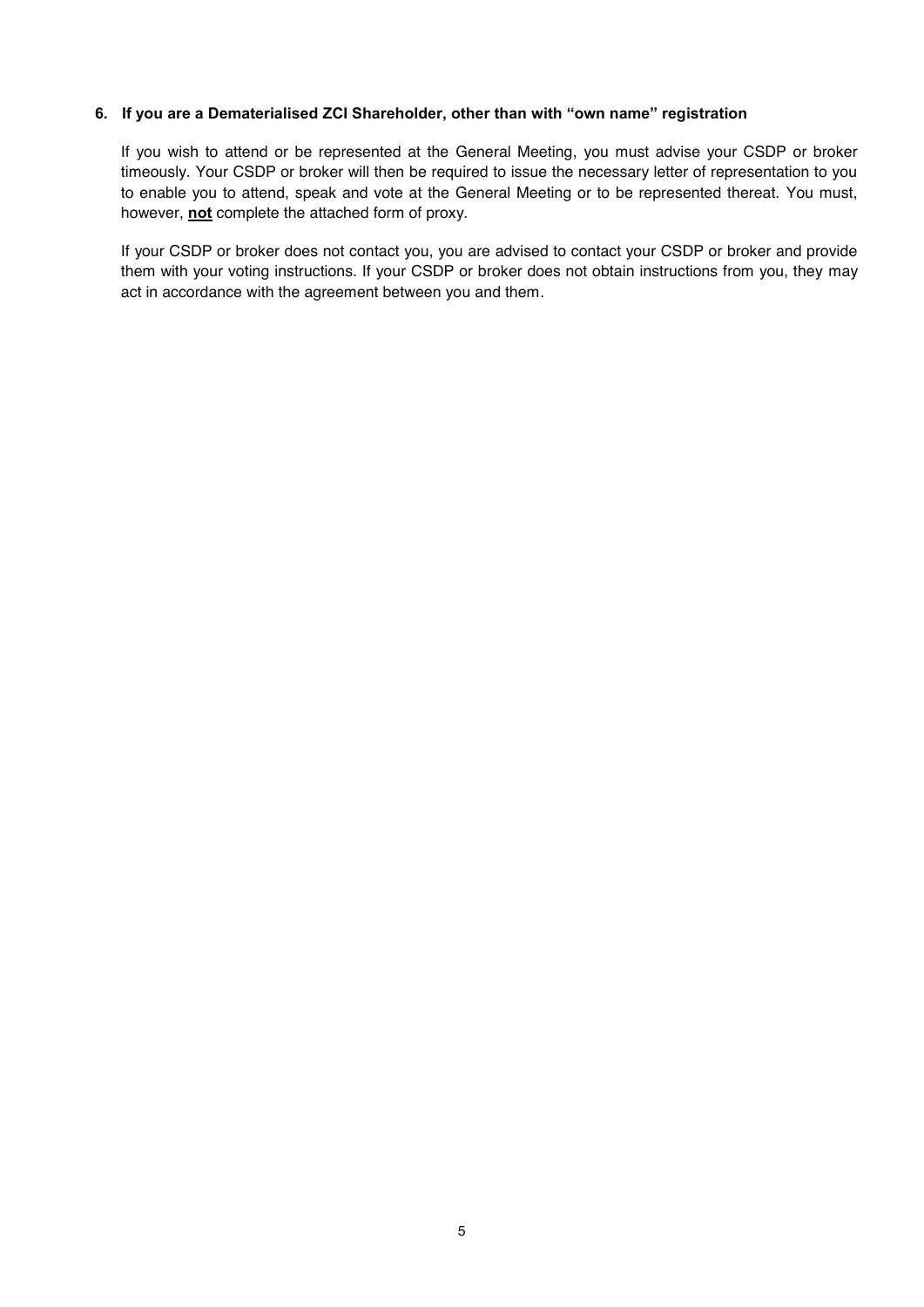**6. If you are a Dematerialised ZCI Shareholder, other than with "own name" registration**

If you wish to attend or be represented at the General Meeting, you must advise your CSDP or broker timeously. Your CSDP or broker will then be required to issue the necessary letter of representation to you to enable you to attend, speak and vote at the General Meeting or to be represented thereat. You must, however, **<u>not</u>** complete the attached form of proxy.

If your CSDP or broker does not contact you, you are advised to contact your CSDP or broker and provide them with your voting instructions. If your CSDP or broker does not obtain instructions from you, they may act in accordance with the agreement between you and them.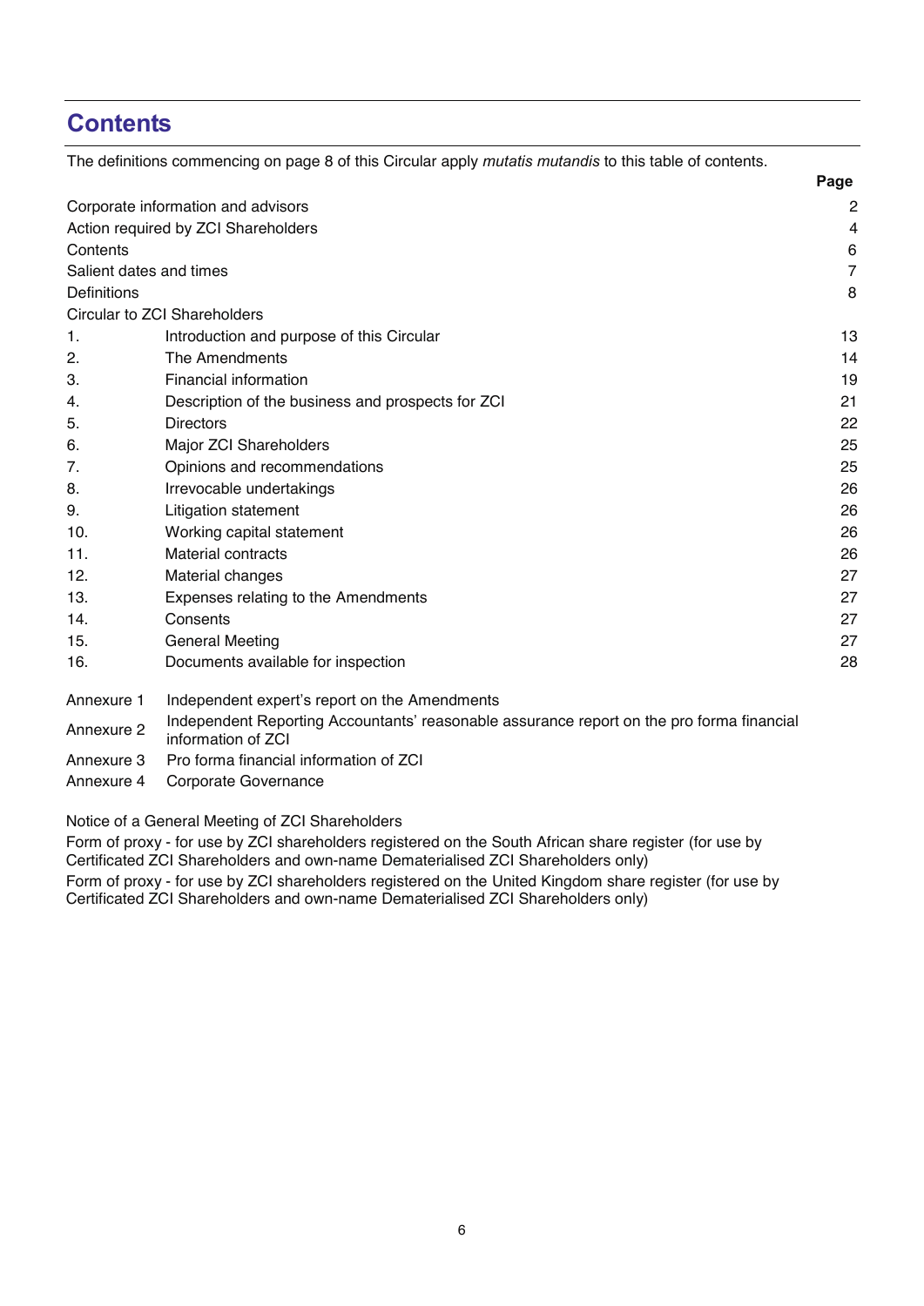# Contents

The definitions commencing on page 8 of this Circular apply *mutatis mutandis* to this table of contents.

| | | Page |
|---|---|---|
| Corporate information and advisors | | 2 |
| Action required by ZCI Shareholders | | 4 |
| Contents | | 6 |
| Salient dates and times | | 7 |
| Definitions | | 8 |
| Circular to ZCI Shareholders | | |
| 1. | Introduction and purpose of this Circular | 13 |
| 2. | The Amendments | 14 |
| 3. | Financial information | 19 |
| 4. | Description of the business and prospects for ZCI | 21 |
| 5. | Directors | 22 |
| 6. | Major ZCI Shareholders | 25 |
| 7. | Opinions and recommendations | 25 |
| 8. | Irrevocable undertakings | 26 |
| 9. | Litigation statement | 26 |
| 10. | Working capital statement | 26 |
| 11. | Material contracts | 26 |
| 12. | Material changes | 27 |
| 13. | Expenses relating to the Amendments | 27 |
| 14. | Consents | 27 |
| 15. | General Meeting | 27 |
| 16. | Documents available for inspection | 28 |

| | |
|---|---|
| Annexure 1 | Independent expert's report on the Amendments |
| Annexure 2 | Independent Reporting Accountants' reasonable assurance report on the pro forma financial information of ZCI |
| Annexure 3 | Pro forma financial information of ZCI |
| Annexure 4 | Corporate Governance |

Notice of a General Meeting of ZCI Shareholders

Form of proxy - for use by ZCI shareholders registered on the South African share register (for use by Certificated ZCI Shareholders and own-name Dematerialised ZCI Shareholders only)

Form of proxy - for use by ZCI shareholders registered on the United Kingdom share register (for use by Certificated ZCI Shareholders and own-name Dematerialised ZCI Shareholders only)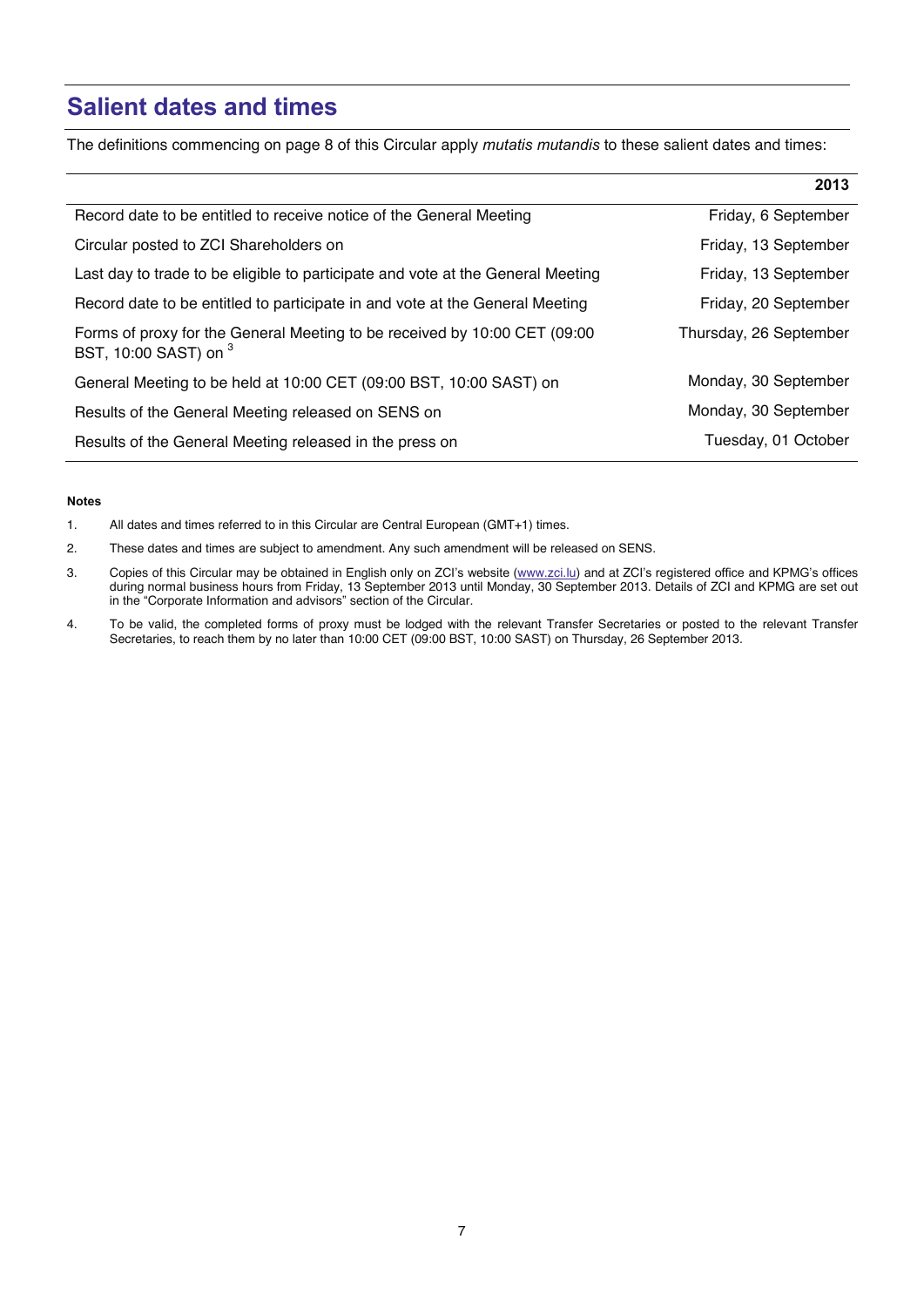## Salient dates and times

The definitions commencing on page 8 of this Circular apply *mutatis mutandis* to these salient dates and times:

| | **2013** |
|---|---|
| Record date to be entitled to receive notice of the General Meeting | Friday, 6 September |
| Circular posted to ZCI Shareholders on | Friday, 13 September |
| Last day to trade to be eligible to participate and vote at the General Meeting | Friday, 13 September |
| Record date to be entitled to participate in and vote at the General Meeting | Friday, 20 September |
| Forms of proxy for the General Meeting to be received by 10:00 CET (09:00 BST, 10:00 SAST) on [3] | Thursday, 26 September |
| General Meeting to be held at 10:00 CET (09:00 BST, 10:00 SAST) on | Monday, 30 September |
| Results of the General Meeting released on SENS on | Monday, 30 September |
| Results of the General Meeting released in the press on | Tuesday, 01 October |

**Notes**

1. All dates and times referred to in this Circular are Central European (GMT+1) times.
2. These dates and times are subject to amendment. Any such amendment will be released on SENS.
3. Copies of this Circular may be obtained in English only on ZCI's website (www.zci.lu) and at ZCI's registered office and KPMG's offices during normal business hours from Friday, 13 September 2013 until Monday, 30 September 2013. Details of ZCI and KPMG are set out in the "Corporate Information and advisors" section of the Circular.
4. To be valid, the completed forms of proxy must be lodged with the relevant Transfer Secretaries or posted to the relevant Transfer Secretaries, to reach them by no later than 10:00 CET (09:00 BST, 10:00 SAST) on Thursday, 26 September 2013.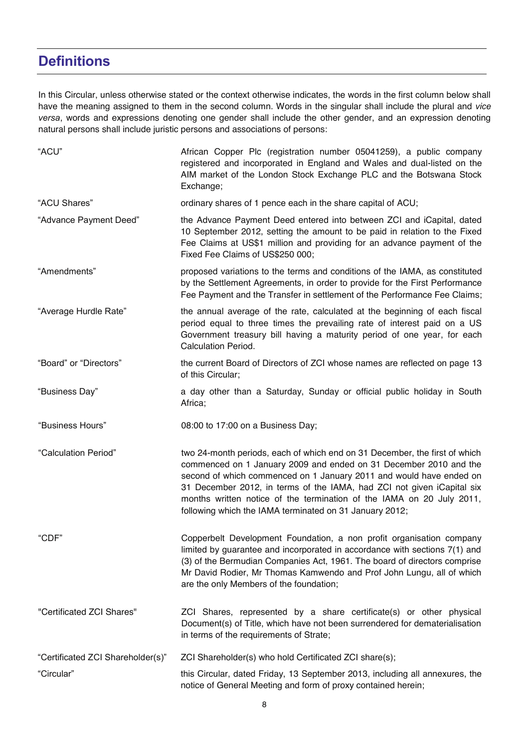# Definitions

In this Circular, unless otherwise stated or the context otherwise indicates, the words in the first column below shall have the meaning assigned to them in the second column. Words in the singular shall include the plural and *vice versa*, words and expressions denoting one gender shall include the other gender, and an expression denoting natural persons shall include juristic persons and associations of persons:

| | |
|---|---|
| "ACU" | African Copper Plc (registration number 05041259), a public company registered and incorporated in England and Wales and dual-listed on the AIM market of the London Stock Exchange PLC and the Botswana Stock Exchange; |
| "ACU Shares" | ordinary shares of 1 pence each in the share capital of ACU; |
| "Advance Payment Deed" | the Advance Payment Deed entered into between ZCI and iCapital, dated 10 September 2012, setting the amount to be paid in relation to the Fixed Fee Claims at US$1 million and providing for an advance payment of the Fixed Fee Claims of US$250 000; |
| "Amendments" | proposed variations to the terms and conditions of the IAMA, as constituted by the Settlement Agreements, in order to provide for the First Performance Fee Payment and the Transfer in settlement of the Performance Fee Claims; |
| "Average Hurdle Rate" | the annual average of the rate, calculated at the beginning of each fiscal period equal to three times the prevailing rate of interest paid on a US Government treasury bill having a maturity period of one year, for each Calculation Period. |
| "Board" or "Directors" | the current Board of Directors of ZCI whose names are reflected on page 13 of this Circular; |
| "Business Day" | a day other than a Saturday, Sunday or official public holiday in South Africa; |
| "Business Hours" | 08:00 to 17:00 on a Business Day; |
| "Calculation Period" | two 24-month periods, each of which end on 31 December, the first of which commenced on 1 January 2009 and ended on 31 December 2010 and the second of which commenced on 1 January 2011 and would have ended on 31 December 2012, in terms of the IAMA, had ZCI not given iCapital six months written notice of the termination of the IAMA on 20 July 2011, following which the IAMA terminated on 31 January 2012; |
| "CDF" | Copperbelt Development Foundation, a non profit organisation company limited by guarantee and incorporated in accordance with sections 7(1) and (3) of the Bermudian Companies Act, 1961. The board of directors comprise Mr David Rodier, Mr Thomas Kamwendo and Prof John Lungu, all of which are the only Members of the foundation; |
| "Certificated ZCI Shares" | ZCI Shares, represented by a share certificate(s) or other physical Document(s) of Title, which have not been surrendered for dematerialisation in terms of the requirements of Strate; |
| "Certificated ZCI Shareholder(s)" | ZCI Shareholder(s) who hold Certificated ZCI share(s); |
| "Circular" | this Circular, dated Friday, 13 September 2013, including all annexures, the notice of General Meeting and form of proxy contained herein; |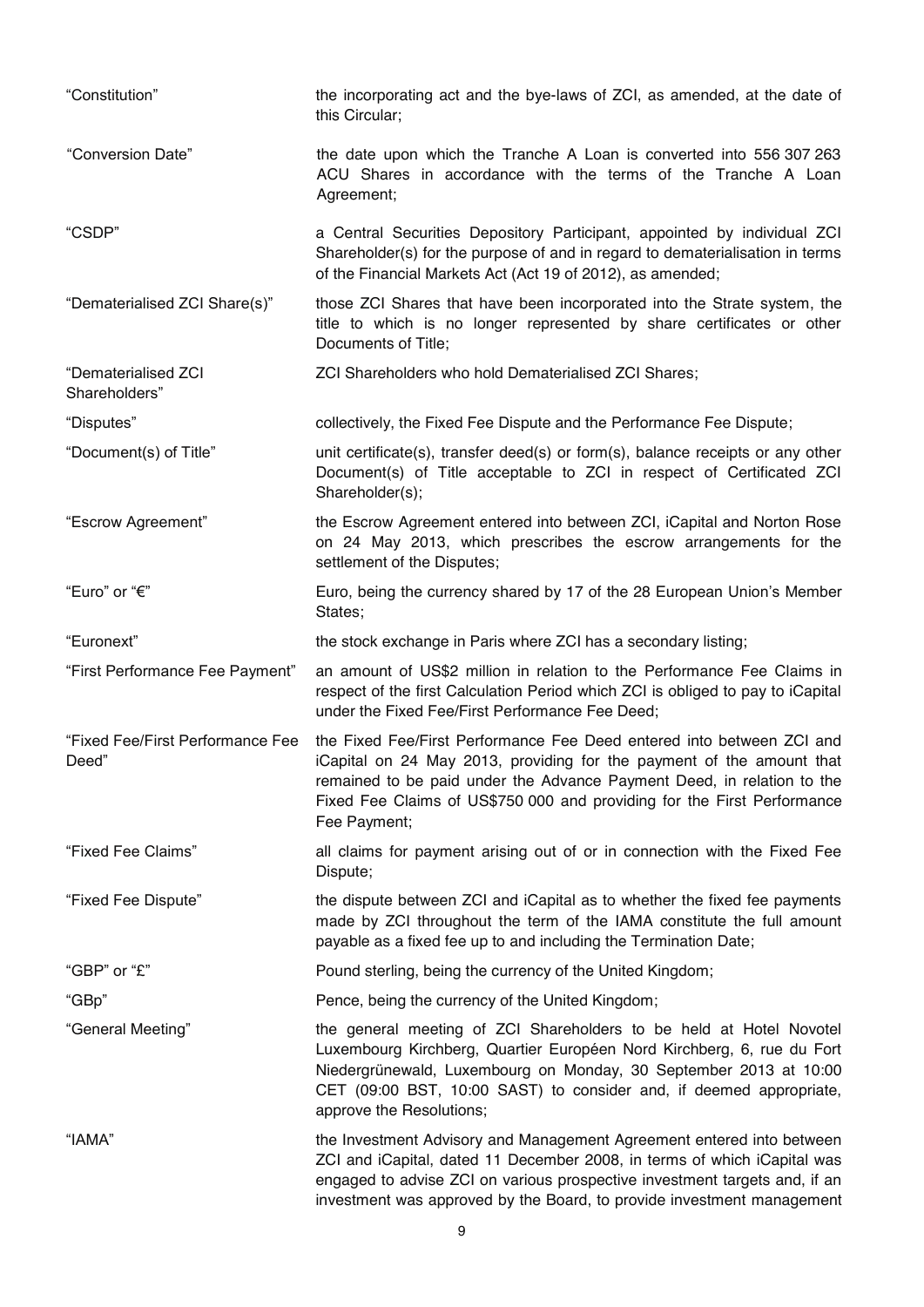| | |
|---|---|
| "Constitution" | the incorporating act and the bye-laws of ZCI, as amended, at the date of this Circular; |
| "Conversion Date" | the date upon which the Tranche A Loan is converted into 556 307 263 ACU Shares in accordance with the terms of the Tranche A Loan Agreement; |
| "CSDP" | a Central Securities Depository Participant, appointed by individual ZCI Shareholder(s) for the purpose of and in regard to dematerialisation in terms of the Financial Markets Act (Act 19 of 2012), as amended; |
| "Dematerialised ZCI Share(s)" | those ZCI Shares that have been incorporated into the Strate system, the title to which is no longer represented by share certificates or other Documents of Title; |
| "Dematerialised ZCI Shareholders" | ZCI Shareholders who hold Dematerialised ZCI Shares; |
| "Disputes" | collectively, the Fixed Fee Dispute and the Performance Fee Dispute; |
| "Document(s) of Title" | unit certificate(s), transfer deed(s) or form(s), balance receipts or any other Document(s) of Title acceptable to ZCI in respect of Certificated ZCI Shareholder(s); |
| "Escrow Agreement" | the Escrow Agreement entered into between ZCI, iCapital and Norton Rose on 24 May 2013, which prescribes the escrow arrangements for the settlement of the Disputes; |
| "Euro" or "€" | Euro, being the currency shared by 17 of the 28 European Union's Member States; |
| "Euronext" | the stock exchange in Paris where ZCI has a secondary listing; |
| "First Performance Fee Payment" | an amount of US$2 million in relation to the Performance Fee Claims in respect of the first Calculation Period which ZCI is obliged to pay to iCapital under the Fixed Fee/First Performance Fee Deed; |
| "Fixed Fee/First Performance Fee Deed" | the Fixed Fee/First Performance Fee Deed entered into between ZCI and iCapital on 24 May 2013, providing for the payment of the amount that remained to be paid under the Advance Payment Deed, in relation to the Fixed Fee Claims of US$750 000 and providing for the First Performance Fee Payment; |
| "Fixed Fee Claims" | all claims for payment arising out of or in connection with the Fixed Fee Dispute; |
| "Fixed Fee Dispute" | the dispute between ZCI and iCapital as to whether the fixed fee payments made by ZCI throughout the term of the IAMA constitute the full amount payable as a fixed fee up to and including the Termination Date; |
| "GBP" or "£" | Pound sterling, being the currency of the United Kingdom; |
| "GBp" | Pence, being the currency of the United Kingdom; |
| "General Meeting" | the general meeting of ZCI Shareholders to be held at Hotel Novotel Luxembourg Kirchberg, Quartier Européen Nord Kirchberg, 6, rue du Fort Niedergrünewald, Luxembourg on Monday, 30 September 2013 at 10:00 CET (09:00 BST, 10:00 SAST) to consider and, if deemed appropriate, approve the Resolutions; |
| "IAMA" | the Investment Advisory and Management Agreement entered into between ZCI and iCapital, dated 11 December 2008, in terms of which iCapital was engaged to advise ZCI on various prospective investment targets and, if an investment was approved by the Board, to provide investment management |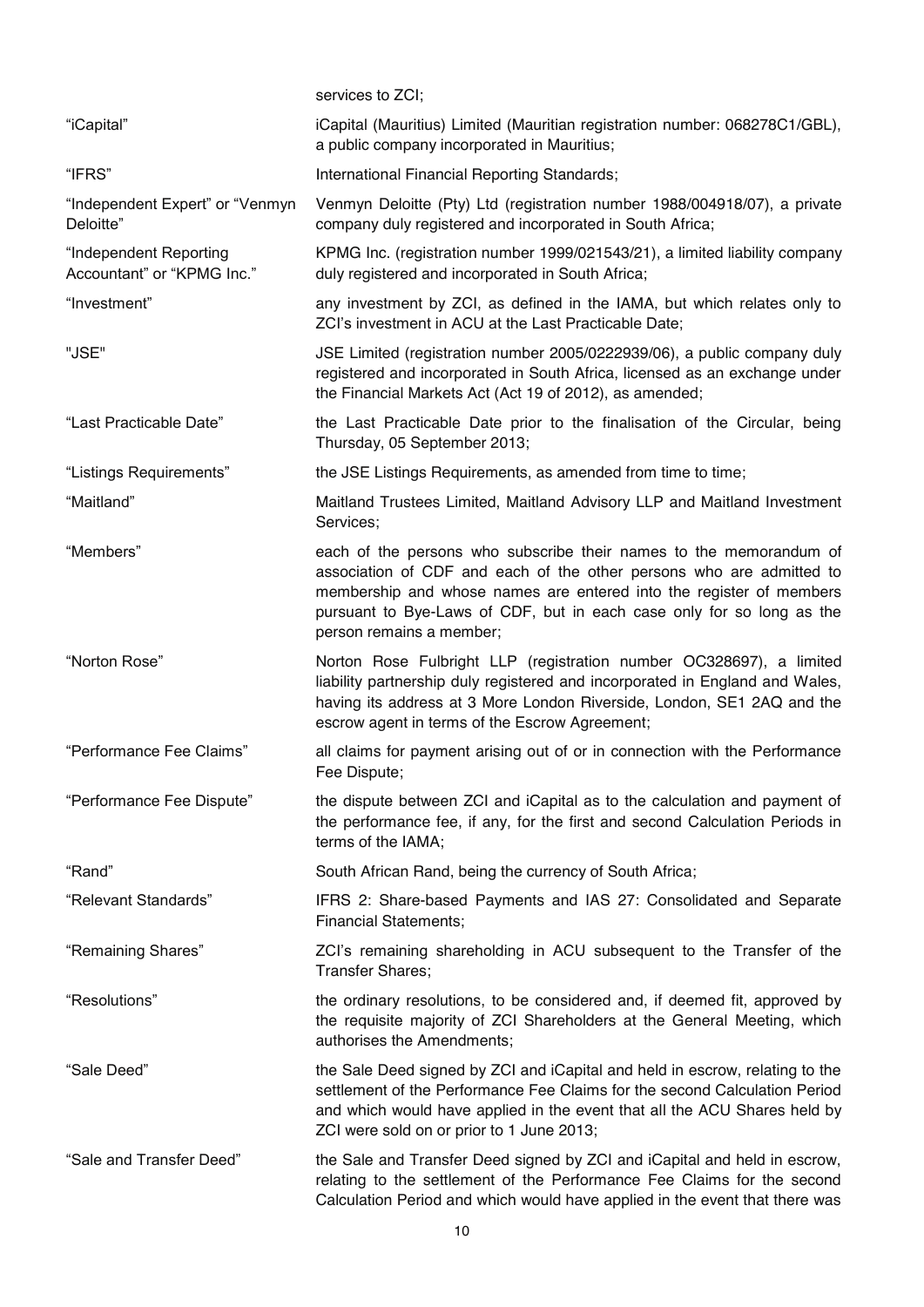| | |
|---|---|
| | services to ZCI; |
| "iCapital" | iCapital (Mauritius) Limited (Mauritian registration number: 068278C1/GBL), a public company incorporated in Mauritius; |
| "IFRS" | International Financial Reporting Standards; |
| "Independent Expert" or "Venmyn Deloitte" | Venmyn Deloitte (Pty) Ltd (registration number 1988/004918/07), a private company duly registered and incorporated in South Africa; |
| "Independent Reporting Accountant" or "KPMG Inc." | KPMG Inc. (registration number 1999/021543/21), a limited liability company duly registered and incorporated in South Africa; |
| "Investment" | any investment by ZCI, as defined in the IAMA, but which relates only to ZCI's investment in ACU at the Last Practicable Date; |
| "JSE" | JSE Limited (registration number 2005/0222939/06), a public company duly registered and incorporated in South Africa, licensed as an exchange under the Financial Markets Act (Act 19 of 2012), as amended; |
| "Last Practicable Date" | the Last Practicable Date prior to the finalisation of the Circular, being Thursday, 05 September 2013; |
| "Listings Requirements" | the JSE Listings Requirements, as amended from time to time; |
| "Maitland" | Maitland Trustees Limited, Maitland Advisory LLP and Maitland Investment Services; |
| "Members" | each of the persons who subscribe their names to the memorandum of association of CDF and each of the other persons who are admitted to membership and whose names are entered into the register of members pursuant to Bye-Laws of CDF, but in each case only for so long as the person remains a member; |
| "Norton Rose" | Norton Rose Fulbright LLP (registration number OC328697), a limited liability partnership duly registered and incorporated in England and Wales, having its address at 3 More London Riverside, London, SE1 2AQ and the escrow agent in terms of the Escrow Agreement; |
| "Performance Fee Claims" | all claims for payment arising out of or in connection with the Performance Fee Dispute; |
| "Performance Fee Dispute" | the dispute between ZCI and iCapital as to the calculation and payment of the performance fee, if any, for the first and second Calculation Periods in terms of the IAMA; |
| "Rand" | South African Rand, being the currency of South Africa; |
| "Relevant Standards" | IFRS 2: Share-based Payments and IAS 27: Consolidated and Separate Financial Statements; |
| "Remaining Shares" | ZCI's remaining shareholding in ACU subsequent to the Transfer of the Transfer Shares; |
| "Resolutions" | the ordinary resolutions, to be considered and, if deemed fit, approved by the requisite majority of ZCI Shareholders at the General Meeting, which authorises the Amendments; |
| "Sale Deed" | the Sale Deed signed by ZCI and iCapital and held in escrow, relating to the settlement of the Performance Fee Claims for the second Calculation Period and which would have applied in the event that all the ACU Shares held by ZCI were sold on or prior to 1 June 2013; |
| "Sale and Transfer Deed" | the Sale and Transfer Deed signed by ZCI and iCapital and held in escrow, relating to the settlement of the Performance Fee Claims for the second Calculation Period and which would have applied in the event that there was |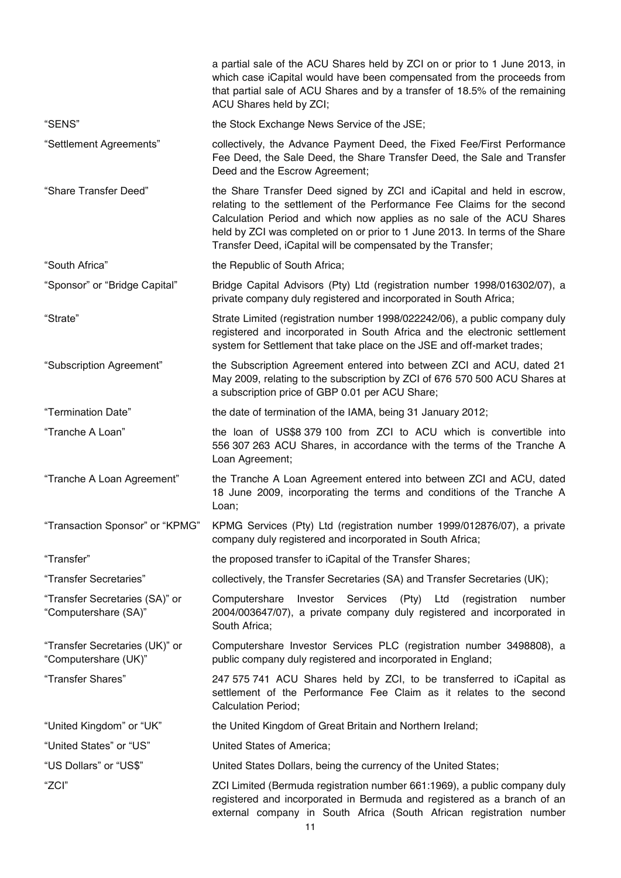| | |
|---|---|
| | a partial sale of the ACU Shares held by ZCI on or prior to 1 June 2013, in which case iCapital would have been compensated from the proceeds from that partial sale of ACU Shares and by a transfer of 18.5% of the remaining ACU Shares held by ZCI; |
| "SENS" | the Stock Exchange News Service of the JSE; |
| "Settlement Agreements" | collectively, the Advance Payment Deed, the Fixed Fee/First Performance Fee Deed, the Sale Deed, the Share Transfer Deed, the Sale and Transfer Deed and the Escrow Agreement; |
| "Share Transfer Deed" | the Share Transfer Deed signed by ZCI and iCapital and held in escrow, relating to the settlement of the Performance Fee Claims for the second Calculation Period and which now applies as no sale of the ACU Shares held by ZCI was completed on or prior to 1 June 2013. In terms of the Share Transfer Deed, iCapital will be compensated by the Transfer; |
| "South Africa" | the Republic of South Africa; |
| "Sponsor" or "Bridge Capital" | Bridge Capital Advisors (Pty) Ltd (registration number 1998/016302/07), a private company duly registered and incorporated in South Africa; |
| "Strate" | Strate Limited (registration number 1998/022242/06), a public company duly registered and incorporated in South Africa and the electronic settlement system for Settlement that take place on the JSE and off-market trades; |
| "Subscription Agreement" | the Subscription Agreement entered into between ZCI and ACU, dated 21 May 2009, relating to the subscription by ZCI of 676 570 500 ACU Shares at a subscription price of GBP 0.01 per ACU Share; |
| "Termination Date" | the date of termination of the IAMA, being 31 January 2012; |
| "Tranche A Loan" | the loan of US$8 379 100 from ZCI to ACU which is convertible into 556 307 263 ACU Shares, in accordance with the terms of the Tranche A Loan Agreement; |
| "Tranche A Loan Agreement" | the Tranche A Loan Agreement entered into between ZCI and ACU, dated 18 June 2009, incorporating the terms and conditions of the Tranche A Loan; |
| "Transaction Sponsor" or "KPMG" | KPMG Services (Pty) Ltd (registration number 1999/012876/07), a private company duly registered and incorporated in South Africa; |
| "Transfer" | the proposed transfer to iCapital of the Transfer Shares; |
| "Transfer Secretaries" | collectively, the Transfer Secretaries (SA) and Transfer Secretaries (UK); |
| "Transfer Secretaries (SA)" or "Computershare (SA)" | Computershare Investor Services (Pty) Ltd (registration number 2004/003647/07), a private company duly registered and incorporated in South Africa; |
| "Transfer Secretaries (UK)" or "Computershare (UK)" | Computershare Investor Services PLC (registration number 3498808), a public company duly registered and incorporated in England; |
| "Transfer Shares" | 247 575 741 ACU Shares held by ZCI, to be transferred to iCapital as settlement of the Performance Fee Claim as it relates to the second Calculation Period; |
| "United Kingdom" or "UK" | the United Kingdom of Great Britain and Northern Ireland; |
| "United States" or "US" | United States of America; |
| "US Dollars" or "US$" | United States Dollars, being the currency of the United States; |
| "ZCI" | ZCI Limited (Bermuda registration number 661:1969), a public company duly registered and incorporated in Bermuda and registered as a branch of an external company in South Africa (South African registration number |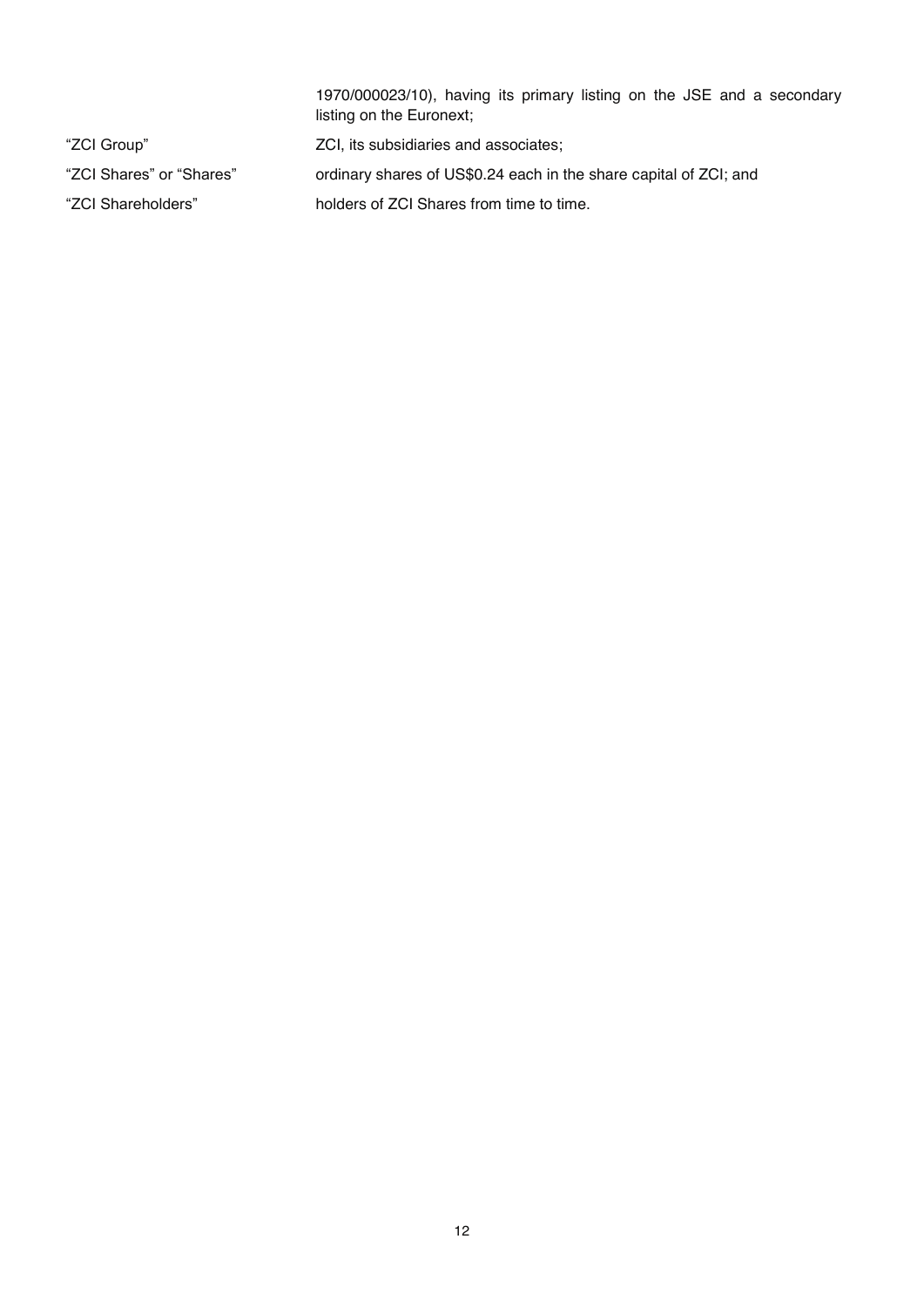| | |
|---|---|
| | 1970/000023/10), having its primary listing on the JSE and a secondary listing on the Euronext; |
| "ZCI Group" | ZCI, its subsidiaries and associates; |
| "ZCI Shares" or "Shares" | ordinary shares of US$0.24 each in the share capital of ZCI; and |
| "ZCI Shareholders" | holders of ZCI Shares from time to time. |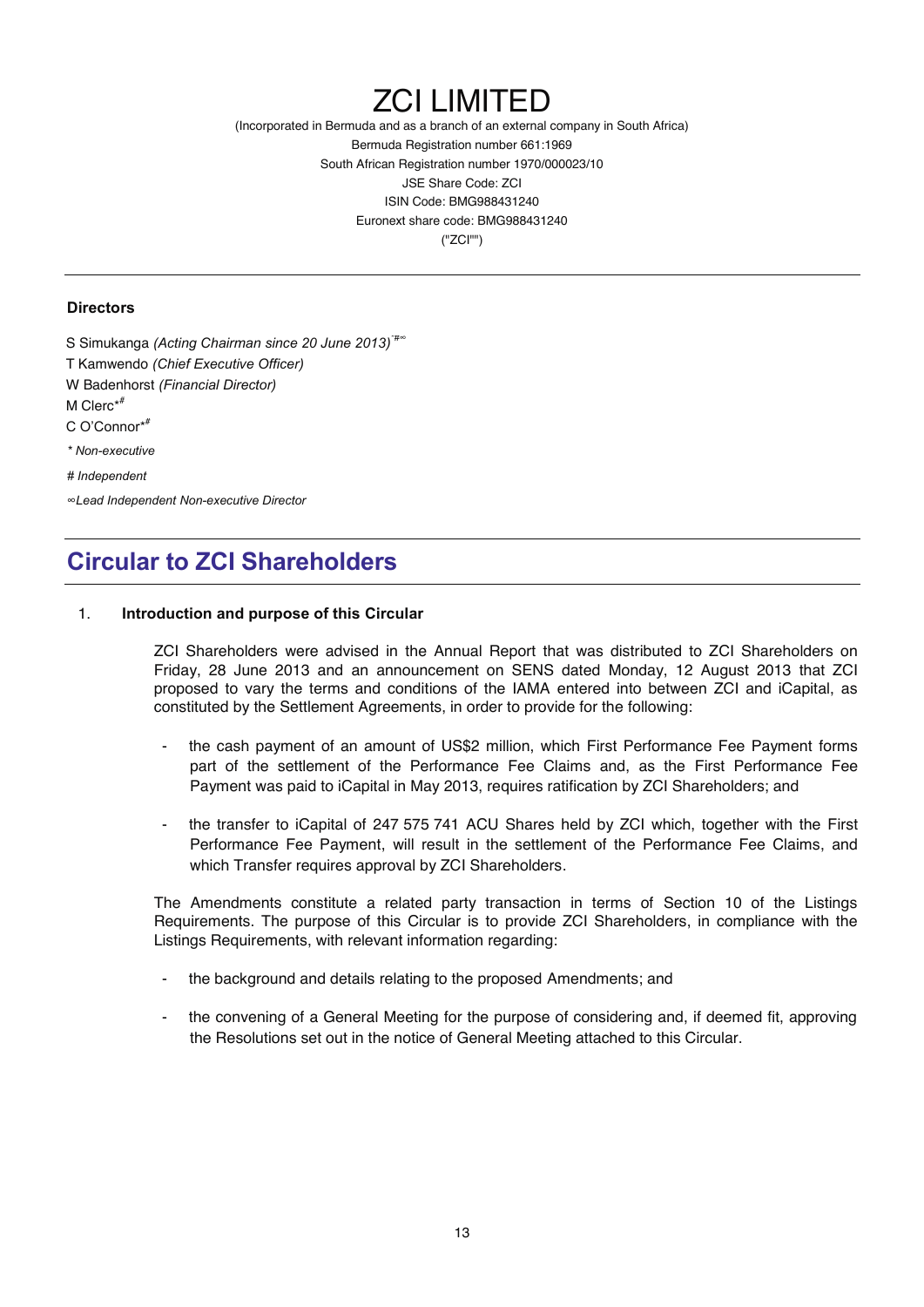# ZCI LIMITED

(Incorporated in Bermuda and as a branch of an external company in South Africa)
Bermuda Registration number 661:1969
South African Registration number 1970/000023/10
JSE Share Code: ZCI
ISIN Code: BMG988431240
Euronext share code: BMG988431240
("ZCI"")

---

**Directors**

S Simukanga *(Acting Chairman since 20 June 2013)*\*#∞
T Kamwendo *(Chief Executive Officer)*
W Badenhorst *(Financial Director)*
M Clerc\*#
C O'Connor\*#

*\* Non-executive*

*# Independent*

*∞Lead Independent Non-executive Director*

---

## Circular to ZCI Shareholders

1. **Introduction and purpose of this Circular**

ZCI Shareholders were advised in the Annual Report that was distributed to ZCI Shareholders on Friday, 28 June 2013 and an announcement on SENS dated Monday, 12 August 2013 that ZCI proposed to vary the terms and conditions of the IAMA entered into between ZCI and iCapital, as constituted by the Settlement Agreements, in order to provide for the following:

- the cash payment of an amount of US$2 million, which First Performance Fee Payment forms part of the settlement of the Performance Fee Claims and, as the First Performance Fee Payment was paid to iCapital in May 2013, requires ratification by ZCI Shareholders; and
- the transfer to iCapital of 247 575 741 ACU Shares held by ZCI which, together with the First Performance Fee Payment, will result in the settlement of the Performance Fee Claims, and which Transfer requires approval by ZCI Shareholders.

The Amendments constitute a related party transaction in terms of Section 10 of the Listings Requirements. The purpose of this Circular is to provide ZCI Shareholders, in compliance with the Listings Requirements, with relevant information regarding:

- the background and details relating to the proposed Amendments; and
- the convening of a General Meeting for the purpose of considering and, if deemed fit, approving the Resolutions set out in the notice of General Meeting attached to this Circular.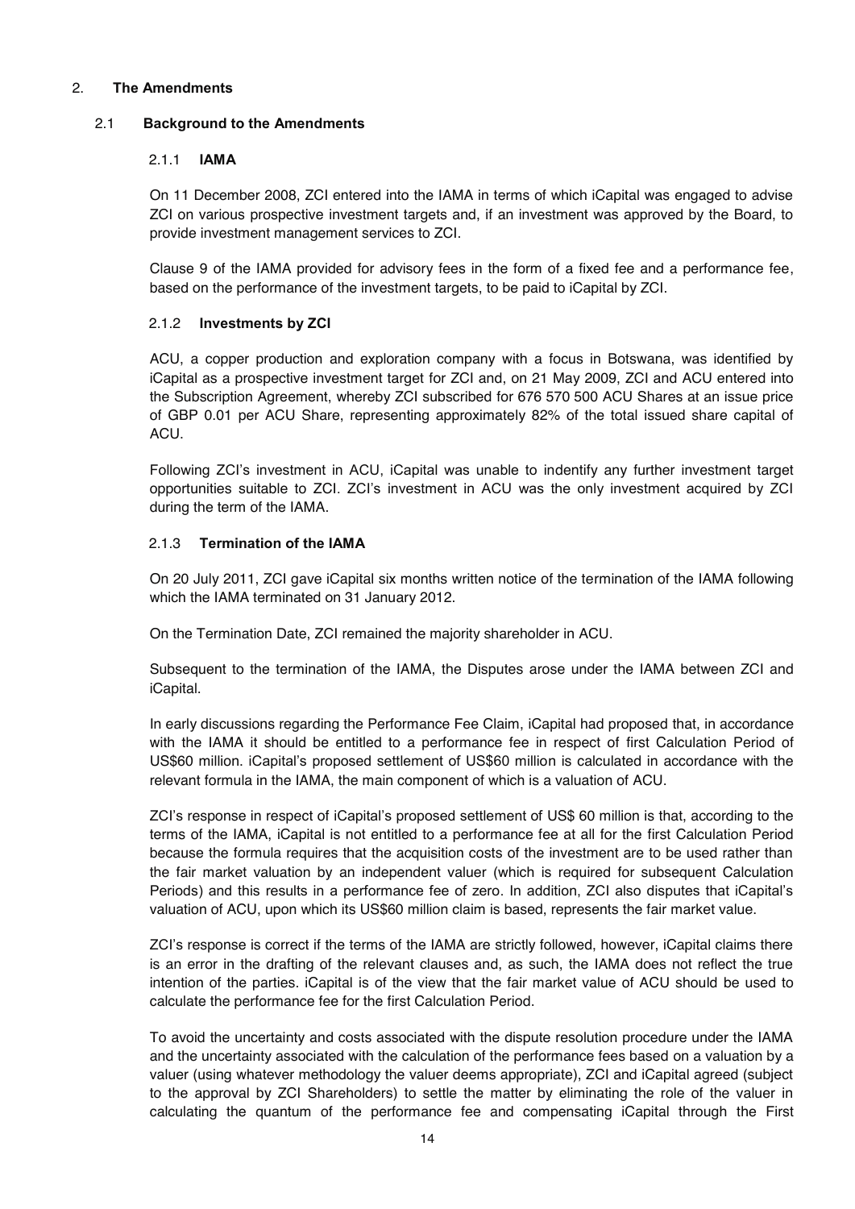## 2. The Amendments

### 2.1 Background to the Amendments

#### 2.1.1 IAMA

On 11 December 2008, ZCI entered into the IAMA in terms of which iCapital was engaged to advise ZCI on various prospective investment targets and, if an investment was approved by the Board, to provide investment management services to ZCI.

Clause 9 of the IAMA provided for advisory fees in the form of a fixed fee and a performance fee, based on the performance of the investment targets, to be paid to iCapital by ZCI.

#### 2.1.2 Investments by ZCI

ACU, a copper production and exploration company with a focus in Botswana, was identified by iCapital as a prospective investment target for ZCI and, on 21 May 2009, ZCI and ACU entered into the Subscription Agreement, whereby ZCI subscribed for 676 570 500 ACU Shares at an issue price of GBP 0.01 per ACU Share, representing approximately 82% of the total issued share capital of ACU.

Following ZCI's investment in ACU, iCapital was unable to indentify any further investment target opportunities suitable to ZCI. ZCI's investment in ACU was the only investment acquired by ZCI during the term of the IAMA.

#### 2.1.3 Termination of the IAMA

On 20 July 2011, ZCI gave iCapital six months written notice of the termination of the IAMA following which the IAMA terminated on 31 January 2012.

On the Termination Date, ZCI remained the majority shareholder in ACU.

Subsequent to the termination of the IAMA, the Disputes arose under the IAMA between ZCI and iCapital.

In early discussions regarding the Performance Fee Claim, iCapital had proposed that, in accordance with the IAMA it should be entitled to a performance fee in respect of first Calculation Period of US$60 million. iCapital's proposed settlement of US$60 million is calculated in accordance with the relevant formula in the IAMA, the main component of which is a valuation of ACU.

ZCI's response in respect of iCapital's proposed settlement of US$ 60 million is that, according to the terms of the IAMA, iCapital is not entitled to a performance fee at all for the first Calculation Period because the formula requires that the acquisition costs of the investment are to be used rather than the fair market valuation by an independent valuer (which is required for subsequent Calculation Periods) and this results in a performance fee of zero. In addition, ZCI also disputes that iCapital's valuation of ACU, upon which its US$60 million claim is based, represents the fair market value.

ZCI's response is correct if the terms of the IAMA are strictly followed, however, iCapital claims there is an error in the drafting of the relevant clauses and, as such, the IAMA does not reflect the true intention of the parties. iCapital is of the view that the fair market value of ACU should be used to calculate the performance fee for the first Calculation Period.

To avoid the uncertainty and costs associated with the dispute resolution procedure under the IAMA and the uncertainty associated with the calculation of the performance fees based on a valuation by a valuer (using whatever methodology the valuer deems appropriate), ZCI and iCapital agreed (subject to the approval by ZCI Shareholders) to settle the matter by eliminating the role of the valuer in calculating the quantum of the performance fee and compensating iCapital through the First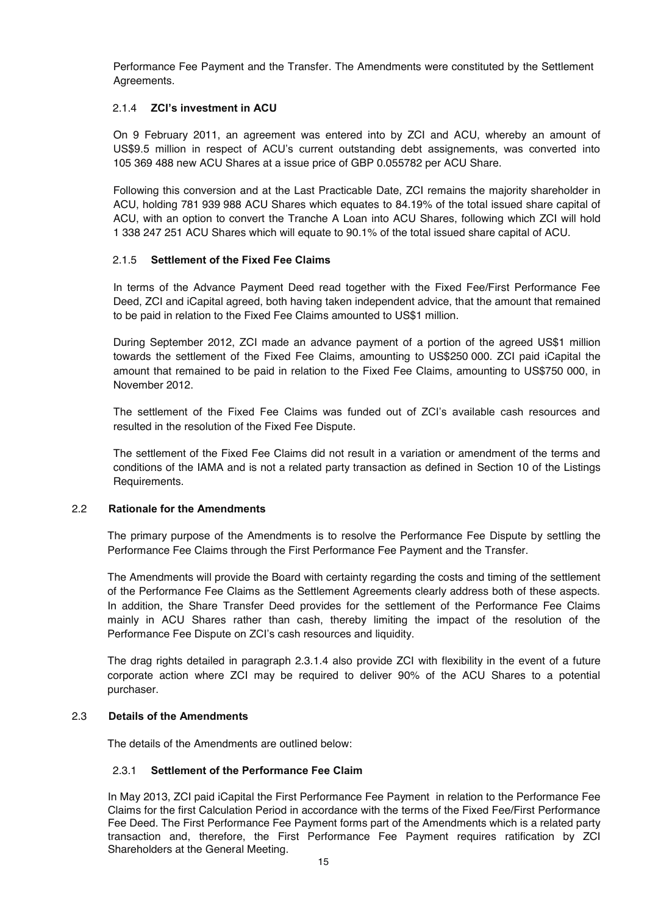Performance Fee Payment and the Transfer. The Amendments were constituted by the Settlement Agreements.

#### 2.1.4 **ZCI's investment in ACU**

On 9 February 2011, an agreement was entered into by ZCI and ACU, whereby an amount of US$9.5 million in respect of ACU's current outstanding debt assignements, was converted into 105 369 488 new ACU Shares at a issue price of GBP 0.055782 per ACU Share.

Following this conversion and at the Last Practicable Date, ZCI remains the majority shareholder in ACU, holding 781 939 988 ACU Shares which equates to 84.19% of the total issued share capital of ACU, with an option to convert the Tranche A Loan into ACU Shares, following which ZCI will hold 1 338 247 251 ACU Shares which will equate to 90.1% of the total issued share capital of ACU.

#### 2.1.5 **Settlement of the Fixed Fee Claims**

In terms of the Advance Payment Deed read together with the Fixed Fee/First Performance Fee Deed, ZCI and iCapital agreed, both having taken independent advice, that the amount that remained to be paid in relation to the Fixed Fee Claims amounted to US$1 million.

During September 2012, ZCI made an advance payment of a portion of the agreed US$1 million towards the settlement of the Fixed Fee Claims, amounting to US$250 000. ZCI paid iCapital the amount that remained to be paid in relation to the Fixed Fee Claims, amounting to US$750 000, in November 2012.

The settlement of the Fixed Fee Claims was funded out of ZCI's available cash resources and resulted in the resolution of the Fixed Fee Dispute.

The settlement of the Fixed Fee Claims did not result in a variation or amendment of the terms and conditions of the IAMA and is not a related party transaction as defined in Section 10 of the Listings Requirements.

### 2.2 **Rationale for the Amendments**

The primary purpose of the Amendments is to resolve the Performance Fee Dispute by settling the Performance Fee Claims through the First Performance Fee Payment and the Transfer.

The Amendments will provide the Board with certainty regarding the costs and timing of the settlement of the Performance Fee Claims as the Settlement Agreements clearly address both of these aspects. In addition, the Share Transfer Deed provides for the settlement of the Performance Fee Claims mainly in ACU Shares rather than cash, thereby limiting the impact of the resolution of the Performance Fee Dispute on ZCI's cash resources and liquidity.

The drag rights detailed in paragraph 2.3.1.4 also provide ZCI with flexibility in the event of a future corporate action where ZCI may be required to deliver 90% of the ACU Shares to a potential purchaser.

### 2.3 **Details of the Amendments**

The details of the Amendments are outlined below:

#### 2.3.1 **Settlement of the Performance Fee Claim**

In May 2013, ZCI paid iCapital the First Performance Fee Payment in relation to the Performance Fee Claims for the first Calculation Period in accordance with the terms of the Fixed Fee/First Performance Fee Deed. The First Performance Fee Payment forms part of the Amendments which is a related party transaction and, therefore, the First Performance Fee Payment requires ratification by ZCI Shareholders at the General Meeting.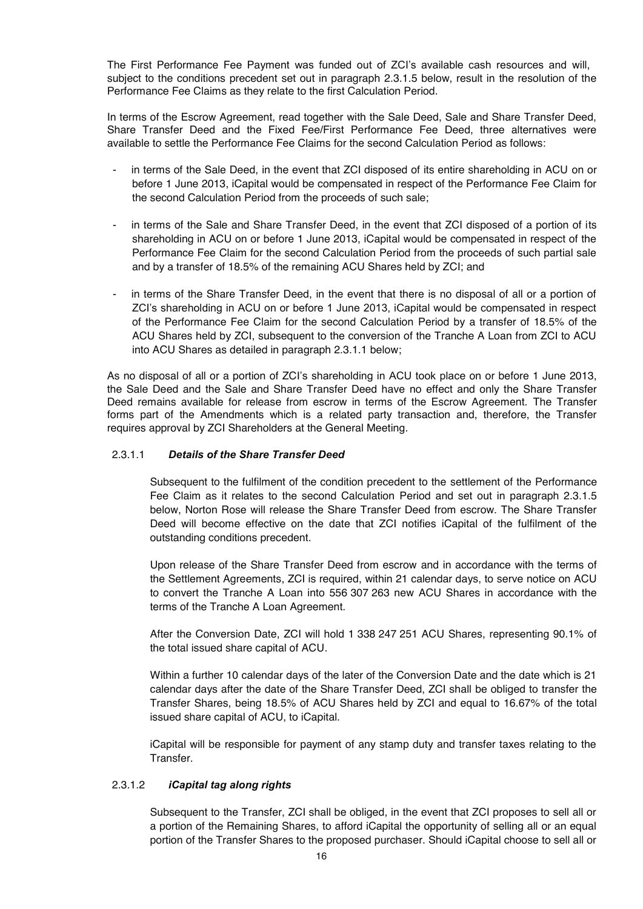The First Performance Fee Payment was funded out of ZCI's available cash resources and will, subject to the conditions precedent set out in paragraph 2.3.1.5 below, result in the resolution of the Performance Fee Claims as they relate to the first Calculation Period.

In terms of the Escrow Agreement, read together with the Sale Deed, Sale and Share Transfer Deed, Share Transfer Deed and the Fixed Fee/First Performance Fee Deed, three alternatives were available to settle the Performance Fee Claims for the second Calculation Period as follows:

- in terms of the Sale Deed, in the event that ZCI disposed of its entire shareholding in ACU on or before 1 June 2013, iCapital would be compensated in respect of the Performance Fee Claim for the second Calculation Period from the proceeds of such sale;
- in terms of the Sale and Share Transfer Deed, in the event that ZCI disposed of a portion of its shareholding in ACU on or before 1 June 2013, iCapital would be compensated in respect of the Performance Fee Claim for the second Calculation Period from the proceeds of such partial sale and by a transfer of 18.5% of the remaining ACU Shares held by ZCI; and
- in terms of the Share Transfer Deed, in the event that there is no disposal of all or a portion of ZCI's shareholding in ACU on or before 1 June 2013, iCapital would be compensated in respect of the Performance Fee Claim for the second Calculation Period by a transfer of 18.5% of the ACU Shares held by ZCI, subsequent to the conversion of the Tranche A Loan from ZCI to ACU into ACU Shares as detailed in paragraph 2.3.1.1 below;

As no disposal of all or a portion of ZCI's shareholding in ACU took place on or before 1 June 2013, the Sale Deed and the Sale and Share Transfer Deed have no effect and only the Share Transfer Deed remains available for release from escrow in terms of the Escrow Agreement. The Transfer forms part of the Amendments which is a related party transaction and, therefore, the Transfer requires approval by ZCI Shareholders at the General Meeting.

2.3.1.1 ***Details of the Share Transfer Deed***

Subsequent to the fulfilment of the condition precedent to the settlement of the Performance Fee Claim as it relates to the second Calculation Period and set out in paragraph 2.3.1.5 below, Norton Rose will release the Share Transfer Deed from escrow. The Share Transfer Deed will become effective on the date that ZCI notifies iCapital of the fulfilment of the outstanding conditions precedent.

Upon release of the Share Transfer Deed from escrow and in accordance with the terms of the Settlement Agreements, ZCI is required, within 21 calendar days, to serve notice on ACU to convert the Tranche A Loan into 556 307 263 new ACU Shares in accordance with the terms of the Tranche A Loan Agreement.

After the Conversion Date, ZCI will hold 1 338 247 251 ACU Shares, representing 90.1% of the total issued share capital of ACU.

Within a further 10 calendar days of the later of the Conversion Date and the date which is 21 calendar days after the date of the Share Transfer Deed, ZCI shall be obliged to transfer the Transfer Shares, being 18.5% of ACU Shares held by ZCI and equal to 16.67% of the total issued share capital of ACU, to iCapital.

iCapital will be responsible for payment of any stamp duty and transfer taxes relating to the Transfer.

2.3.1.2 ***iCapital tag along rights***

Subsequent to the Transfer, ZCI shall be obliged, in the event that ZCI proposes to sell all or a portion of the Remaining Shares, to afford iCapital the opportunity of selling all or an equal portion of the Transfer Shares to the proposed purchaser. Should iCapital choose to sell all or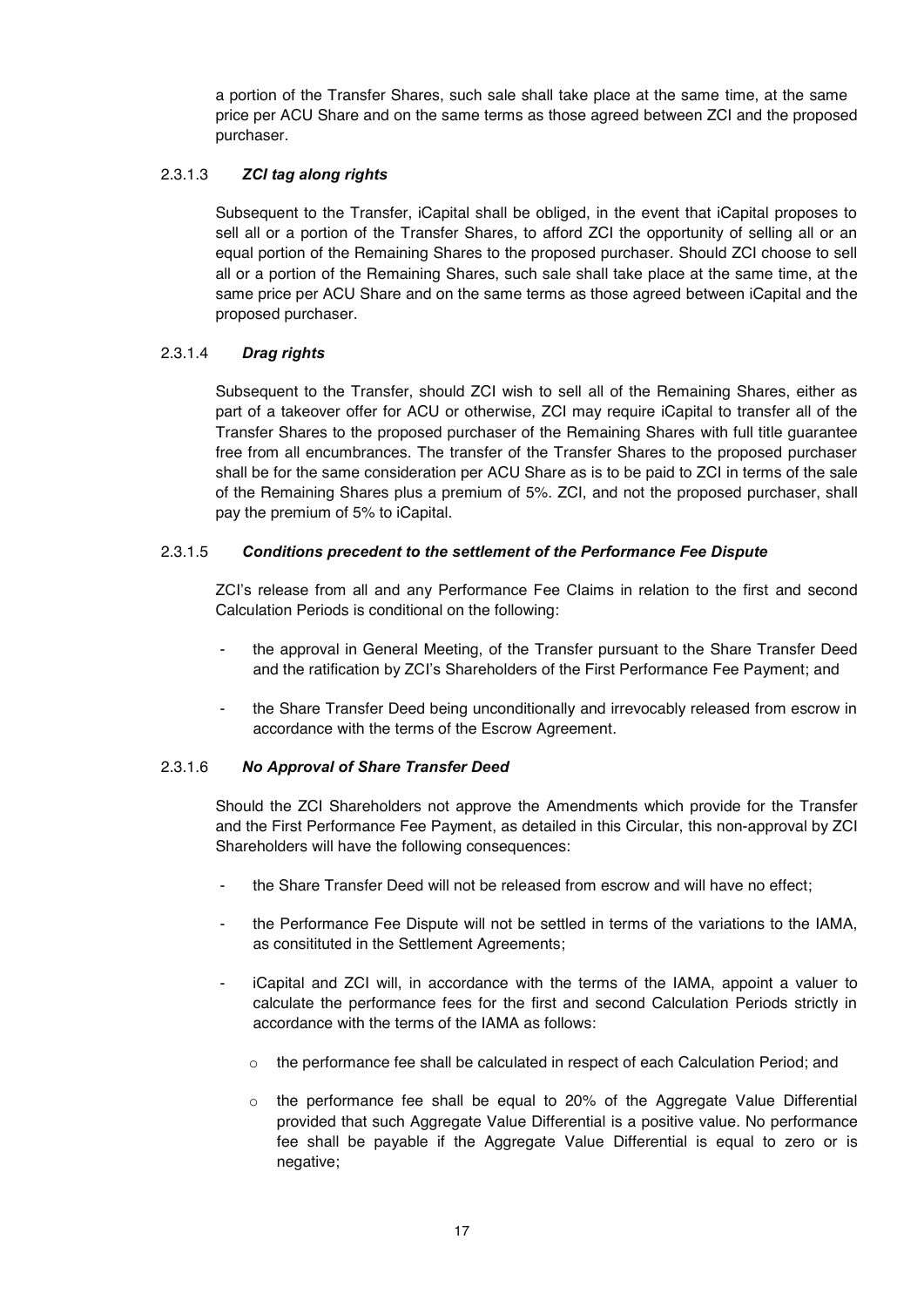a portion of the Transfer Shares, such sale shall take place at the same time, at the same price per ACU Share and on the same terms as those agreed between ZCI and the proposed purchaser.

#### 2.3.1.3 *ZCI tag along rights*

Subsequent to the Transfer, iCapital shall be obliged, in the event that iCapital proposes to sell all or a portion of the Transfer Shares, to afford ZCI the opportunity of selling all or an equal portion of the Remaining Shares to the proposed purchaser. Should ZCI choose to sell all or a portion of the Remaining Shares, such sale shall take place at the same time, at the same price per ACU Share and on the same terms as those agreed between iCapital and the proposed purchaser.

#### 2.3.1.4 *Drag rights*

Subsequent to the Transfer, should ZCI wish to sell all of the Remaining Shares, either as part of a takeover offer for ACU or otherwise, ZCI may require iCapital to transfer all of the Transfer Shares to the proposed purchaser of the Remaining Shares with full title guarantee free from all encumbrances. The transfer of the Transfer Shares to the proposed purchaser shall be for the same consideration per ACU Share as is to be paid to ZCI in terms of the sale of the Remaining Shares plus a premium of 5%. ZCI, and not the proposed purchaser, shall pay the premium of 5% to iCapital.

#### 2.3.1.5 *Conditions precedent to the settlement of the Performance Fee Dispute*

ZCI's release from all and any Performance Fee Claims in relation to the first and second Calculation Periods is conditional on the following:

- the approval in General Meeting, of the Transfer pursuant to the Share Transfer Deed and the ratification by ZCI's Shareholders of the First Performance Fee Payment; and
- the Share Transfer Deed being unconditionally and irrevocably released from escrow in accordance with the terms of the Escrow Agreement.

#### 2.3.1.6 *No Approval of Share Transfer Deed*

Should the ZCI Shareholders not approve the Amendments which provide for the Transfer and the First Performance Fee Payment, as detailed in this Circular, this non-approval by ZCI Shareholders will have the following consequences:

- the Share Transfer Deed will not be released from escrow and will have no effect;
- the Performance Fee Dispute will not be settled in terms of the variations to the IAMA, as consitituted in the Settlement Agreements;
- iCapital and ZCI will, in accordance with the terms of the IAMA, appoint a valuer to calculate the performance fees for the first and second Calculation Periods strictly in accordance with the terms of the IAMA as follows:
  - the performance fee shall be calculated in respect of each Calculation Period; and
  - the performance fee shall be equal to 20% of the Aggregate Value Differential provided that such Aggregate Value Differential is a positive value. No performance fee shall be payable if the Aggregate Value Differential is equal to zero or is negative;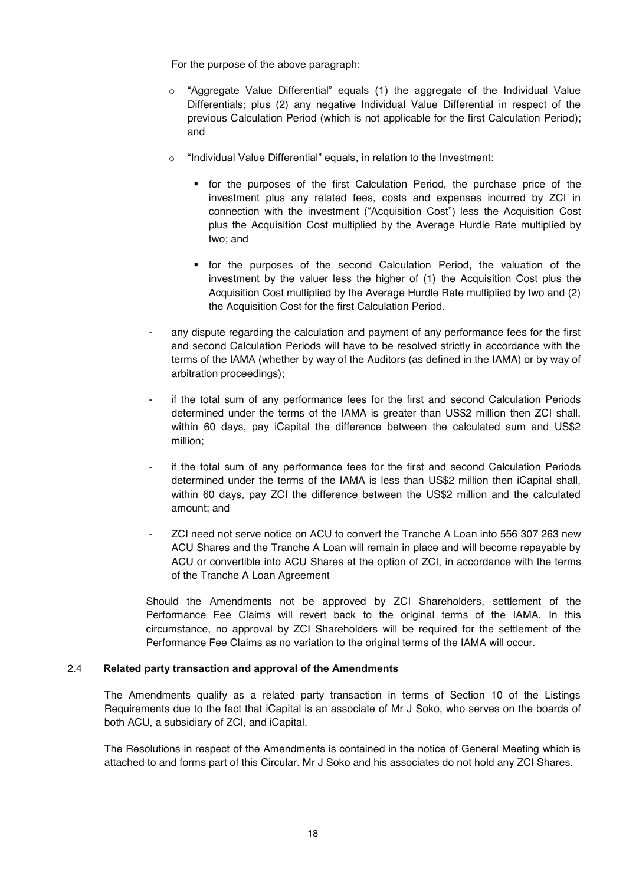For the purpose of the above paragraph:

- "Aggregate Value Differential" equals (1) the aggregate of the Individual Value Differentials; plus (2) any negative Individual Value Differential in respect of the previous Calculation Period (which is not applicable for the first Calculation Period); and
- "Individual Value Differential" equals, in relation to the Investment:
  - for the purposes of the first Calculation Period, the purchase price of the investment plus any related fees, costs and expenses incurred by ZCI in connection with the investment ("Acquisition Cost") less the Acquisition Cost plus the Acquisition Cost multiplied by the Average Hurdle Rate multiplied by two; and
  - for the purposes of the second Calculation Period, the valuation of the investment by the valuer less the higher of (1) the Acquisition Cost plus the Acquisition Cost multiplied by the Average Hurdle Rate multiplied by two and (2) the Acquisition Cost for the first Calculation Period.

- any dispute regarding the calculation and payment of any performance fees for the first and second Calculation Periods will have to be resolved strictly in accordance with the terms of the IAMA (whether by way of the Auditors (as defined in the IAMA) or by way of arbitration proceedings);
- if the total sum of any performance fees for the first and second Calculation Periods determined under the terms of the IAMA is greater than US$2 million then ZCI shall, within 60 days, pay iCapital the difference between the calculated sum and US$2 million;
- if the total sum of any performance fees for the first and second Calculation Periods determined under the terms of the IAMA is less than US$2 million then iCapital shall, within 60 days, pay ZCI the difference between the US$2 million and the calculated amount; and
- ZCI need not serve notice on ACU to convert the Tranche A Loan into 556 307 263 new ACU Shares and the Tranche A Loan will remain in place and will become repayable by ACU or convertible into ACU Shares at the option of ZCI, in accordance with the terms of the Tranche A Loan Agreement

Should the Amendments not be approved by ZCI Shareholders, settlement of the Performance Fee Claims will revert back to the original terms of the IAMA. In this circumstance, no approval by ZCI Shareholders will be required for the settlement of the Performance Fee Claims as no variation to the original terms of the IAMA will occur.

## 2.4 Related party transaction and approval of the Amendments

The Amendments qualify as a related party transaction in terms of Section 10 of the Listings Requirements due to the fact that iCapital is an associate of Mr J Soko, who serves on the boards of both ACU, a subsidiary of ZCI, and iCapital.

The Resolutions in respect of the Amendments is contained in the notice of General Meeting which is attached to and forms part of this Circular. Mr J Soko and his associates do not hold any ZCI Shares.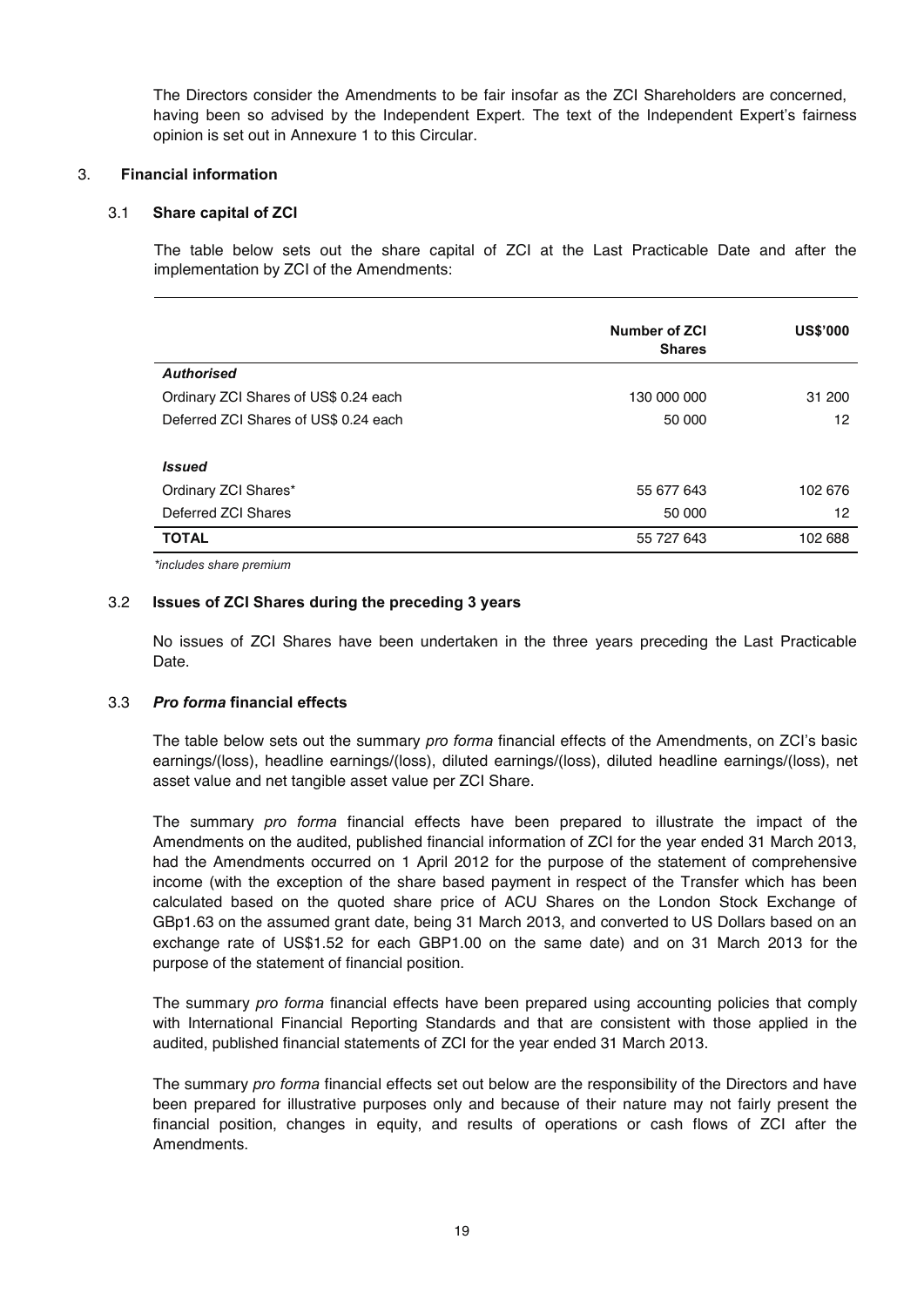The Directors consider the Amendments to be fair insofar as the ZCI Shareholders are concerned, having been so advised by the Independent Expert. The text of the Independent Expert's fairness opinion is set out in Annexure 1 to this Circular.

## 3. Financial information

### 3.1 Share capital of ZCI

The table below sets out the share capital of ZCI at the Last Practicable Date and after the implementation by ZCI of the Amendments:

| | Number of ZCI Shares | US$'000 |
|---|---|---|
| ***Authorised*** | | |
| Ordinary ZCI Shares of US$ 0.24 each | 130 000 000 | 31 200 |
| Deferred ZCI Shares of US$ 0.24 each | 50 000 | 12 |
| ***Issued*** | | |
| Ordinary ZCI Shares* | 55 677 643 | 102 676 |
| Deferred ZCI Shares | 50 000 | 12 |
| **TOTAL** | 55 727 643 | 102 688 |

*\*includes share premium*

### 3.2 Issues of ZCI Shares during the preceding 3 years

No issues of ZCI Shares have been undertaken in the three years preceding the Last Practicable Date.

### 3.3 *Pro forma* financial effects

The table below sets out the summary *pro forma* financial effects of the Amendments, on ZCI's basic earnings/(loss), headline earnings/(loss), diluted earnings/(loss), diluted headline earnings/(loss), net asset value and net tangible asset value per ZCI Share.

The summary *pro forma* financial effects have been prepared to illustrate the impact of the Amendments on the audited, published financial information of ZCI for the year ended 31 March 2013, had the Amendments occurred on 1 April 2012 for the purpose of the statement of comprehensive income (with the exception of the share based payment in respect of the Transfer which has been calculated based on the quoted share price of ACU Shares on the London Stock Exchange of GBp1.63 on the assumed grant date, being 31 March 2013, and converted to US Dollars based on an exchange rate of US$1.52 for each GBP1.00 on the same date) and on 31 March 2013 for the purpose of the statement of financial position.

The summary *pro forma* financial effects have been prepared using accounting policies that comply with International Financial Reporting Standards and that are consistent with those applied in the audited, published financial statements of ZCI for the year ended 31 March 2013.

The summary *pro forma* financial effects set out below are the responsibility of the Directors and have been prepared for illustrative purposes only and because of their nature may not fairly present the financial position, changes in equity, and results of operations or cash flows of ZCI after the Amendments.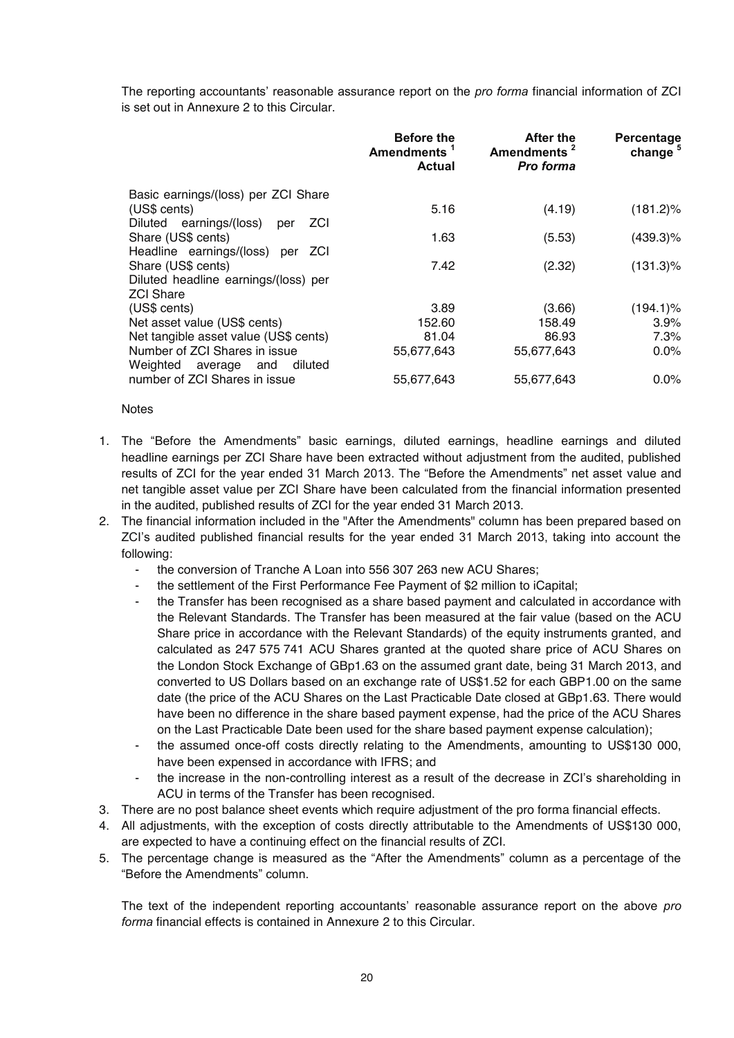The reporting accountants' reasonable assurance report on the *pro forma* financial information of ZCI is set out in Annexure 2 to this Circular.

| | **Before the Amendments** [1] **Actual** | **After the Amendments** [2] ***Pro forma*** | **Percentage change** [5] |
|---|---|---|---|
| Basic earnings/(loss) per ZCI Share (US$ cents) | 5.16 | (4.19) | (181.2)% |
| Diluted earnings/(loss) per ZCI Share (US$ cents) | 1.63 | (5.53) | (439.3)% |
| Headline earnings/(loss) per ZCI Share (US$ cents) | 7.42 | (2.32) | (131.3)% |
| Diluted headline earnings/(loss) per ZCI Share (US$ cents) | 3.89 | (3.66) | (194.1)% |
| Net asset value (US$ cents) | 152.60 | 158.49 | 3.9% |
| Net tangible asset value (US$ cents) | 81.04 | 86.93 | 7.3% |
| Number of ZCI Shares in issue | 55,677,643 | 55,677,643 | 0.0% |
| Weighted average and diluted number of ZCI Shares in issue | 55,677,643 | 55,677,643 | 0.0% |

Notes

1. The "Before the Amendments" basic earnings, diluted earnings, headline earnings and diluted headline earnings per ZCI Share have been extracted without adjustment from the audited, published results of ZCI for the year ended 31 March 2013. The "Before the Amendments" net asset value and net tangible asset value per ZCI Share have been calculated from the financial information presented in the audited, published results of ZCI for the year ended 31 March 2013.
2. The financial information included in the "After the Amendments" column has been prepared based on ZCI's audited published financial results for the year ended 31 March 2013, taking into account the following:
   - the conversion of Tranche A Loan into 556 307 263 new ACU Shares;
   - the settlement of the First Performance Fee Payment of $2 million to iCapital;
   - the Transfer has been recognised as a share based payment and calculated in accordance with the Relevant Standards. The Transfer has been measured at the fair value (based on the ACU Share price in accordance with the Relevant Standards) of the equity instruments granted, and calculated as 247 575 741 ACU Shares granted at the quoted share price of ACU Shares on the London Stock Exchange of GBp1.63 on the assumed grant date, being 31 March 2013, and converted to US Dollars based on an exchange rate of US$1.52 for each GBP1.00 on the same date (the price of the ACU Shares on the Last Practicable Date closed at GBp1.63. There would have been no difference in the share based payment expense, had the price of the ACU Shares on the Last Practicable Date been used for the share based payment expense calculation);
   - the assumed once-off costs directly relating to the Amendments, amounting to US$130 000, have been expensed in accordance with IFRS; and
   - the increase in the non-controlling interest as a result of the decrease in ZCI's shareholding in ACU in terms of the Transfer has been recognised.
3. There are no post balance sheet events which require adjustment of the pro forma financial effects.
4. All adjustments, with the exception of costs directly attributable to the Amendments of US$130 000, are expected to have a continuing effect on the financial results of ZCI.
5. The percentage change is measured as the "After the Amendments" column as a percentage of the "Before the Amendments" column.

The text of the independent reporting accountants' reasonable assurance report on the above *pro forma* financial effects is contained in Annexure 2 to this Circular.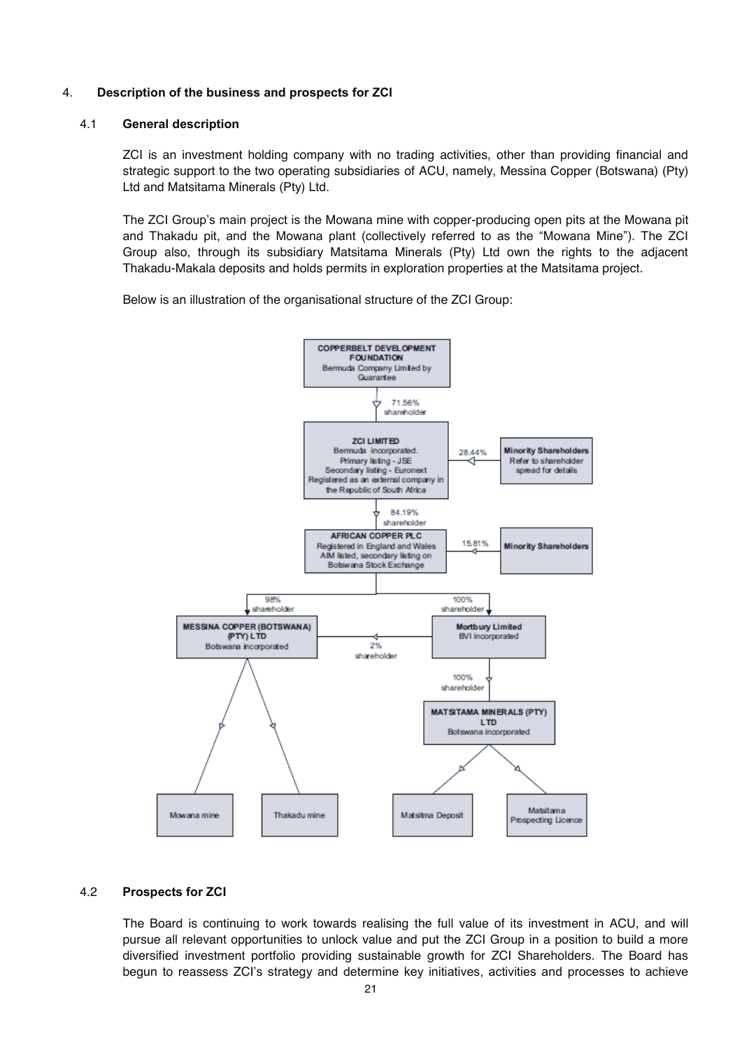## 4. Description of the business and prospects for ZCI

### 4.1 General description

ZCI is an investment holding company with no trading activities, other than providing financial and strategic support to the two operating subsidiaries of ACU, namely, Messina Copper (Botswana) (Pty) Ltd and Matsitama Minerals (Pty) Ltd.

The ZCI Group's main project is the Mowana mine with copper-producing open pits at the Mowana pit and Thakadu pit, and the Mowana plant (collectively referred to as the "Mowana Mine"). The ZCI Group also, through its subsidiary Matsitama Minerals (Pty) Ltd own the rights to the adjacent Thakadu-Makala deposits and holds permits in exploration properties at the Matsitama project.

Below is an illustration of the organisational structure of the ZCI Group:

**COPPERBELT DEVELOPMENT FOUNDATION**
Bermuda Company Limited by Guarantee

↓ 71.56% shareholder

**ZCI LIMITED**
Bermuda incorporated.
Primary listing - JSE
Secondary listing - Euronext
Registered as an external company in the Republic of South Africa

← 28.44% **Minority Shareholders** (Refer to shareholder spread for details)

↓ 84.19% shareholder

**AFRICAN COPPER PLC**
Registered in England and Wales
AIM listed, secondary listing on Botswana Stock Exchange

← 15.81% **Minority Shareholders**

↓ 98% shareholder → **MESSINA COPPER (BOTSWANA) (PTY) LTD** (Botswana incorporated)
- Mowana mine
- Thakadu mine

↓ 100% shareholder → **Mortbury Limited** (BVI incorporated)
- 2% shareholder → Messina Copper (Botswana) (Pty) Ltd
- ↓ 100% shareholder → **MATSITAMA MINERALS (PTY) LTD** (Botswana incorporated)
  - Matsitma Deposit
  - Matsitama Prospecting Licence

### 4.2 Prospects for ZCI

The Board is continuing to work towards realising the full value of its investment in ACU, and will pursue all relevant opportunities to unlock value and put the ZCI Group in a position to build a more diversified investment portfolio providing sustainable growth for ZCI Shareholders. The Board has begun to reassess ZCI's strategy and determine key initiatives, activities and processes to achieve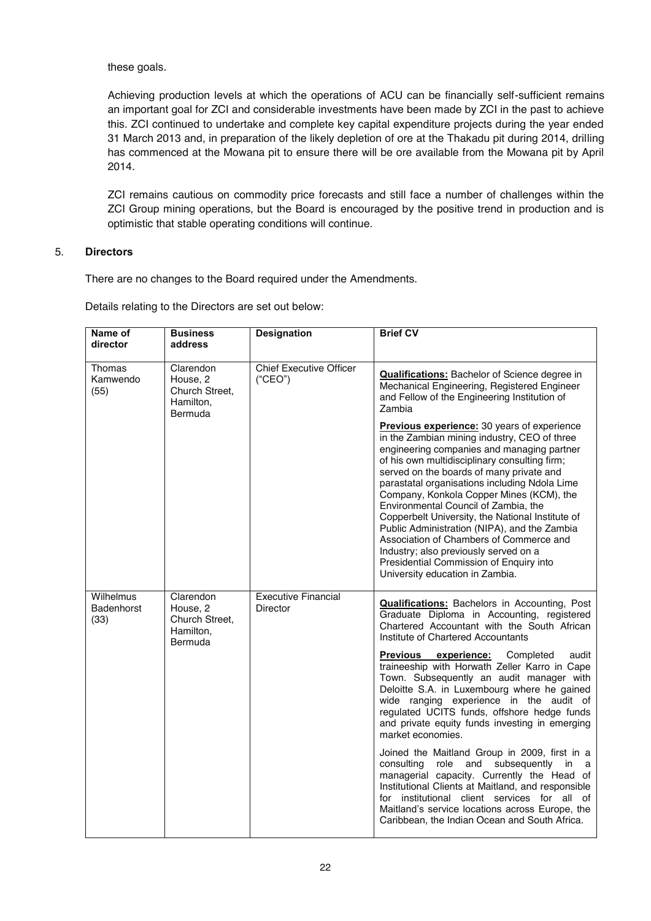these goals.

Achieving production levels at which the operations of ACU can be financially self-sufficient remains an important goal for ZCI and considerable investments have been made by ZCI in the past to achieve this. ZCI continued to undertake and complete key capital expenditure projects during the year ended 31 March 2013 and, in preparation of the likely depletion of ore at the Thakadu pit during 2014, drilling has commenced at the Mowana pit to ensure there will be ore available from the Mowana pit by April 2014.

ZCI remains cautious on commodity price forecasts and still face a number of challenges within the ZCI Group mining operations, but the Board is encouraged by the positive trend in production and is optimistic that stable operating conditions will continue.

## 5. Directors

There are no changes to the Board required under the Amendments.

Details relating to the Directors are set out below:

| Name of director | Business address | Designation | Brief CV |
|---|---|---|---|
| Thomas Kamwendo (55) | Clarendon House, 2 Church Street, Hamilton, Bermuda | Chief Executive Officer ("CEO") | **Qualifications:** Bachelor of Science degree in Mechanical Engineering, Registered Engineer and Fellow of the Engineering Institution of Zambia<br><br>**Previous experience:** 30 years of experience in the Zambian mining industry, CEO of three engineering companies and managing partner of his own multidisciplinary consulting firm; served on the boards of many private and parastatal organisations including Ndola Lime Company, Konkola Copper Mines (KCM), the Environmental Council of Zambia, the Copperbelt University, the National Institute of Public Administration (NIPA), and the Zambia Association of Chambers of Commerce and Industry; also previously served on a Presidential Commission of Enquiry into University education in Zambia. |
| Wilhelmus Badenhorst (33) | Clarendon House, 2 Church Street, Hamilton, Bermuda | Executive Financial Director | **Qualifications:** Bachelors in Accounting, Post Graduate Diploma in Accounting, registered Chartered Accountant with the South African Institute of Chartered Accountants<br><br>**Previous experience:** Completed audit traineeship with Horwath Zeller Karro in Cape Town. Subsequently an audit manager with Deloitte S.A. in Luxembourg where he gained wide ranging experience in the audit of regulated UCITS funds, offshore hedge funds and private equity funds investing in emerging market economies.<br><br>Joined the Maitland Group in 2009, first in a consulting role and subsequently in a managerial capacity. Currently the Head of Institutional Clients at Maitland, and responsible for institutional client services for all of Maitland's service locations across Europe, the Caribbean, the Indian Ocean and South Africa. |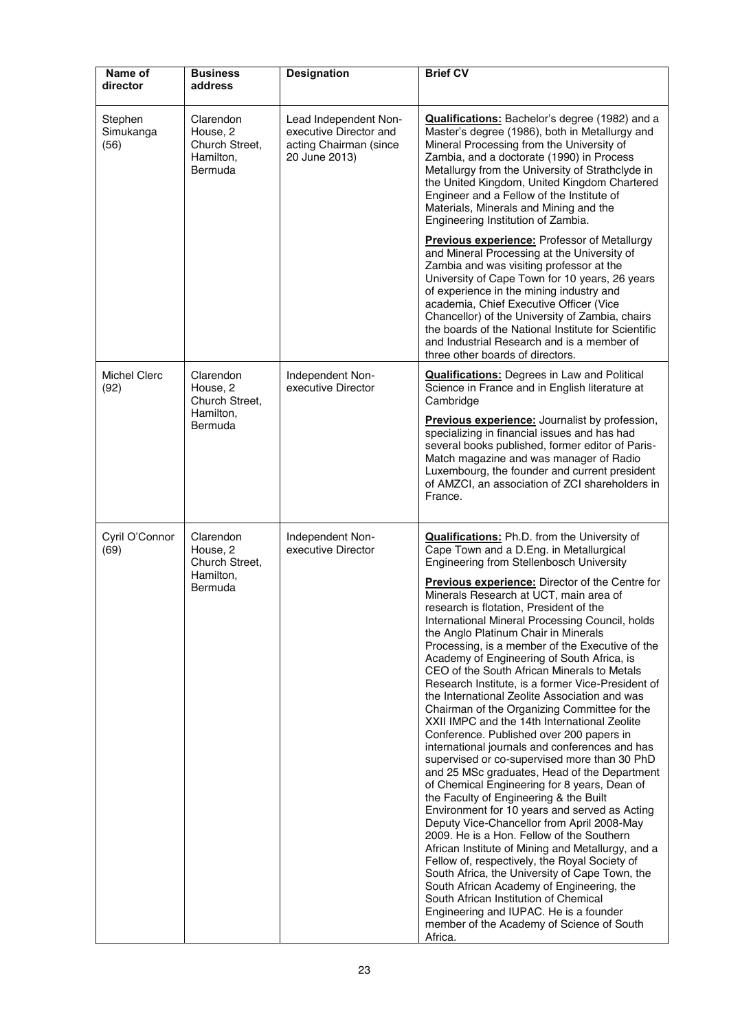| Name of director | Business address | Designation | Brief CV |
|---|---|---|---|
| Stephen Simukanga (56) | Clarendon House, 2 Church Street, Hamilton, Bermuda | Lead Independent Non-executive Director and acting Chairman (since 20 June 2013) | **Qualifications:** Bachelor's degree (1982) and a Master's degree (1986), both in Metallurgy and Mineral Processing from the University of Zambia, and a doctorate (1990) in Process Metallurgy from the University of Strathclyde in the United Kingdom, United Kingdom Chartered Engineer and a Fellow of the Institute of Materials, Minerals and Mining and the Engineering Institution of Zambia. **Previous experience:** Professor of Metallurgy and Mineral Processing at the University of Zambia and was visiting professor at the University of Cape Town for 10 years, 26 years of experience in the mining industry and academia, Chief Executive Officer (Vice Chancellor) of the University of Zambia, chairs the boards of the National Institute for Scientific and Industrial Research and is a member of three other boards of directors. |
| Michel Clerc (92) | Clarendon House, 2 Church Street, Hamilton, Bermuda | Independent Non-executive Director | **Qualifications:** Degrees in Law and Political Science in France and in English literature at Cambridge **Previous experience:** Journalist by profession, specializing in financial issues and has had several books published, former editor of Paris-Match magazine and was manager of Radio Luxembourg, the founder and current president of AMZCI, an association of ZCI shareholders in France. |
| Cyril O'Connor (69) | Clarendon House, 2 Church Street, Hamilton, Bermuda | Independent Non-executive Director | **Qualifications:** Ph.D. from the University of Cape Town and a D.Eng. in Metallurgical Engineering from Stellenbosch University **Previous experience:** Director of the Centre for Minerals Research at UCT, main area of research is flotation, President of the International Mineral Processing Council, holds the Anglo Platinum Chair in Minerals Processing, is a member of the Executive of the Academy of Engineering of South Africa, is CEO of the South African Minerals to Metals Research Institute, is a former Vice-President of the International Zeolite Association and was Chairman of the Organizing Committee for the XXII IMPC and the 14th International Zeolite Conference. Published over 200 papers in international journals and conferences and has supervised or co-supervised more than 30 PhD and 25 MSc graduates, Head of the Department of Chemical Engineering for 8 years, Dean of the Faculty of Engineering & the Built Environment for 10 years and served as Acting Deputy Vice-Chancellor from April 2008-May 2009. He is a Hon. Fellow of the Southern African Institute of Mining and Metallurgy, and a Fellow of, respectively, the Royal Society of South Africa, the University of Cape Town, the South African Academy of Engineering, the South African Institution of Chemical Engineering and IUPAC. He is a founder member of the Academy of Science of South Africa. |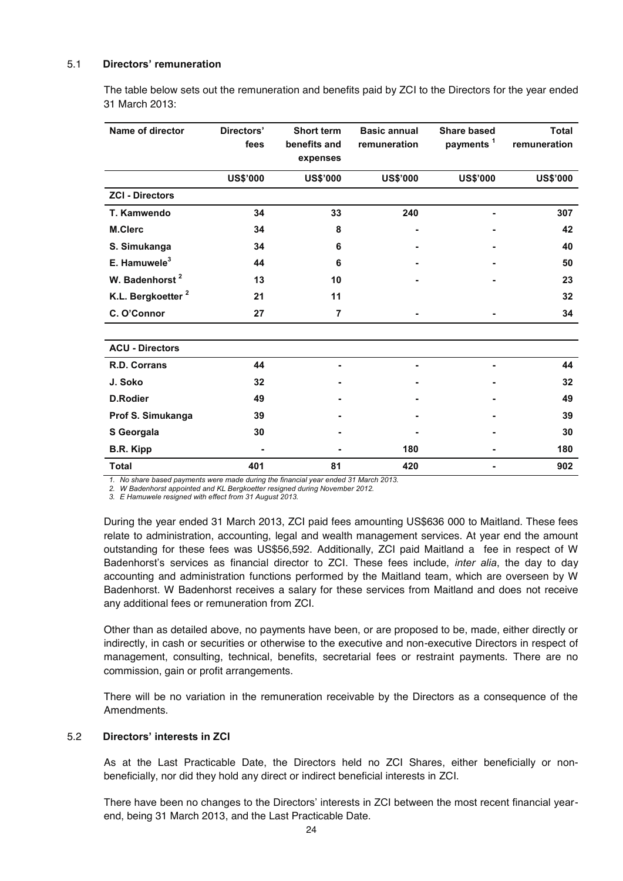### 5.1 Directors' remuneration

The table below sets out the remuneration and benefits paid by ZCI to the Directors for the year ended 31 March 2013:

| Name of director | Directors' fees | Short term benefits and expenses | Basic annual remuneration | Share based payments [1] | Total remuneration |
|---|---|---|---|---|---|
| | **US$'000** | **US$'000** | **US$'000** | **US$'000** | **US$'000** |
| **ZCI - Directors** | | | | | |
| **T. Kamwendo** | **34** | **33** | **240** | **-** | **307** |
| **M.Clerc** | **34** | **8** | **-** | **-** | **42** |
| **S. Simukanga** | **34** | **6** | **-** | **-** | **40** |
| **E. Hamuwele[3]** | **44** | **6** | **-** | **-** | **50** |
| **W. Badenhorst [2]** | **13** | **10** | **-** | **-** | **23** |
| **K.L. Bergkoetter [2]** | **21** | **11** | | | **32** |
| **C. O'Connor** | **27** | **7** | **-** | **-** | **34** |
| **ACU - Directors** | | | | | |
| **R.D. Corrans** | **44** | **-** | **-** | **-** | **44** |
| **J. Soko** | **32** | **-** | **-** | **-** | **32** |
| **D.Rodier** | **49** | **-** | **-** | **-** | **49** |
| **Prof S. Simukanga** | **39** | **-** | **-** | **-** | **39** |
| **S Georgala** | **30** | **-** | **-** | **-** | **30** |
| **B.R. Kipp** | **-** | **-** | **180** | **-** | **180** |
| **Total** | **401** | **81** | **420** | **-** | **902** |

*1. No share based payments were made during the financial year ended 31 March 2013.*
*2. W Badenhorst appointed and KL Bergkoetter resigned during November 2012.*
*3. E Hamuwele resigned with effect from 31 August 2013.*

During the year ended 31 March 2013, ZCI paid fees amounting US$636 000 to Maitland. These fees relate to administration, accounting, legal and wealth management services. At year end the amount outstanding for these fees was US$56,592. Additionally, ZCI paid Maitland a fee in respect of W Badenhorst's services as financial director to ZCI. These fees include, *inter alia*, the day to day accounting and administration functions performed by the Maitland team, which are overseen by W Badenhorst. W Badenhorst receives a salary for these services from Maitland and does not receive any additional fees or remuneration from ZCI.

Other than as detailed above, no payments have been, or are proposed to be, made, either directly or indirectly, in cash or securities or otherwise to the executive and non-executive Directors in respect of management, consulting, technical, benefits, secretarial fees or restraint payments. There are no commission, gain or profit arrangements.

There will be no variation in the remuneration receivable by the Directors as a consequence of the Amendments.

### 5.2 Directors' interests in ZCI

As at the Last Practicable Date, the Directors held no ZCI Shares, either beneficially or non-beneficially, nor did they hold any direct or indirect beneficial interests in ZCI.

There have been no changes to the Directors' interests in ZCI between the most recent financial year-end, being 31 March 2013, and the Last Practicable Date.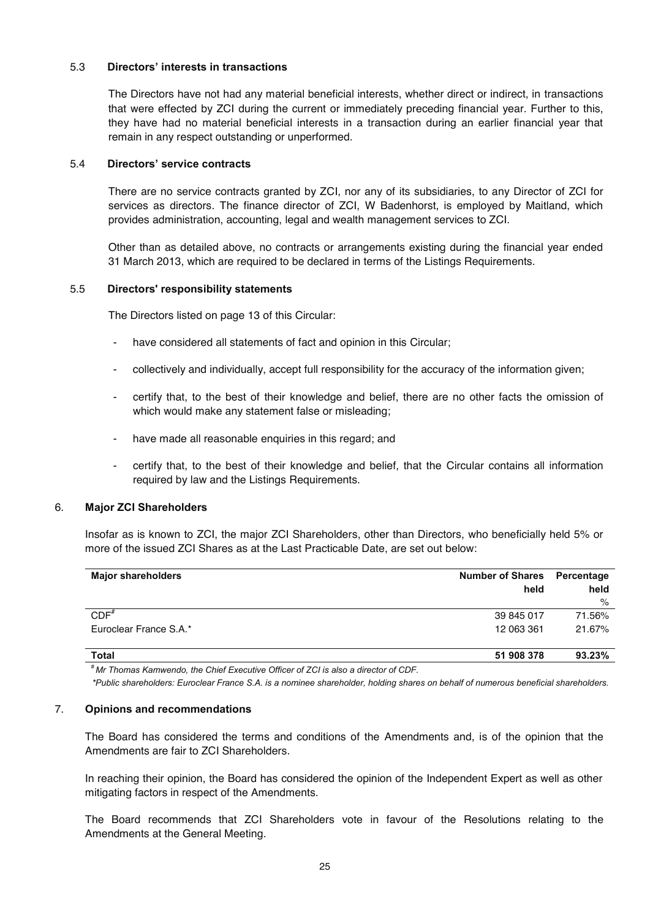### 5.3 Directors' interests in transactions

The Directors have not had any material beneficial interests, whether direct or indirect, in transactions that were effected by ZCI during the current or immediately preceding financial year. Further to this, they have had no material beneficial interests in a transaction during an earlier financial year that remain in any respect outstanding or unperformed.

### 5.4 Directors' service contracts

There are no service contracts granted by ZCI, nor any of its subsidiaries, to any Director of ZCI for services as directors. The finance director of ZCI, W Badenhorst, is employed by Maitland, which provides administration, accounting, legal and wealth management services to ZCI.

Other than as detailed above, no contracts or arrangements existing during the financial year ended 31 March 2013, which are required to be declared in terms of the Listings Requirements.

### 5.5 Directors' responsibility statements

The Directors listed on page 13 of this Circular:

- have considered all statements of fact and opinion in this Circular;
- collectively and individually, accept full responsibility for the accuracy of the information given;
- certify that, to the best of their knowledge and belief, there are no other facts the omission of which would make any statement false or misleading;
- have made all reasonable enquiries in this regard; and
- certify that, to the best of their knowledge and belief, that the Circular contains all information required by law and the Listings Requirements.

## 6. Major ZCI Shareholders

Insofar as is known to ZCI, the major ZCI Shareholders, other than Directors, who beneficially held 5% or more of the issued ZCI Shares as at the Last Practicable Date, are set out below:

| **Major shareholders** | **Number of Shares held** | **Percentage held** % |
|---|---|---|
| CDF# | 39 845 017 | 71.56% |
| Euroclear France S.A.* | 12 063 361 | 21.67% |
| **Total** | **51 908 378** | **93.23%** |

*# Mr Thomas Kamwendo, the Chief Executive Officer of ZCI is also a director of CDF.*

*\*Public shareholders: Euroclear France S.A. is a nominee shareholder, holding shares on behalf of numerous beneficial shareholders.*

## 7. Opinions and recommendations

The Board has considered the terms and conditions of the Amendments and, is of the opinion that the Amendments are fair to ZCI Shareholders.

In reaching their opinion, the Board has considered the opinion of the Independent Expert as well as other mitigating factors in respect of the Amendments.

The Board recommends that ZCI Shareholders vote in favour of the Resolutions relating to the Amendments at the General Meeting.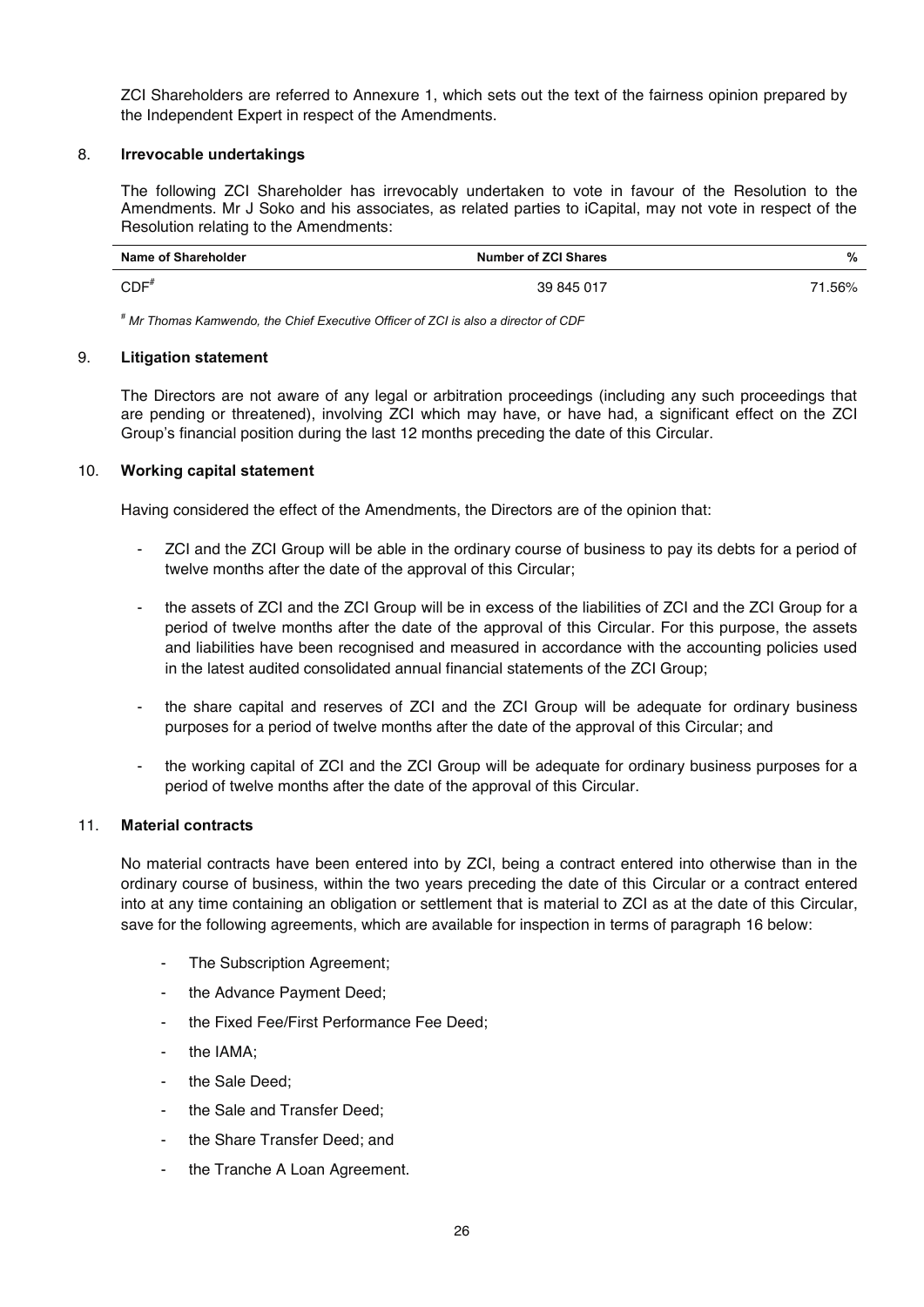ZCI Shareholders are referred to Annexure 1, which sets out the text of the fairness opinion prepared by the Independent Expert in respect of the Amendments.

## 8. Irrevocable undertakings

The following ZCI Shareholder has irrevocably undertaken to vote in favour of the Resolution to the Amendments. Mr J Soko and his associates, as related parties to iCapital, may not vote in respect of the Resolution relating to the Amendments:

| Name of Shareholder | Number of ZCI Shares | % |
|---|---|---|
| CDF[#] | 39 845 017 | 71.56% |

*[#] Mr Thomas Kamwendo, the Chief Executive Officer of ZCI is also a director of CDF*

## 9. Litigation statement

The Directors are not aware of any legal or arbitration proceedings (including any such proceedings that are pending or threatened), involving ZCI which may have, or have had, a significant effect on the ZCI Group's financial position during the last 12 months preceding the date of this Circular.

## 10. Working capital statement

Having considered the effect of the Amendments, the Directors are of the opinion that:

- ZCI and the ZCI Group will be able in the ordinary course of business to pay its debts for a period of twelve months after the date of the approval of this Circular;
- the assets of ZCI and the ZCI Group will be in excess of the liabilities of ZCI and the ZCI Group for a period of twelve months after the date of the approval of this Circular. For this purpose, the assets and liabilities have been recognised and measured in accordance with the accounting policies used in the latest audited consolidated annual financial statements of the ZCI Group;
- the share capital and reserves of ZCI and the ZCI Group will be adequate for ordinary business purposes for a period of twelve months after the date of the approval of this Circular; and
- the working capital of ZCI and the ZCI Group will be adequate for ordinary business purposes for a period of twelve months after the date of the approval of this Circular.

## 11. Material contracts

No material contracts have been entered into by ZCI, being a contract entered into otherwise than in the ordinary course of business, within the two years preceding the date of this Circular or a contract entered into at any time containing an obligation or settlement that is material to ZCI as at the date of this Circular, save for the following agreements, which are available for inspection in terms of paragraph 16 below:

- The Subscription Agreement;
- the Advance Payment Deed;
- the Fixed Fee/First Performance Fee Deed;
- the IAMA;
- the Sale Deed;
- the Sale and Transfer Deed;
- the Share Transfer Deed; and
- the Tranche A Loan Agreement.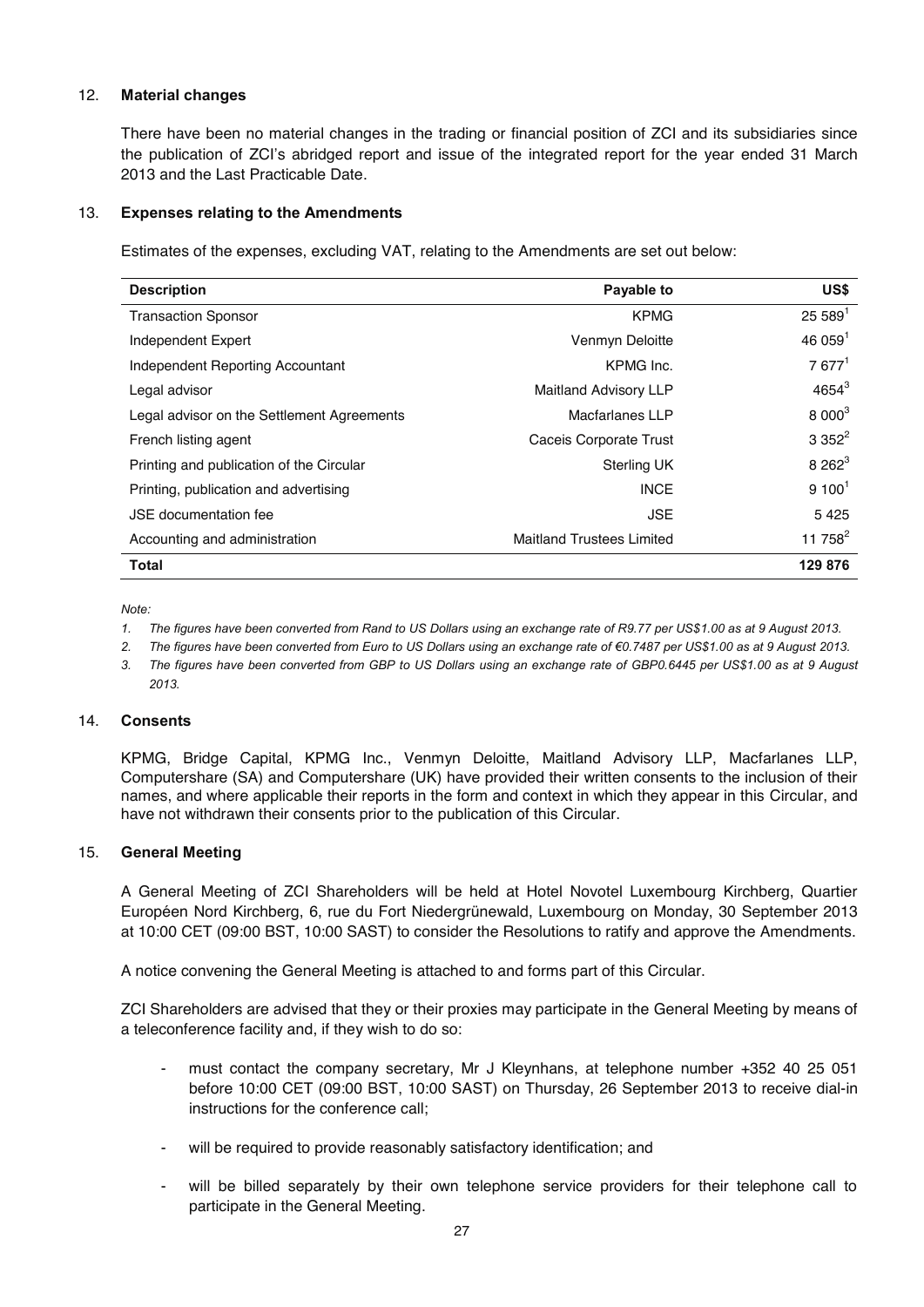## 12. Material changes

There have been no material changes in the trading or financial position of ZCI and its subsidiaries since the publication of ZCI's abridged report and issue of the integrated report for the year ended 31 March 2013 and the Last Practicable Date.

## 13. Expenses relating to the Amendments

Estimates of the expenses, excluding VAT, relating to the Amendments are set out below:

| Description | Payable to | US$ |
|---|---|---|
| Transaction Sponsor | KPMG | 25 589[1] |
| Independent Expert | Venmyn Deloitte | 46 059[1] |
| Independent Reporting Accountant | KPMG Inc. | 7 677[1] |
| Legal advisor | Maitland Advisory LLP | 4654[3] |
| Legal advisor on the Settlement Agreements | Macfarlanes LLP | 8 000[3] |
| French listing agent | Caceis Corporate Trust | 3 352[2] |
| Printing and publication of the Circular | Sterling UK | 8 262[3] |
| Printing, publication and advertising | INCE | 9 100[1] |
| JSE documentation fee | JSE | 5 425 |
| Accounting and administration | Maitland Trustees Limited | 11 758[2] |
| **Total** | | **129 876** |

*Note:*

1. *The figures have been converted from Rand to US Dollars using an exchange rate of R9.77 per US$1.00 as at 9 August 2013.*
2. *The figures have been converted from Euro to US Dollars using an exchange rate of €0.7487 per US$1.00 as at 9 August 2013.*
3. *The figures have been converted from GBP to US Dollars using an exchange rate of GBP0.6445 per US$1.00 as at 9 August 2013.*

## 14. Consents

KPMG, Bridge Capital, KPMG Inc., Venmyn Deloitte, Maitland Advisory LLP, Macfarlanes LLP, Computershare (SA) and Computershare (UK) have provided their written consents to the inclusion of their names, and where applicable their reports in the form and context in which they appear in this Circular, and have not withdrawn their consents prior to the publication of this Circular.

## 15. General Meeting

A General Meeting of ZCI Shareholders will be held at Hotel Novotel Luxembourg Kirchberg, Quartier Européen Nord Kirchberg, 6, rue du Fort Niedergrünewald, Luxembourg on Monday, 30 September 2013 at 10:00 CET (09:00 BST, 10:00 SAST) to consider the Resolutions to ratify and approve the Amendments.

A notice convening the General Meeting is attached to and forms part of this Circular.

ZCI Shareholders are advised that they or their proxies may participate in the General Meeting by means of a teleconference facility and, if they wish to do so:

- must contact the company secretary, Mr J Kleynhans, at telephone number +352 40 25 051 before 10:00 CET (09:00 BST, 10:00 SAST) on Thursday, 26 September 2013 to receive dial-in instructions for the conference call;
- will be required to provide reasonably satisfactory identification; and
- will be billed separately by their own telephone service providers for their telephone call to participate in the General Meeting.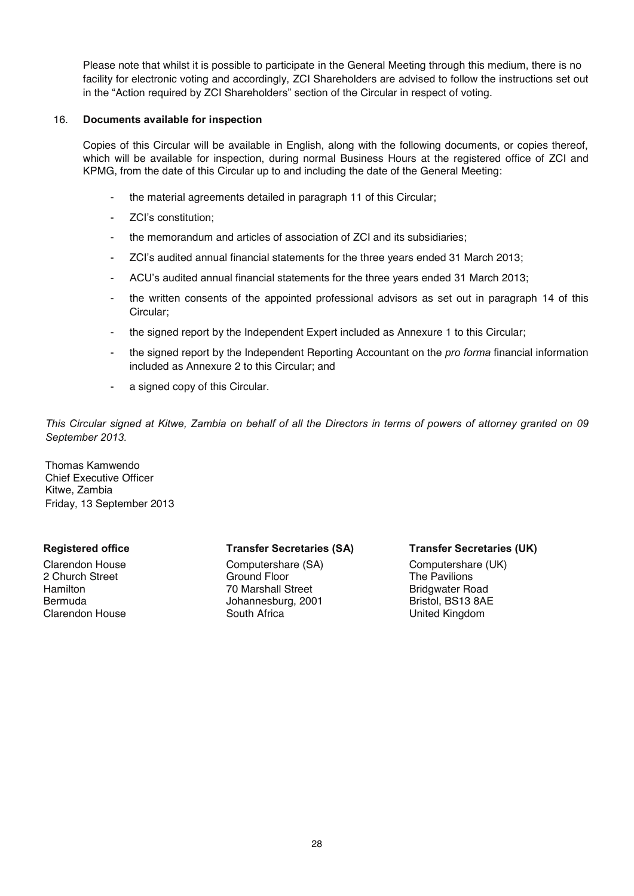Please note that whilst it is possible to participate in the General Meeting through this medium, there is no facility for electronic voting and accordingly, ZCI Shareholders are advised to follow the instructions set out in the "Action required by ZCI Shareholders" section of the Circular in respect of voting.

16. **Documents available for inspection**

Copies of this Circular will be available in English, along with the following documents, or copies thereof, which will be available for inspection, during normal Business Hours at the registered office of ZCI and KPMG, from the date of this Circular up to and including the date of the General Meeting:

- the material agreements detailed in paragraph 11 of this Circular;
- ZCI's constitution;
- the memorandum and articles of association of ZCI and its subsidiaries;
- ZCI's audited annual financial statements for the three years ended 31 March 2013;
- ACU's audited annual financial statements for the three years ended 31 March 2013;
- the written consents of the appointed professional advisors as set out in paragraph 14 of this Circular;
- the signed report by the Independent Expert included as Annexure 1 to this Circular;
- the signed report by the Independent Reporting Accountant on the *pro forma* financial information included as Annexure 2 to this Circular; and
- a signed copy of this Circular.

*This Circular signed at Kitwe, Zambia on behalf of all the Directors in terms of powers of attorney granted on 09 September 2013.*

Thomas Kamwendo
Chief Executive Officer
Kitwe, Zambia
Friday, 13 September 2013

**Registered office**
Clarendon House
2 Church Street
Hamilton
Bermuda
Clarendon House

**Transfer Secretaries (SA)**
Computershare (SA)
Ground Floor
70 Marshall Street
Johannesburg, 2001
South Africa

**Transfer Secretaries (UK)**
Computershare (UK)
The Pavilions
Bridgwater Road
Bristol, BS13 8AE
United Kingdom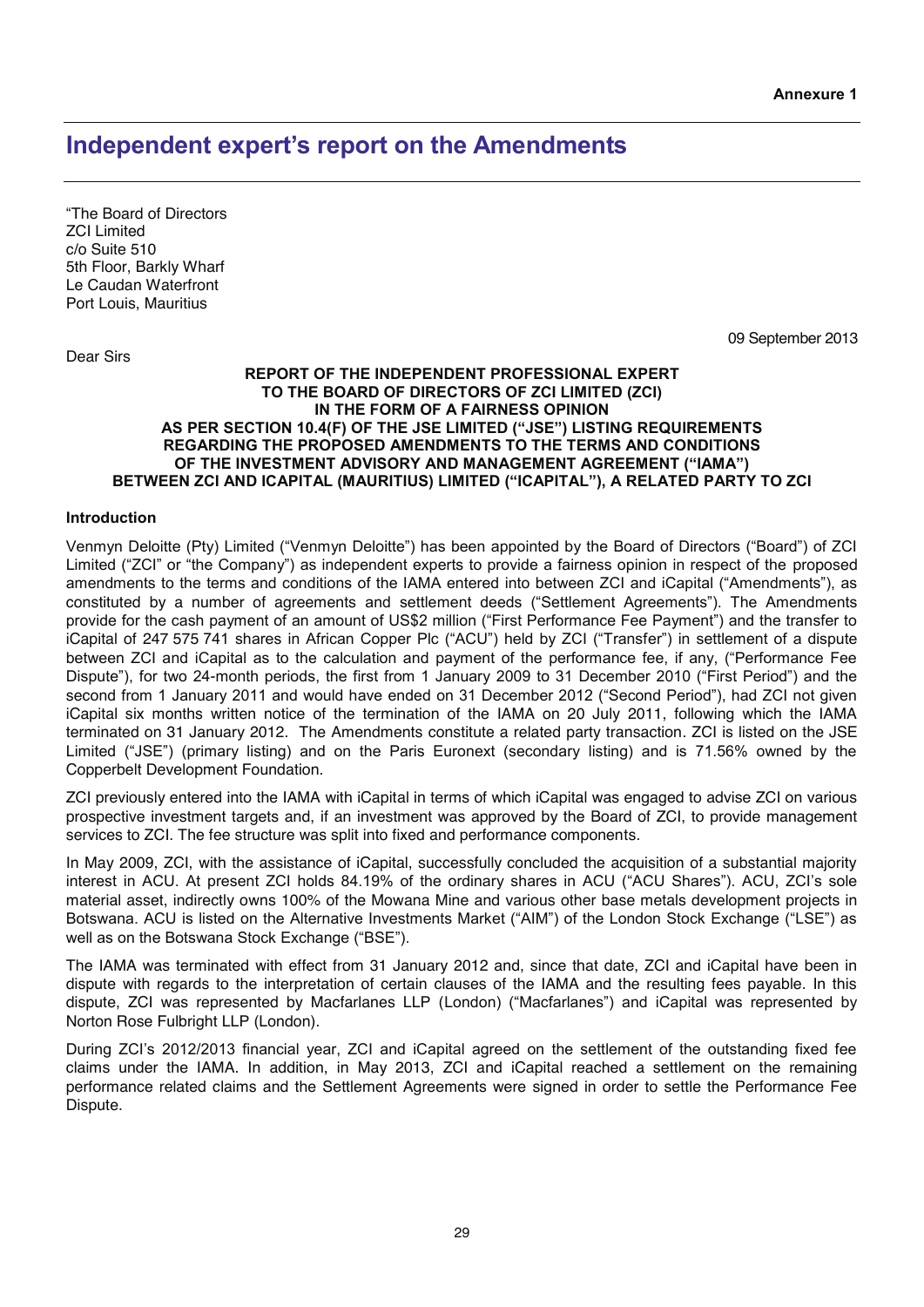Annexure 1

# Independent expert's report on the Amendments

"The Board of Directors
ZCI Limited
c/o Suite 510
5th Floor, Barkly Wharf
Le Caudan Waterfront
Port Louis, Mauritius

09 September 2013

Dear Sirs

**REPORT OF THE INDEPENDENT PROFESSIONAL EXPERT TO THE BOARD OF DIRECTORS OF ZCI LIMITED (ZCI) IN THE FORM OF A FAIRNESS OPINION AS PER SECTION 10.4(F) OF THE JSE LIMITED ("JSE") LISTING REQUIREMENTS REGARDING THE PROPOSED AMENDMENTS TO THE TERMS AND CONDITIONS OF THE INVESTMENT ADVISORY AND MANAGEMENT AGREEMENT ("IAMA") BETWEEN ZCI AND ICAPITAL (MAURITIUS) LIMITED ("ICAPITAL"), A RELATED PARTY TO ZCI**

### Introduction

Venmyn Deloitte (Pty) Limited ("Venmyn Deloitte") has been appointed by the Board of Directors ("Board") of ZCI Limited ("ZCI" or "the Company") as independent experts to provide a fairness opinion in respect of the proposed amendments to the terms and conditions of the IAMA entered into between ZCI and iCapital ("Amendments"), as constituted by a number of agreements and settlement deeds ("Settlement Agreements"). The Amendments provide for the cash payment of an amount of US$2 million ("First Performance Fee Payment") and the transfer to iCapital of 247 575 741 shares in African Copper Plc ("ACU") held by ZCI ("Transfer") in settlement of a dispute between ZCI and iCapital as to the calculation and payment of the performance fee, if any, ("Performance Fee Dispute"), for two 24-month periods, the first from 1 January 2009 to 31 December 2010 ("First Period") and the second from 1 January 2011 and would have ended on 31 December 2012 ("Second Period"), had ZCI not given iCapital six months written notice of the termination of the IAMA on 20 July 2011, following which the IAMA terminated on 31 January 2012. The Amendments constitute a related party transaction. ZCI is listed on the JSE Limited ("JSE") (primary listing) and on the Paris Euronext (secondary listing) and is 71.56% owned by the Copperbelt Development Foundation.

ZCI previously entered into the IAMA with iCapital in terms of which iCapital was engaged to advise ZCI on various prospective investment targets and, if an investment was approved by the Board of ZCI, to provide management services to ZCI. The fee structure was split into fixed and performance components.

In May 2009, ZCI, with the assistance of iCapital, successfully concluded the acquisition of a substantial majority interest in ACU. At present ZCI holds 84.19% of the ordinary shares in ACU ("ACU Shares"). ACU, ZCI's sole material asset, indirectly owns 100% of the Mowana Mine and various other base metals development projects in Botswana. ACU is listed on the Alternative Investments Market ("AIM") of the London Stock Exchange ("LSE") as well as on the Botswana Stock Exchange ("BSE").

The IAMA was terminated with effect from 31 January 2012 and, since that date, ZCI and iCapital have been in dispute with regards to the interpretation of certain clauses of the IAMA and the resulting fees payable. In this dispute, ZCI was represented by Macfarlanes LLP (London) ("Macfarlanes") and iCapital was represented by Norton Rose Fulbright LLP (London).

During ZCI's 2012/2013 financial year, ZCI and iCapital agreed on the settlement of the outstanding fixed fee claims under the IAMA. In addition, in May 2013, ZCI and iCapital reached a settlement on the remaining performance related claims and the Settlement Agreements were signed in order to settle the Performance Fee Dispute.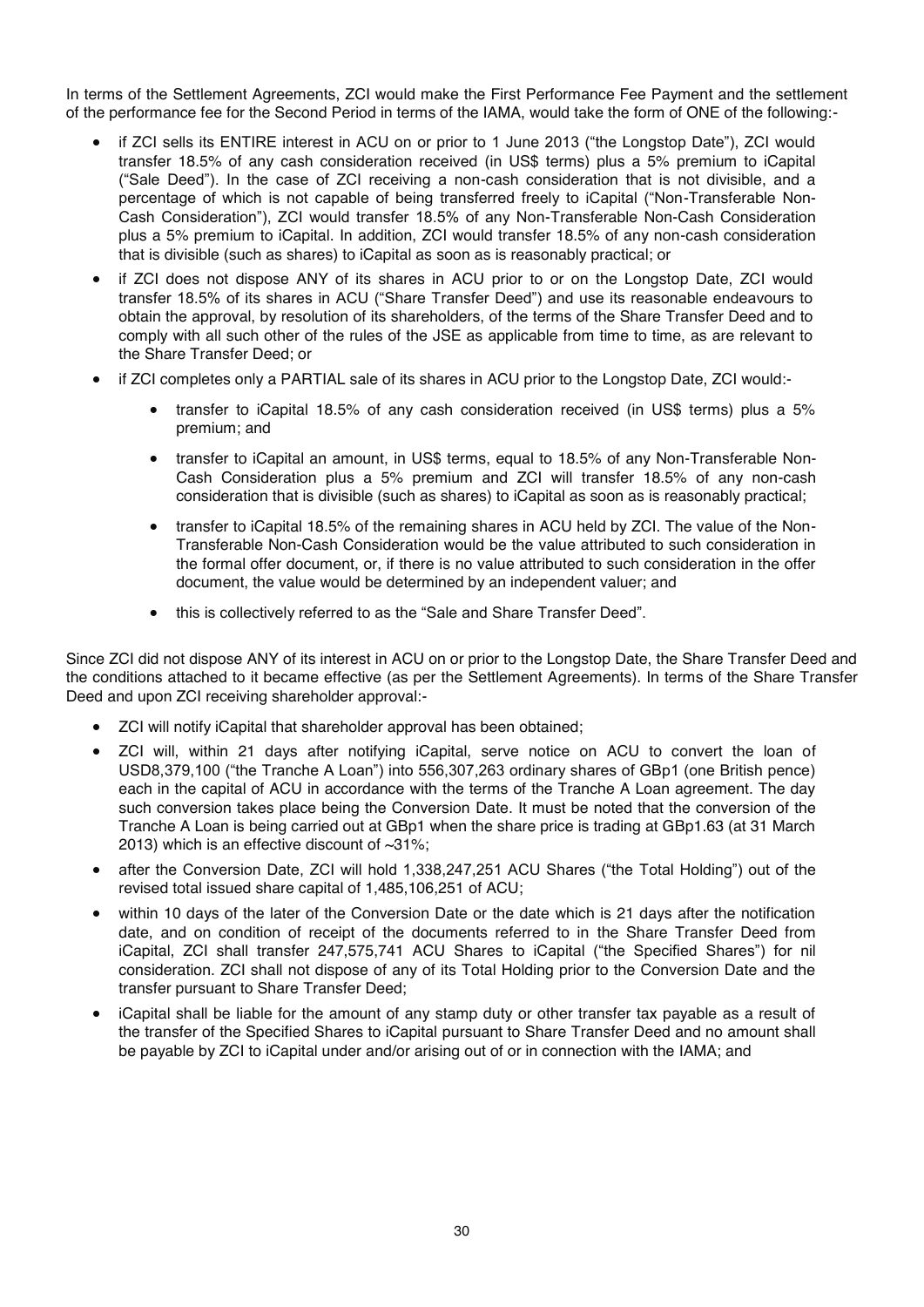In terms of the Settlement Agreements, ZCI would make the First Performance Fee Payment and the settlement of the performance fee for the Second Period in terms of the IAMA, would take the form of ONE of the following:-

- if ZCI sells its ENTIRE interest in ACU on or prior to 1 June 2013 ("the Longstop Date"), ZCI would transfer 18.5% of any cash consideration received (in US$ terms) plus a 5% premium to iCapital ("Sale Deed"). In the case of ZCI receiving a non-cash consideration that is not divisible, and a percentage of which is not capable of being transferred freely to iCapital ("Non-Transferable Non-Cash Consideration"), ZCI would transfer 18.5% of any Non-Transferable Non-Cash Consideration plus a 5% premium to iCapital. In addition, ZCI would transfer 18.5% of any non-cash consideration that is divisible (such as shares) to iCapital as soon as is reasonably practical; or
- if ZCI does not dispose ANY of its shares in ACU prior to or on the Longstop Date, ZCI would transfer 18.5% of its shares in ACU ("Share Transfer Deed") and use its reasonable endeavours to obtain the approval, by resolution of its shareholders, of the terms of the Share Transfer Deed and to comply with all such other of the rules of the JSE as applicable from time to time, as are relevant to the Share Transfer Deed; or
- if ZCI completes only a PARTIAL sale of its shares in ACU prior to the Longstop Date, ZCI would:-
  - transfer to iCapital 18.5% of any cash consideration received (in US$ terms) plus a 5% premium; and
  - transfer to iCapital an amount, in US$ terms, equal to 18.5% of any Non-Transferable Non-Cash Consideration plus a 5% premium and ZCI will transfer 18.5% of any non-cash consideration that is divisible (such as shares) to iCapital as soon as is reasonably practical;
  - transfer to iCapital 18.5% of the remaining shares in ACU held by ZCI. The value of the Non-Transferable Non-Cash Consideration would be the value attributed to such consideration in the formal offer document, or, if there is no value attributed to such consideration in the offer document, the value would be determined by an independent valuer; and
  - this is collectively referred to as the "Sale and Share Transfer Deed".

Since ZCI did not dispose ANY of its interest in ACU on or prior to the Longstop Date, the Share Transfer Deed and the conditions attached to it became effective (as per the Settlement Agreements). In terms of the Share Transfer Deed and upon ZCI receiving shareholder approval:-

- ZCI will notify iCapital that shareholder approval has been obtained;
- ZCI will, within 21 days after notifying iCapital, serve notice on ACU to convert the loan of USD8,379,100 ("the Tranche A Loan") into 556,307,263 ordinary shares of GBp1 (one British pence) each in the capital of ACU in accordance with the terms of the Tranche A Loan agreement. The day such conversion takes place being the Conversion Date. It must be noted that the conversion of the Tranche A Loan is being carried out at GBp1 when the share price is trading at GBp1.63 (at 31 March 2013) which is an effective discount of ~31%;
- after the Conversion Date, ZCI will hold 1,338,247,251 ACU Shares ("the Total Holding") out of the revised total issued share capital of 1,485,106,251 of ACU;
- within 10 days of the later of the Conversion Date or the date which is 21 days after the notification date, and on condition of receipt of the documents referred to in the Share Transfer Deed from iCapital, ZCI shall transfer 247,575,741 ACU Shares to iCapital ("the Specified Shares") for nil consideration. ZCI shall not dispose of any of its Total Holding prior to the Conversion Date and the transfer pursuant to Share Transfer Deed;
- iCapital shall be liable for the amount of any stamp duty or other transfer tax payable as a result of the transfer of the Specified Shares to iCapital pursuant to Share Transfer Deed and no amount shall be payable by ZCI to iCapital under and/or arising out of or in connection with the IAMA; and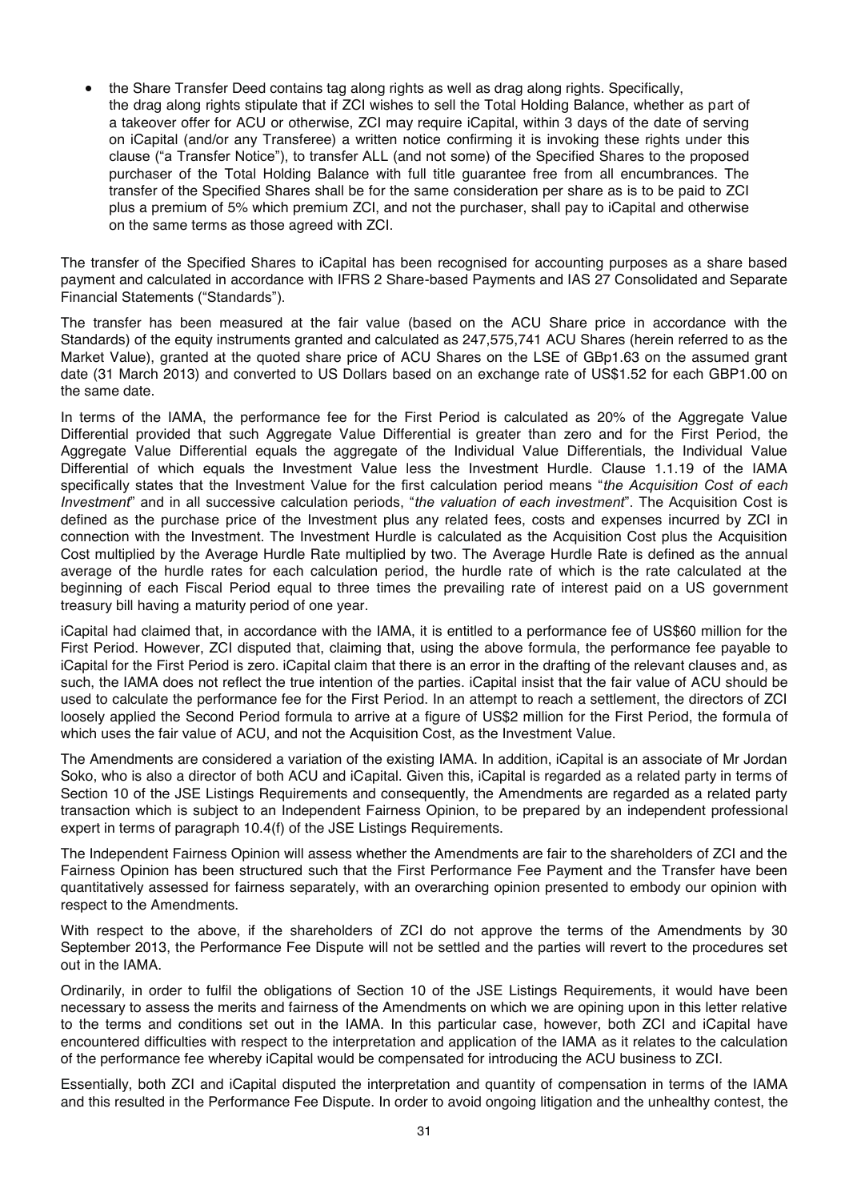- the Share Transfer Deed contains tag along rights as well as drag along rights. Specifically, the drag along rights stipulate that if ZCI wishes to sell the Total Holding Balance, whether as part of a takeover offer for ACU or otherwise, ZCI may require iCapital, within 3 days of the date of serving on iCapital (and/or any Transferee) a written notice confirming it is invoking these rights under this clause ("a Transfer Notice"), to transfer ALL (and not some) of the Specified Shares to the proposed purchaser of the Total Holding Balance with full title guarantee free from all encumbrances. The transfer of the Specified Shares shall be for the same consideration per share as is to be paid to ZCI plus a premium of 5% which premium ZCI, and not the purchaser, shall pay to iCapital and otherwise on the same terms as those agreed with ZCI.

The transfer of the Specified Shares to iCapital has been recognised for accounting purposes as a share based payment and calculated in accordance with IFRS 2 Share-based Payments and IAS 27 Consolidated and Separate Financial Statements ("Standards").

The transfer has been measured at the fair value (based on the ACU Share price in accordance with the Standards) of the equity instruments granted and calculated as 247,575,741 ACU Shares (herein referred to as the Market Value), granted at the quoted share price of ACU Shares on the LSE of GBp1.63 on the assumed grant date (31 March 2013) and converted to US Dollars based on an exchange rate of US$1.52 for each GBP1.00 on the same date.

In terms of the IAMA, the performance fee for the First Period is calculated as 20% of the Aggregate Value Differential provided that such Aggregate Value Differential is greater than zero and for the First Period, the Aggregate Value Differential equals the aggregate of the Individual Value Differentials, the Individual Value Differential of which equals the Investment Value less the Investment Hurdle. Clause 1.1.19 of the IAMA specifically states that the Investment Value for the first calculation period means "*the Acquisition Cost of each Investment*" and in all successive calculation periods, "*the valuation of each investment*". The Acquisition Cost is defined as the purchase price of the Investment plus any related fees, costs and expenses incurred by ZCI in connection with the Investment. The Investment Hurdle is calculated as the Acquisition Cost plus the Acquisition Cost multiplied by the Average Hurdle Rate multiplied by two. The Average Hurdle Rate is defined as the annual average of the hurdle rates for each calculation period, the hurdle rate of which is the rate calculated at the beginning of each Fiscal Period equal to three times the prevailing rate of interest paid on a US government treasury bill having a maturity period of one year.

iCapital had claimed that, in accordance with the IAMA, it is entitled to a performance fee of US$60 million for the First Period. However, ZCI disputed that, claiming that, using the above formula, the performance fee payable to iCapital for the First Period is zero. iCapital claim that there is an error in the drafting of the relevant clauses and, as such, the IAMA does not reflect the true intention of the parties. iCapital insist that the fair value of ACU should be used to calculate the performance fee for the First Period. In an attempt to reach a settlement, the directors of ZCI loosely applied the Second Period formula to arrive at a figure of US$2 million for the First Period, the formula of which uses the fair value of ACU, and not the Acquisition Cost, as the Investment Value.

The Amendments are considered a variation of the existing IAMA. In addition, iCapital is an associate of Mr Jordan Soko, who is also a director of both ACU and iCapital. Given this, iCapital is regarded as a related party in terms of Section 10 of the JSE Listings Requirements and consequently, the Amendments are regarded as a related party transaction which is subject to an Independent Fairness Opinion, to be prepared by an independent professional expert in terms of paragraph 10.4(f) of the JSE Listings Requirements.

The Independent Fairness Opinion will assess whether the Amendments are fair to the shareholders of ZCI and the Fairness Opinion has been structured such that the First Performance Fee Payment and the Transfer have been quantitatively assessed for fairness separately, with an overarching opinion presented to embody our opinion with respect to the Amendments.

With respect to the above, if the shareholders of ZCI do not approve the terms of the Amendments by 30 September 2013, the Performance Fee Dispute will not be settled and the parties will revert to the procedures set out in the IAMA.

Ordinarily, in order to fulfil the obligations of Section 10 of the JSE Listings Requirements, it would have been necessary to assess the merits and fairness of the Amendments on which we are opining upon in this letter relative to the terms and conditions set out in the IAMA. In this particular case, however, both ZCI and iCapital have encountered difficulties with respect to the interpretation and application of the IAMA as it relates to the calculation of the performance fee whereby iCapital would be compensated for introducing the ACU business to ZCI.

Essentially, both ZCI and iCapital disputed the interpretation and quantity of compensation in terms of the IAMA and this resulted in the Performance Fee Dispute. In order to avoid ongoing litigation and the unhealthy contest, the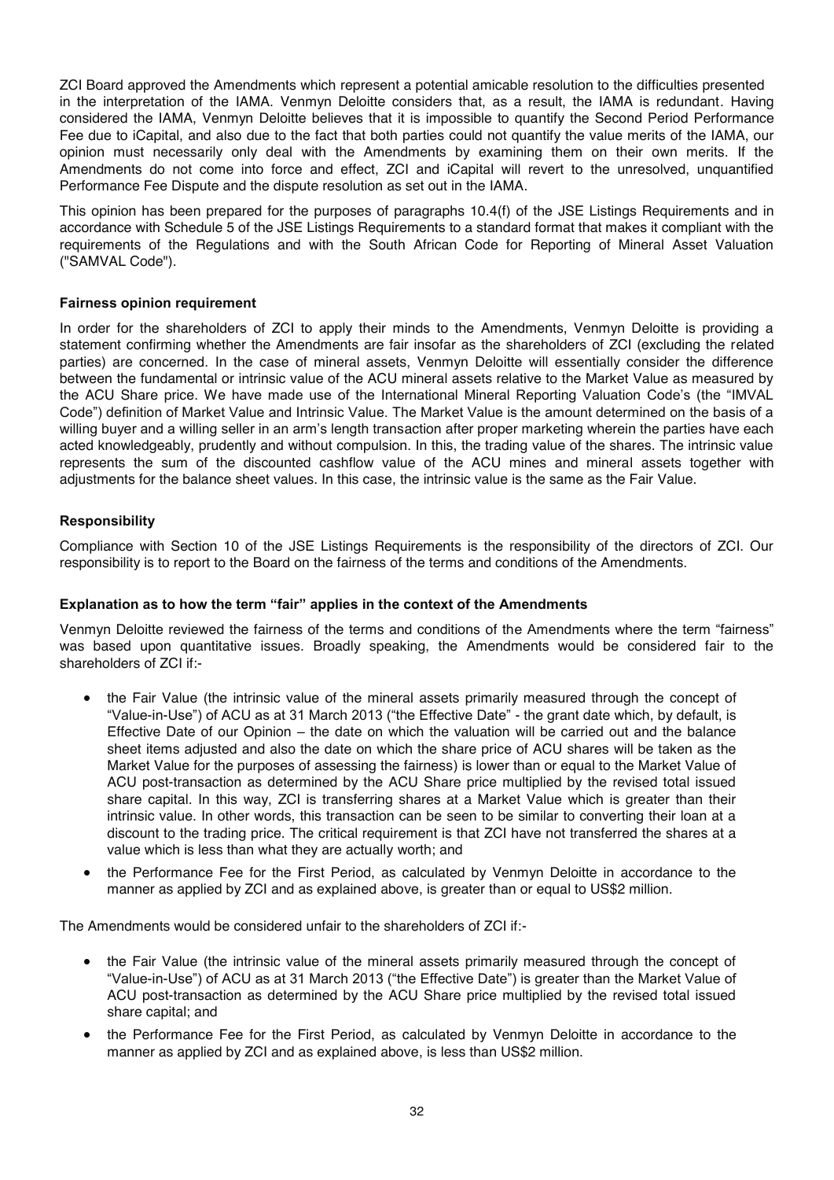ZCI Board approved the Amendments which represent a potential amicable resolution to the difficulties presented in the interpretation of the IAMA. Venmyn Deloitte considers that, as a result, the IAMA is redundant. Having considered the IAMA, Venmyn Deloitte believes that it is impossible to quantify the Second Period Performance Fee due to iCapital, and also due to the fact that both parties could not quantify the value merits of the IAMA, our opinion must necessarily only deal with the Amendments by examining them on their own merits. If the Amendments do not come into force and effect, ZCI and iCapital will revert to the unresolved, unquantified Performance Fee Dispute and the dispute resolution as set out in the IAMA.

This opinion has been prepared for the purposes of paragraphs 10.4(f) of the JSE Listings Requirements and in accordance with Schedule 5 of the JSE Listings Requirements to a standard format that makes it compliant with the requirements of the Regulations and with the South African Code for Reporting of Mineral Asset Valuation ("SAMVAL Code").

**Fairness opinion requirement**

In order for the shareholders of ZCI to apply their minds to the Amendments, Venmyn Deloitte is providing a statement confirming whether the Amendments are fair insofar as the shareholders of ZCI (excluding the related parties) are concerned. In the case of mineral assets, Venmyn Deloitte will essentially consider the difference between the fundamental or intrinsic value of the ACU mineral assets relative to the Market Value as measured by the ACU Share price. We have made use of the International Mineral Reporting Valuation Code's (the "IMVAL Code") definition of Market Value and Intrinsic Value. The Market Value is the amount determined on the basis of a willing buyer and a willing seller in an arm's length transaction after proper marketing wherein the parties have each acted knowledgeably, prudently and without compulsion. In this, the trading value of the shares. The intrinsic value represents the sum of the discounted cashflow value of the ACU mines and mineral assets together with adjustments for the balance sheet values. In this case, the intrinsic value is the same as the Fair Value.

**Responsibility**

Compliance with Section 10 of the JSE Listings Requirements is the responsibility of the directors of ZCI. Our responsibility is to report to the Board on the fairness of the terms and conditions of the Amendments.

**Explanation as to how the term "fair" applies in the context of the Amendments**

Venmyn Deloitte reviewed the fairness of the terms and conditions of the Amendments where the term "fairness" was based upon quantitative issues. Broadly speaking, the Amendments would be considered fair to the shareholders of ZCI if:-

- the Fair Value (the intrinsic value of the mineral assets primarily measured through the concept of "Value-in-Use") of ACU as at 31 March 2013 ("the Effective Date" - the grant date which, by default, is Effective Date of our Opinion – the date on which the valuation will be carried out and the balance sheet items adjusted and also the date on which the share price of ACU shares will be taken as the Market Value for the purposes of assessing the fairness) is lower than or equal to the Market Value of ACU post-transaction as determined by the ACU Share price multiplied by the revised total issued share capital. In this way, ZCI is transferring shares at a Market Value which is greater than their intrinsic value. In other words, this transaction can be seen to be similar to converting their loan at a discount to the trading price. The critical requirement is that ZCI have not transferred the shares at a value which is less than what they are actually worth; and
- the Performance Fee for the First Period, as calculated by Venmyn Deloitte in accordance to the manner as applied by ZCI and as explained above, is greater than or equal to US$2 million.

The Amendments would be considered unfair to the shareholders of ZCI if:-

- the Fair Value (the intrinsic value of the mineral assets primarily measured through the concept of "Value-in-Use") of ACU as at 31 March 2013 ("the Effective Date") is greater than the Market Value of ACU post-transaction as determined by the ACU Share price multiplied by the revised total issued share capital; and
- the Performance Fee for the First Period, as calculated by Venmyn Deloitte in accordance to the manner as applied by ZCI and as explained above, is less than US$2 million.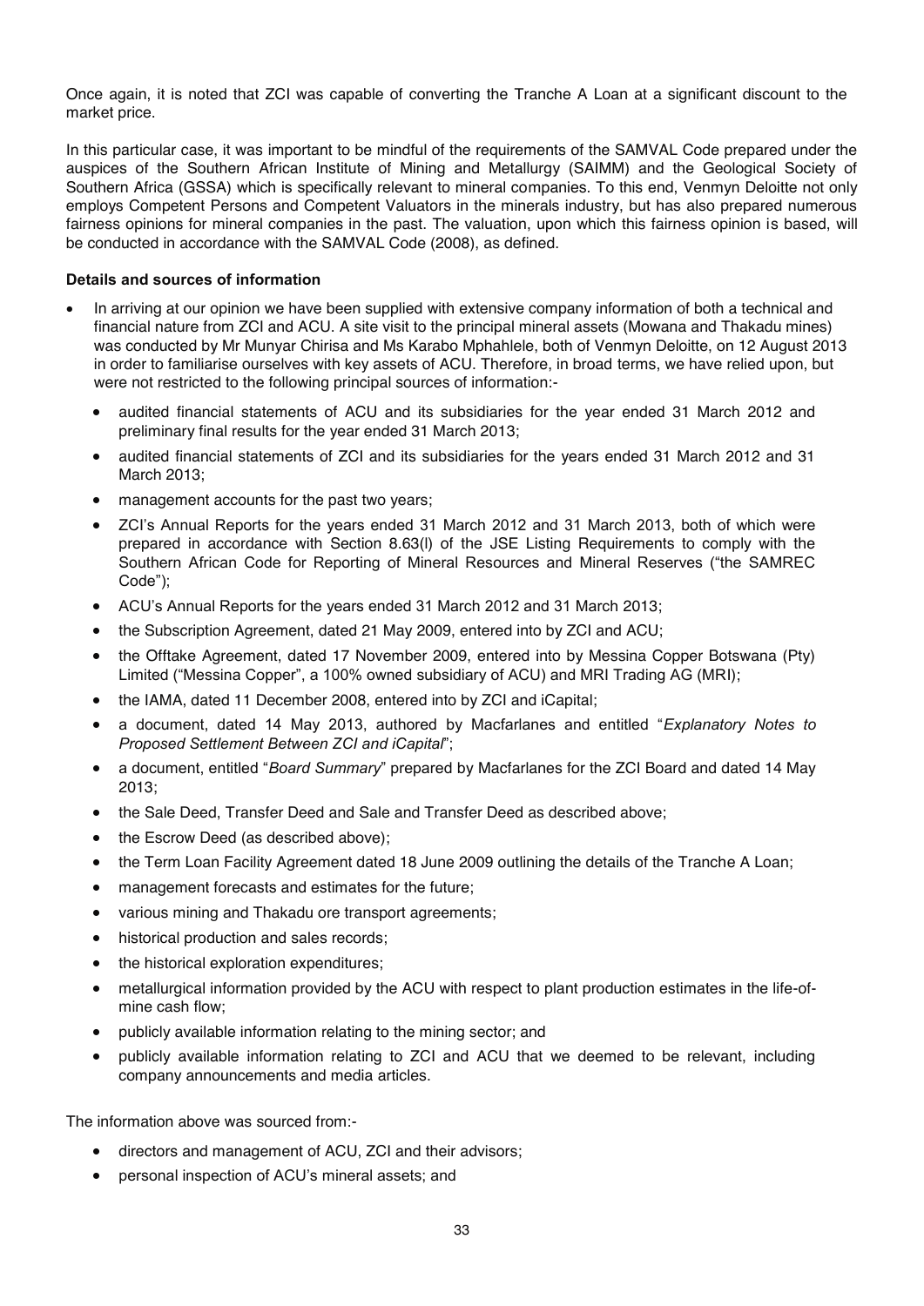Once again, it is noted that ZCI was capable of converting the Tranche A Loan at a significant discount to the market price.

In this particular case, it was important to be mindful of the requirements of the SAMVAL Code prepared under the auspices of the Southern African Institute of Mining and Metallurgy (SAIMM) and the Geological Society of Southern Africa (GSSA) which is specifically relevant to mineral companies. To this end, Venmyn Deloitte not only employs Competent Persons and Competent Valuators in the minerals industry, but has also prepared numerous fairness opinions for mineral companies in the past. The valuation, upon which this fairness opinion is based, will be conducted in accordance with the SAMVAL Code (2008), as defined.

**Details and sources of information**

- In arriving at our opinion we have been supplied with extensive company information of both a technical and financial nature from ZCI and ACU. A site visit to the principal mineral assets (Mowana and Thakadu mines) was conducted by Mr Munyar Chirisa and Ms Karabo Mphahlele, both of Venmyn Deloitte, on 12 August 2013 in order to familiarise ourselves with key assets of ACU. Therefore, in broad terms, we have relied upon, but were not restricted to the following principal sources of information:-
  - audited financial statements of ACU and its subsidiaries for the year ended 31 March 2012 and preliminary final results for the year ended 31 March 2013;
  - audited financial statements of ZCI and its subsidiaries for the years ended 31 March 2012 and 31 March 2013;
  - management accounts for the past two years;
  - ZCI's Annual Reports for the years ended 31 March 2012 and 31 March 2013, both of which were prepared in accordance with Section 8.63(l) of the JSE Listing Requirements to comply with the Southern African Code for Reporting of Mineral Resources and Mineral Reserves ("the SAMREC Code");
  - ACU's Annual Reports for the years ended 31 March 2012 and 31 March 2013;
  - the Subscription Agreement, dated 21 May 2009, entered into by ZCI and ACU;
  - the Offtake Agreement, dated 17 November 2009, entered into by Messina Copper Botswana (Pty) Limited ("Messina Copper", a 100% owned subsidiary of ACU) and MRI Trading AG (MRI);
  - the IAMA, dated 11 December 2008, entered into by ZCI and iCapital;
  - a document, dated 14 May 2013, authored by Macfarlanes and entitled "*Explanatory Notes to Proposed Settlement Between ZCI and iCapital*";
  - a document, entitled "*Board Summary*" prepared by Macfarlanes for the ZCI Board and dated 14 May 2013;
  - the Sale Deed, Transfer Deed and Sale and Transfer Deed as described above;
  - the Escrow Deed (as described above);
  - the Term Loan Facility Agreement dated 18 June 2009 outlining the details of the Tranche A Loan;
  - management forecasts and estimates for the future;
  - various mining and Thakadu ore transport agreements;
  - historical production and sales records;
  - the historical exploration expenditures;
  - metallurgical information provided by the ACU with respect to plant production estimates in the life-of-mine cash flow;
  - publicly available information relating to the mining sector; and
  - publicly available information relating to ZCI and ACU that we deemed to be relevant, including company announcements and media articles.

The information above was sourced from:-

- directors and management of ACU, ZCI and their advisors;
- personal inspection of ACU's mineral assets; and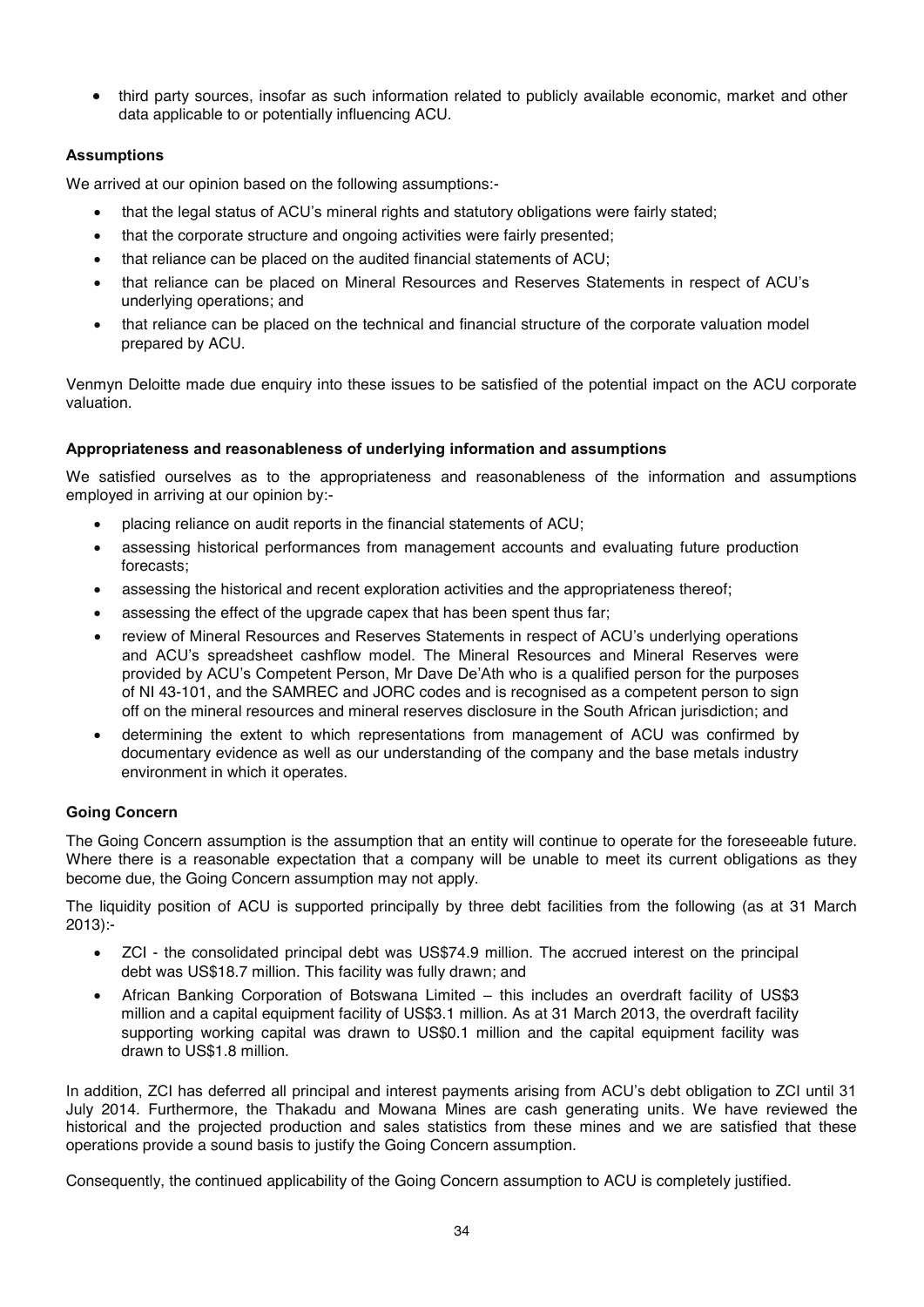- third party sources, insofar as such information related to publicly available economic, market and other data applicable to or potentially influencing ACU.

### Assumptions

We arrived at our opinion based on the following assumptions:-

- that the legal status of ACU's mineral rights and statutory obligations were fairly stated;
- that the corporate structure and ongoing activities were fairly presented;
- that reliance can be placed on the audited financial statements of ACU;
- that reliance can be placed on Mineral Resources and Reserves Statements in respect of ACU's underlying operations; and
- that reliance can be placed on the technical and financial structure of the corporate valuation model prepared by ACU.

Venmyn Deloitte made due enquiry into these issues to be satisfied of the potential impact on the ACU corporate valuation.

### Appropriateness and reasonableness of underlying information and assumptions

We satisfied ourselves as to the appropriateness and reasonableness of the information and assumptions employed in arriving at our opinion by:-

- placing reliance on audit reports in the financial statements of ACU;
- assessing historical performances from management accounts and evaluating future production forecasts;
- assessing the historical and recent exploration activities and the appropriateness thereof;
- assessing the effect of the upgrade capex that has been spent thus far;
- review of Mineral Resources and Reserves Statements in respect of ACU's underlying operations and ACU's spreadsheet cashflow model. The Mineral Resources and Mineral Reserves were provided by ACU's Competent Person, Mr Dave De'Ath who is a qualified person for the purposes of NI 43-101, and the SAMREC and JORC codes and is recognised as a competent person to sign off on the mineral resources and mineral reserves disclosure in the South African jurisdiction; and
- determining the extent to which representations from management of ACU was confirmed by documentary evidence as well as our understanding of the company and the base metals industry environment in which it operates.

### Going Concern

The Going Concern assumption is the assumption that an entity will continue to operate for the foreseeable future. Where there is a reasonable expectation that a company will be unable to meet its current obligations as they become due, the Going Concern assumption may not apply.

The liquidity position of ACU is supported principally by three debt facilities from the following (as at 31 March 2013):-

- ZCI - the consolidated principal debt was US$74.9 million. The accrued interest on the principal debt was US$18.7 million. This facility was fully drawn; and
- African Banking Corporation of Botswana Limited – this includes an overdraft facility of US$3 million and a capital equipment facility of US$3.1 million. As at 31 March 2013, the overdraft facility supporting working capital was drawn to US$0.1 million and the capital equipment facility was drawn to US$1.8 million.

In addition, ZCI has deferred all principal and interest payments arising from ACU's debt obligation to ZCI until 31 July 2014. Furthermore, the Thakadu and Mowana Mines are cash generating units. We have reviewed the historical and the projected production and sales statistics from these mines and we are satisfied that these operations provide a sound basis to justify the Going Concern assumption.

Consequently, the continued applicability of the Going Concern assumption to ACU is completely justified.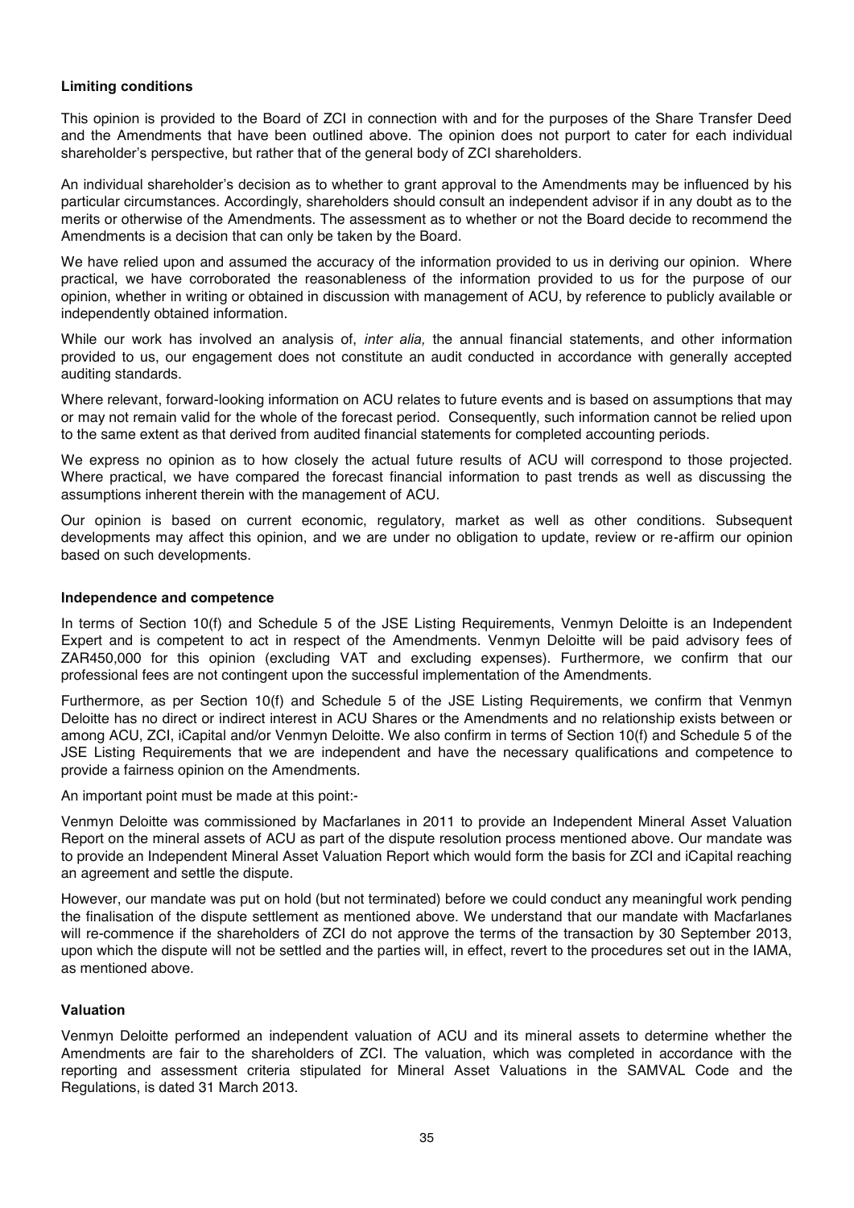## Limiting conditions

This opinion is provided to the Board of ZCI in connection with and for the purposes of the Share Transfer Deed and the Amendments that have been outlined above. The opinion does not purport to cater for each individual shareholder's perspective, but rather that of the general body of ZCI shareholders.

An individual shareholder's decision as to whether to grant approval to the Amendments may be influenced by his particular circumstances. Accordingly, shareholders should consult an independent advisor if in any doubt as to the merits or otherwise of the Amendments. The assessment as to whether or not the Board decide to recommend the Amendments is a decision that can only be taken by the Board.

We have relied upon and assumed the accuracy of the information provided to us in deriving our opinion. Where practical, we have corroborated the reasonableness of the information provided to us for the purpose of our opinion, whether in writing or obtained in discussion with management of ACU, by reference to publicly available or independently obtained information.

While our work has involved an analysis of, *inter alia,* the annual financial statements, and other information provided to us, our engagement does not constitute an audit conducted in accordance with generally accepted auditing standards.

Where relevant, forward-looking information on ACU relates to future events and is based on assumptions that may or may not remain valid for the whole of the forecast period. Consequently, such information cannot be relied upon to the same extent as that derived from audited financial statements for completed accounting periods.

We express no opinion as to how closely the actual future results of ACU will correspond to those projected. Where practical, we have compared the forecast financial information to past trends as well as discussing the assumptions inherent therein with the management of ACU.

Our opinion is based on current economic, regulatory, market as well as other conditions. Subsequent developments may affect this opinion, and we are under no obligation to update, review or re-affirm our opinion based on such developments.

## Independence and competence

In terms of Section 10(f) and Schedule 5 of the JSE Listing Requirements, Venmyn Deloitte is an Independent Expert and is competent to act in respect of the Amendments. Venmyn Deloitte will be paid advisory fees of ZAR450,000 for this opinion (excluding VAT and excluding expenses). Furthermore, we confirm that our professional fees are not contingent upon the successful implementation of the Amendments.

Furthermore, as per Section 10(f) and Schedule 5 of the JSE Listing Requirements, we confirm that Venmyn Deloitte has no direct or indirect interest in ACU Shares or the Amendments and no relationship exists between or among ACU, ZCI, iCapital and/or Venmyn Deloitte. We also confirm in terms of Section 10(f) and Schedule 5 of the JSE Listing Requirements that we are independent and have the necessary qualifications and competence to provide a fairness opinion on the Amendments.

An important point must be made at this point:-

Venmyn Deloitte was commissioned by Macfarlanes in 2011 to provide an Independent Mineral Asset Valuation Report on the mineral assets of ACU as part of the dispute resolution process mentioned above. Our mandate was to provide an Independent Mineral Asset Valuation Report which would form the basis for ZCI and iCapital reaching an agreement and settle the dispute.

However, our mandate was put on hold (but not terminated) before we could conduct any meaningful work pending the finalisation of the dispute settlement as mentioned above. We understand that our mandate with Macfarlanes will re-commence if the shareholders of ZCI do not approve the terms of the transaction by 30 September 2013, upon which the dispute will not be settled and the parties will, in effect, revert to the procedures set out in the IAMA, as mentioned above.

## Valuation

Venmyn Deloitte performed an independent valuation of ACU and its mineral assets to determine whether the Amendments are fair to the shareholders of ZCI. The valuation, which was completed in accordance with the reporting and assessment criteria stipulated for Mineral Asset Valuations in the SAMVAL Code and the Regulations, is dated 31 March 2013.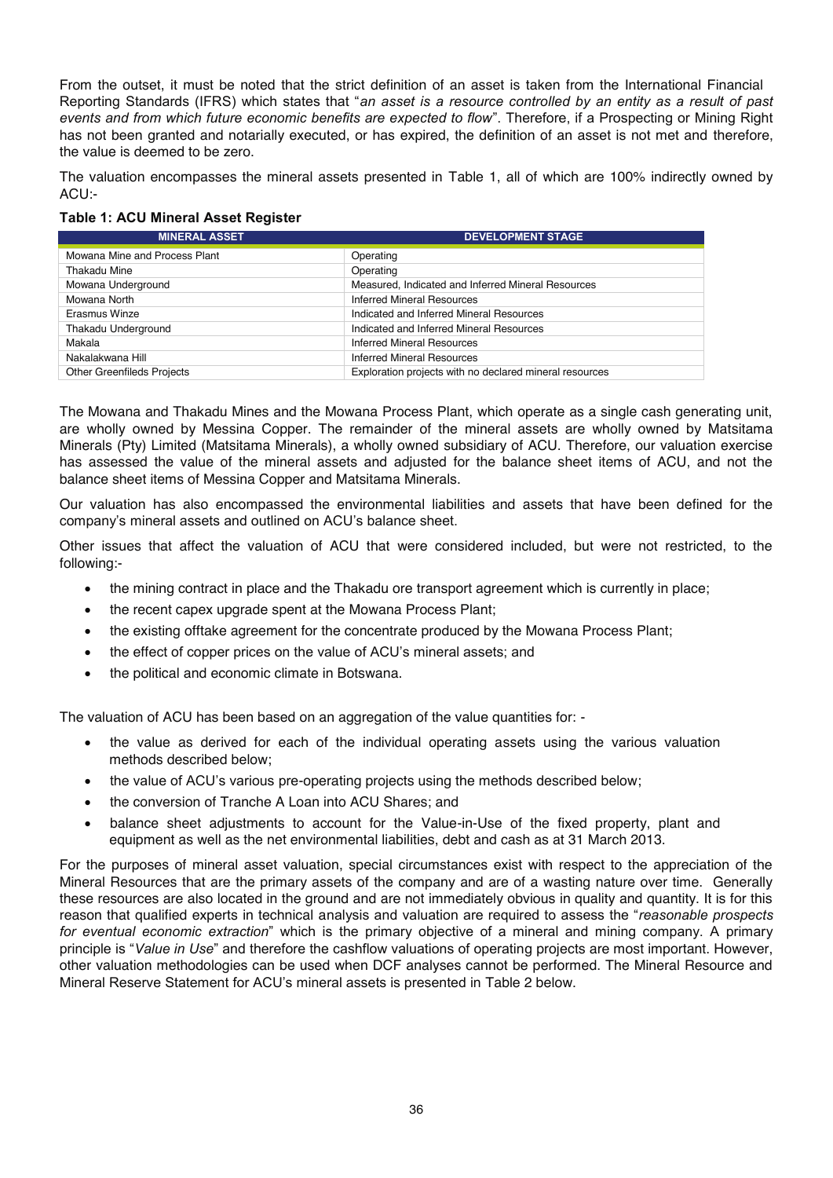From the outset, it must be noted that the strict definition of an asset is taken from the International Financial Reporting Standards (IFRS) which states that "*an asset is a resource controlled by an entity as a result of past events and from which future economic benefits are expected to flow*". Therefore, if a Prospecting or Mining Right has not been granted and notarially executed, or has expired, the definition of an asset is not met and therefore, the value is deemed to be zero.

The valuation encompasses the mineral assets presented in Table 1, all of which are 100% indirectly owned by ACU:-

**Table 1: ACU Mineral Asset Register**

| MINERAL ASSET | DEVELOPMENT STAGE |
|---|---|
| Mowana Mine and Process Plant | Operating |
| Thakadu Mine | Operating |
| Mowana Underground | Measured, Indicated and Inferred Mineral Resources |
| Mowana North | Inferred Mineral Resources |
| Erasmus Winze | Indicated and Inferred Mineral Resources |
| Thakadu Underground | Indicated and Inferred Mineral Resources |
| Makala | Inferred Mineral Resources |
| Nakalakwana Hill | Inferred Mineral Resources |
| Other Greenfileds Projects | Exploration projects with no declared mineral resources |

The Mowana and Thakadu Mines and the Mowana Process Plant, which operate as a single cash generating unit, are wholly owned by Messina Copper. The remainder of the mineral assets are wholly owned by Matsitama Minerals (Pty) Limited (Matsitama Minerals), a wholly owned subsidiary of ACU. Therefore, our valuation exercise has assessed the value of the mineral assets and adjusted for the balance sheet items of ACU, and not the balance sheet items of Messina Copper and Matsitama Minerals.

Our valuation has also encompassed the environmental liabilities and assets that have been defined for the company's mineral assets and outlined on ACU's balance sheet.

Other issues that affect the valuation of ACU that were considered included, but were not restricted, to the following:-

- the mining contract in place and the Thakadu ore transport agreement which is currently in place;
- the recent capex upgrade spent at the Mowana Process Plant;
- the existing offtake agreement for the concentrate produced by the Mowana Process Plant;
- the effect of copper prices on the value of ACU's mineral assets; and
- the political and economic climate in Botswana.

The valuation of ACU has been based on an aggregation of the value quantities for: -

- the value as derived for each of the individual operating assets using the various valuation methods described below;
- the value of ACU's various pre-operating projects using the methods described below;
- the conversion of Tranche A Loan into ACU Shares; and
- balance sheet adjustments to account for the Value-in-Use of the fixed property, plant and equipment as well as the net environmental liabilities, debt and cash as at 31 March 2013.

For the purposes of mineral asset valuation, special circumstances exist with respect to the appreciation of the Mineral Resources that are the primary assets of the company and are of a wasting nature over time. Generally these resources are also located in the ground and are not immediately obvious in quality and quantity. It is for this reason that qualified experts in technical analysis and valuation are required to assess the "*reasonable prospects for eventual economic extraction*" which is the primary objective of a mineral and mining company. A primary principle is "*Value in Use*" and therefore the cashflow valuations of operating projects are most important. However, other valuation methodologies can be used when DCF analyses cannot be performed. The Mineral Resource and Mineral Reserve Statement for ACU's mineral assets is presented in Table 2 below.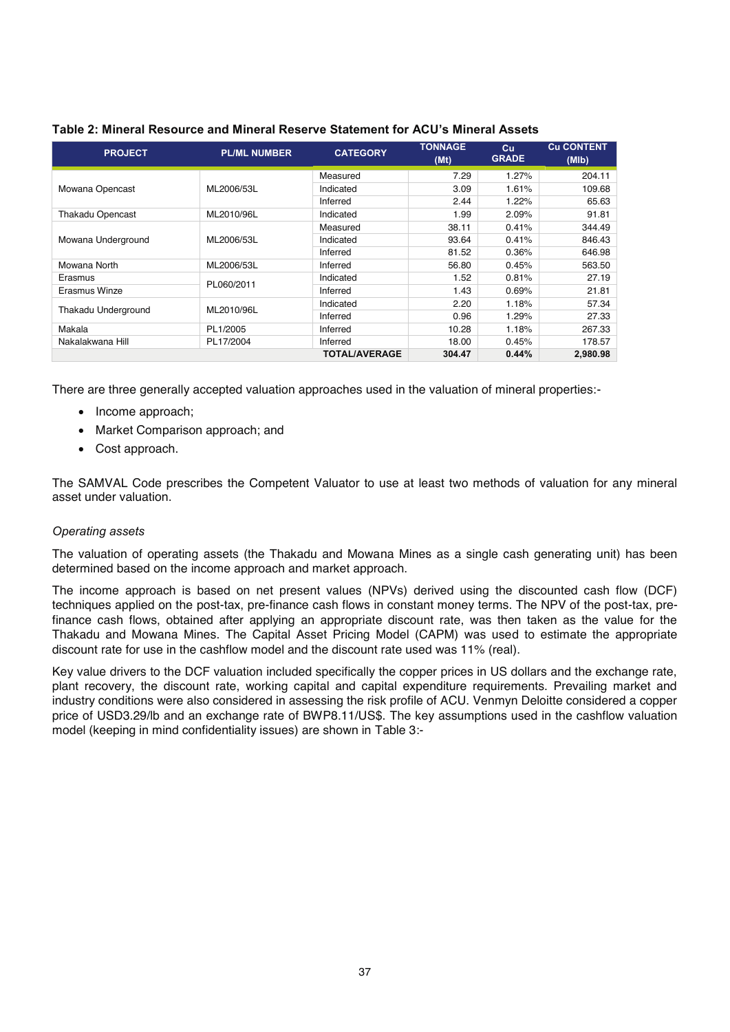**Table 2: Mineral Resource and Mineral Reserve Statement for ACU's Mineral Assets**

| PROJECT | PL/ML NUMBER | CATEGORY | TONNAGE (Mt) | Cu GRADE | Cu CONTENT (Mlb) |
|---|---|---|---|---|---|
| Mowana Opencast | ML2006/53L | Measured | 7.29 | 1.27% | 204.11 |
| | | Indicated | 3.09 | 1.61% | 109.68 |
| | | Inferred | 2.44 | 1.22% | 65.63 |
| Thakadu Opencast | ML2010/96L | Indicated | 1.99 | 2.09% | 91.81 |
| Mowana Underground | ML2006/53L | Measured | 38.11 | 0.41% | 344.49 |
| | | Indicated | 93.64 | 0.41% | 846.43 |
| | | Inferred | 81.52 | 0.36% | 646.98 |
| Mowana North | ML2006/53L | Inferred | 56.80 | 0.45% | 563.50 |
| Erasmus | PL060/2011 | Indicated | 1.52 | 0.81% | 27.19 |
| Erasmus Winze | | Inferred | 1.43 | 0.69% | 21.81 |
| Thakadu Underground | ML2010/96L | Indicated | 2.20 | 1.18% | 57.34 |
| | | Inferred | 0.96 | 1.29% | 27.33 |
| Makala | PL1/2005 | Inferred | 10.28 | 1.18% | 267.33 |
| Nakalakwana Hill | PL17/2004 | Inferred | 18.00 | 0.45% | 178.57 |
| | | **TOTAL/AVERAGE** | **304.47** | **0.44%** | **2,980.98** |

There are three generally accepted valuation approaches used in the valuation of mineral properties:-

- Income approach;
- Market Comparison approach; and
- Cost approach.

The SAMVAL Code prescribes the Competent Valuator to use at least two methods of valuation for any mineral asset under valuation.

*Operating assets*

The valuation of operating assets (the Thakadu and Mowana Mines as a single cash generating unit) has been determined based on the income approach and market approach.

The income approach is based on net present values (NPVs) derived using the discounted cash flow (DCF) techniques applied on the post-tax, pre-finance cash flows in constant money terms. The NPV of the post-tax, pre-finance cash flows, obtained after applying an appropriate discount rate, was then taken as the value for the Thakadu and Mowana Mines. The Capital Asset Pricing Model (CAPM) was used to estimate the appropriate discount rate for use in the cashflow model and the discount rate used was 11% (real).

Key value drivers to the DCF valuation included specifically the copper prices in US dollars and the exchange rate, plant recovery, the discount rate, working capital and capital expenditure requirements. Prevailing market and industry conditions were also considered in assessing the risk profile of ACU. Venmyn Deloitte considered a copper price of USD3.29/lb and an exchange rate of BWP8.11/US$. The key assumptions used in the cashflow valuation model (keeping in mind confidentiality issues) are shown in Table 3:-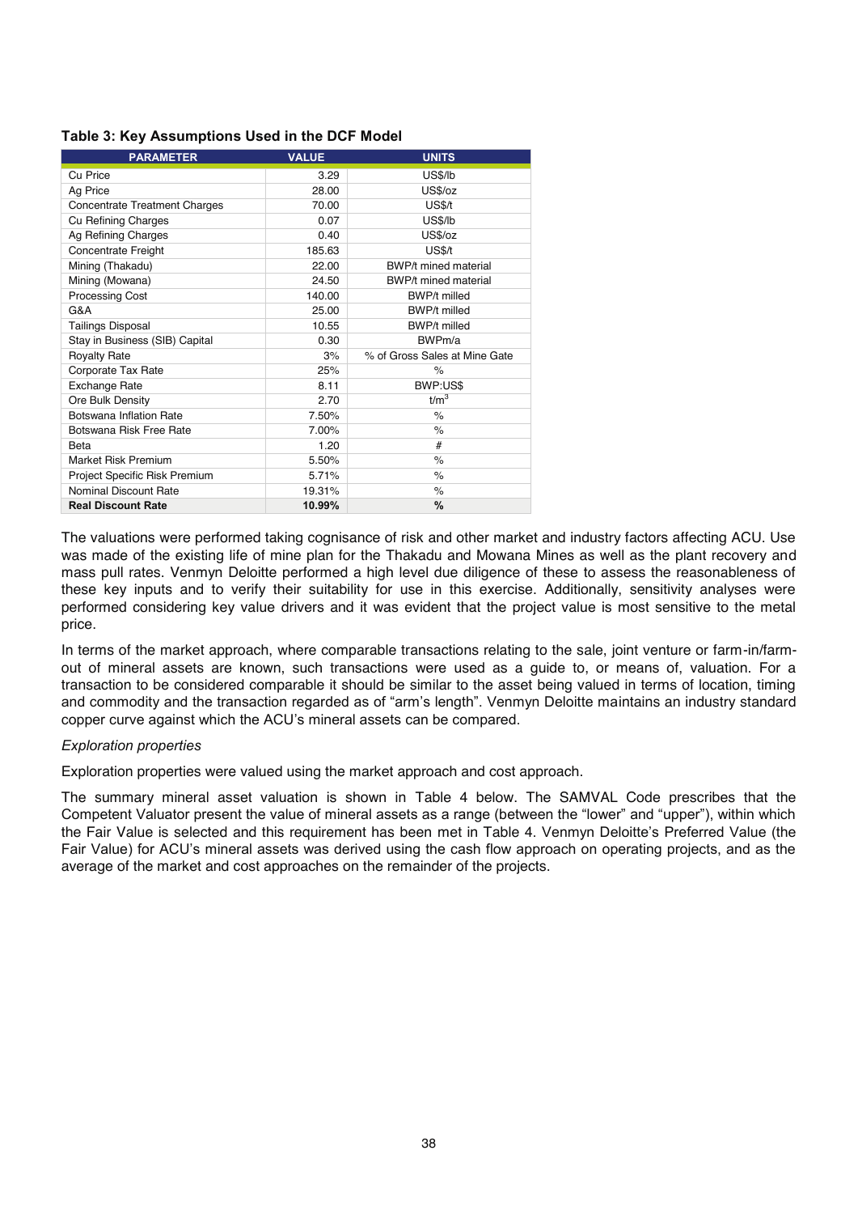**Table 3: Key Assumptions Used in the DCF Model**

| PARAMETER | VALUE | UNITS |
|---|---|---|
| Cu Price | 3.29 | US$/lb |
| Ag Price | 28.00 | US$/oz |
| Concentrate Treatment Charges | 70.00 | US$/t |
| Cu Refining Charges | 0.07 | US$/lb |
| Ag Refining Charges | 0.40 | US$/oz |
| Concentrate Freight | 185.63 | US$/t |
| Mining (Thakadu) | 22.00 | BWP/t mined material |
| Mining (Mowana) | 24.50 | BWP/t mined material |
| Processing Cost | 140.00 | BWP/t milled |
| G&A | 25.00 | BWP/t milled |
| Tailings Disposal | 10.55 | BWP/t milled |
| Stay in Business (SIB) Capital | 0.30 | BWPm/a |
| Royalty Rate | 3% | % of Gross Sales at Mine Gate |
| Corporate Tax Rate | 25% | % |
| Exchange Rate | 8.11 | BWP:US$ |
| Ore Bulk Density | 2.70 | $t/m^3$ |
| Botswana Inflation Rate | 7.50% | % |
| Botswana Risk Free Rate | 7.00% | % |
| Beta | 1.20 | # |
| Market Risk Premium | 5.50% | % |
| Project Specific Risk Premium | 5.71% | % |
| Nominal Discount Rate | 19.31% | % |
| **Real Discount Rate** | **10.99%** | **%** |

The valuations were performed taking cognisance of risk and other market and industry factors affecting ACU. Use was made of the existing life of mine plan for the Thakadu and Mowana Mines as well as the plant recovery and mass pull rates. Venmyn Deloitte performed a high level due diligence of these to assess the reasonableness of these key inputs and to verify their suitability for use in this exercise. Additionally, sensitivity analyses were performed considering key value drivers and it was evident that the project value is most sensitive to the metal price.

In terms of the market approach, where comparable transactions relating to the sale, joint venture or farm-in/farm-out of mineral assets are known, such transactions were used as a guide to, or means of, valuation. For a transaction to be considered comparable it should be similar to the asset being valued in terms of location, timing and commodity and the transaction regarded as of "arm's length". Venmyn Deloitte maintains an industry standard copper curve against which the ACU's mineral assets can be compared.

*Exploration properties*

Exploration properties were valued using the market approach and cost approach.

The summary mineral asset valuation is shown in Table 4 below. The SAMVAL Code prescribes that the Competent Valuator present the value of mineral assets as a range (between the "lower" and "upper"), within which the Fair Value is selected and this requirement has been met in Table 4. Venmyn Deloitte's Preferred Value (the Fair Value) for ACU's mineral assets was derived using the cash flow approach on operating projects, and as the average of the market and cost approaches on the remainder of the projects.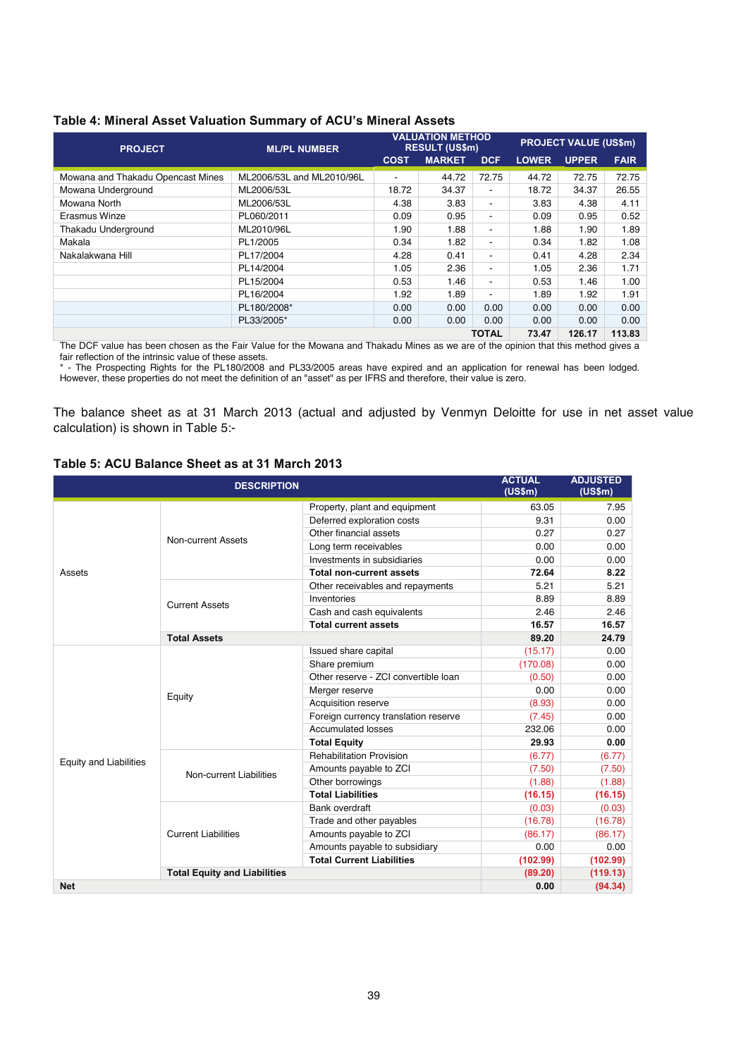### Table 4: Mineral Asset Valuation Summary of ACU's Mineral Assets

| PROJECT | ML/PL NUMBER | VALUATION METHOD RESULT (US$m) | | | PROJECT VALUE (US$m) | | |
|---|---|---|---|---|---|---|---|
| | | COST | MARKET | DCF | LOWER | UPPER | FAIR |
| Mowana and Thakadu Opencast Mines | ML2006/53L and ML2010/96L | - | 44.72 | 72.75 | 44.72 | 72.75 | 72.75 |
| Mowana Underground | ML2006/53L | 18.72 | 34.37 | - | 18.72 | 34.37 | 26.55 |
| Mowana North | ML2006/53L | 4.38 | 3.83 | - | 3.83 | 4.38 | 4.11 |
| Erasmus Winze | PL060/2011 | 0.09 | 0.95 | - | 0.09 | 0.95 | 0.52 |
| Thakadu Underground | ML2010/96L | 1.90 | 1.88 | - | 1.88 | 1.90 | 1.89 |
| Makala | PL1/2005 | 0.34 | 1.82 | - | 0.34 | 1.82 | 1.08 |
| Nakalakwana Hill | PL17/2004 | 4.28 | 0.41 | - | 0.41 | 4.28 | 2.34 |
| | PL14/2004 | 1.05 | 2.36 | - | 1.05 | 2.36 | 1.71 |
| | PL15/2004 | 0.53 | 1.46 | - | 0.53 | 1.46 | 1.00 |
| | PL16/2004 | 1.92 | 1.89 | - | 1.89 | 1.92 | 1.91 |
| | PL180/2008* | 0.00 | 0.00 | 0.00 | 0.00 | 0.00 | 0.00 |
| | PL33/2005* | 0.00 | 0.00 | 0.00 | 0.00 | 0.00 | 0.00 |
| | | | | **TOTAL** | **73.47** | **126.17** | **113.83** |

The DCF value has been chosen as the Fair Value for the Mowana and Thakadu Mines as we are of the opinion that this method gives a fair reflection of the intrinsic value of these assets.
\* - The Prospecting Rights for the PL180/2008 and PL33/2005 areas have expired and an application for renewal has been lodged. However, these properties do not meet the definition of an "asset" as per IFRS and therefore, their value is zero.

The balance sheet as at 31 March 2013 (actual and adjusted by Venmyn Deloitte for use in net asset value calculation) is shown in Table 5:-

### Table 5: ACU Balance Sheet as at 31 March 2013

| DESCRIPTION | | | ACTUAL (US$m) | ADJUSTED (US$m) |
|---|---|---|---|---|
| Assets | Non-current Assets | Property, plant and equipment | 63.05 | 7.95 |
| | | Deferred exploration costs | 9.31 | 0.00 |
| | | Other financial assets | 0.27 | 0.27 |
| | | Long term receivables | 0.00 | 0.00 |
| | | Investments in subsidiaries | 0.00 | 0.00 |
| | | **Total non-current assets** | **72.64** | **8.22** |
| | Current Assets | Other receivables and repayments | 5.21 | 5.21 |
| | | Inventories | 8.89 | 8.89 |
| | | Cash and cash equivalents | 2.46 | 2.46 |
| | | **Total current assets** | **16.57** | **16.57** |
| | **Total Assets** | | **89.20** | **24.79** |
| Equity and Liabilities | Equity | Issued share capital | (15.17) | 0.00 |
| | | Share premium | (170.08) | 0.00 |
| | | Other reserve - ZCI convertible loan | (0.50) | 0.00 |
| | | Merger reserve | 0.00 | 0.00 |
| | | Acquisition reserve | (8.93) | 0.00 |
| | | Foreign currency translation reserve | (7.45) | 0.00 |
| | | Accumulated losses | 232.06 | 0.00 |
| | | **Total Equity** | **29.93** | **0.00** |
| | Non-current Liabilities | Rehabilitation Provision | (6.77) | (6.77) |
| | | Amounts payable to ZCI | (7.50) | (7.50) |
| | | Other borrowings | (1.88) | (1.88) |
| | | **Total Liabilities** | **(16.15)** | **(16.15)** |
| | Current Liabilities | Bank overdraft | (0.03) | (0.03) |
| | | Trade and other payables | (16.78) | (16.78) |
| | | Amounts payable to ZCI | (86.17) | (86.17) |
| | | Amounts payable to subsidiary | 0.00 | 0.00 |
| | | **Total Current Liabilities** | **(102.99)** | **(102.99)** |
| | **Total Equity and Liabilities** | | **(89.20)** | **(119.13)** |
| **Net** | | | **0.00** | **(94.34)** |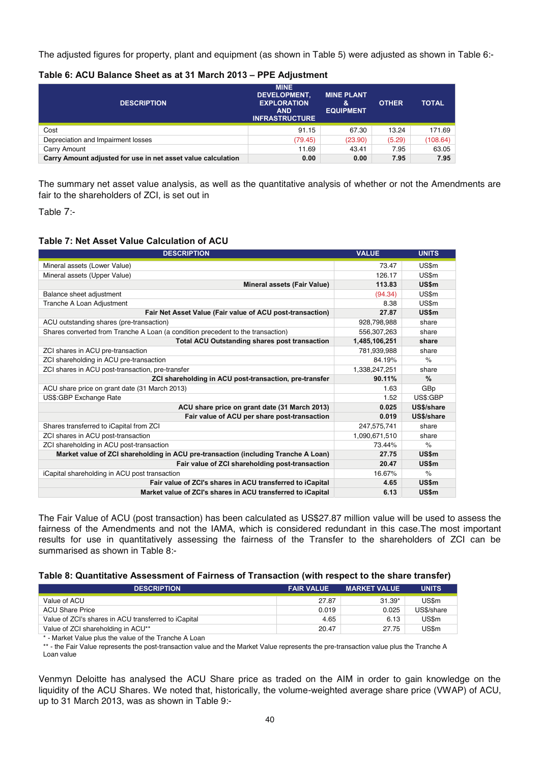The adjusted figures for property, plant and equipment (as shown in Table 5) were adjusted as shown in Table 6:-

**Table 6: ACU Balance Sheet as at 31 March 2013 – PPE Adjustment**

| DESCRIPTION | MINE DEVELOPMENT, EXPLORATION AND INFRASTRUCTURE | MINE PLANT & EQUIPMENT | OTHER | TOTAL |
|---|---|---|---|---|
| Cost | 91.15 | 67.30 | 13.24 | 171.69 |
| Depreciation and Impairment losses | (79.45) | (23.90) | (5.29) | (108.64) |
| Carry Amount | 11.69 | 43.41 | 7.95 | 63.05 |
| **Carry Amount adjusted for use in net asset value calculation** | **0.00** | **0.00** | **7.95** | **7.95** |

The summary net asset value analysis, as well as the quantitative analysis of whether or not the Amendments are fair to the shareholders of ZCI, is set out in

Table 7:-

**Table 7: Net Asset Value Calculation of ACU**

| DESCRIPTION | VALUE | UNITS |
|---|---|---|
| Mineral assets (Lower Value) | 73.47 | US$m |
| Mineral assets (Upper Value) | 126.17 | US$m |
| **Mineral assets (Fair Value)** | **113.83** | **US$m** |
| Balance sheet adjustment | (94.34) | US$m |
| Tranche A Loan Adjustment | 8.38 | US$m |
| **Fair Net Asset Value (Fair value of ACU post-transaction)** | **27.87** | **US$m** |
| ACU outstanding shares (pre-transaction) | 928,798,988 | share |
| Shares converted from Tranche A Loan (a condition precedent to the transaction) | 556,307,263 | share |
| **Total ACU Outstanding shares post transaction** | **1,485,106,251** | **share** |
| ZCI shares in ACU pre-transaction | 781,939,988 | share |
| ZCI shareholding in ACU pre-transaction | 84.19% | % |
| ZCI shares in ACU post-transaction, pre-transfer | 1,338,247,251 | share |
| **ZCI shareholding in ACU post-transaction, pre-transfer** | **90.11%** | **%** |
| ACU share price on grant date (31 March 2013) | 1.63 | GBp |
| US$:GBP Exchange Rate | 1.52 | US$:GBP |
| **ACU share price on grant date (31 March 2013)** | **0.025** | **US$/share** |
| **Fair value of ACU per share post-transaction** | **0.019** | **US$/share** |
| Shares transferred to iCapital from ZCI | 247,575,741 | share |
| ZCI shares in ACU post-transaction | 1,090,671,510 | share |
| ZCI shareholding in ACU post-transaction | 73.44% | % |
| **Market value of ZCI shareholding in ACU pre-transaction (including Tranche A Loan)** | **27.75** | **US$m** |
| **Fair value of ZCI shareholding post-transaction** | **20.47** | **US$m** |
| iCapital shareholding in ACU post transaction | 16.67% | % |
| **Fair value of ZCI's shares in ACU transferred to iCapital** | **4.65** | **US$m** |
| **Market value of ZCI's shares in ACU transferred to iCapital** | **6.13** | **US$m** |

The Fair Value of ACU (post transaction) has been calculated as US$27.87 million value will be used to assess the fairness of the Amendments and not the IAMA, which is considered redundant in this case.The most important results for use in quantitatively assessing the fairness of the Transfer to the shareholders of ZCI can be summarised as shown in Table 8:-

**Table 8: Quantitative Assessment of Fairness of Transaction (with respect to the share transfer)**

| DESCRIPTION | FAIR VALUE | MARKET VALUE | UNITS |
|---|---|---|---|
| Value of ACU | 27.87 | 31.39* | US$m |
| ACU Share Price | 0.019 | 0.025 | US$/share |
| Value of ZCI's shares in ACU transferred to iCapital | 4.65 | 6.13 | US$m |
| Value of ZCI shareholding in ACU** | 20.47 | 27.75 | US$m |

\* - Market Value plus the value of the Tranche A Loan

\*\* - the Fair Value represents the post-transaction value and the Market Value represents the pre-transaction value plus the Tranche A Loan value

Venmyn Deloitte has analysed the ACU Share price as traded on the AIM in order to gain knowledge on the liquidity of the ACU Shares. We noted that, historically, the volume-weighted average share price (VWAP) of ACU, up to 31 March 2013, was as shown in Table 9:-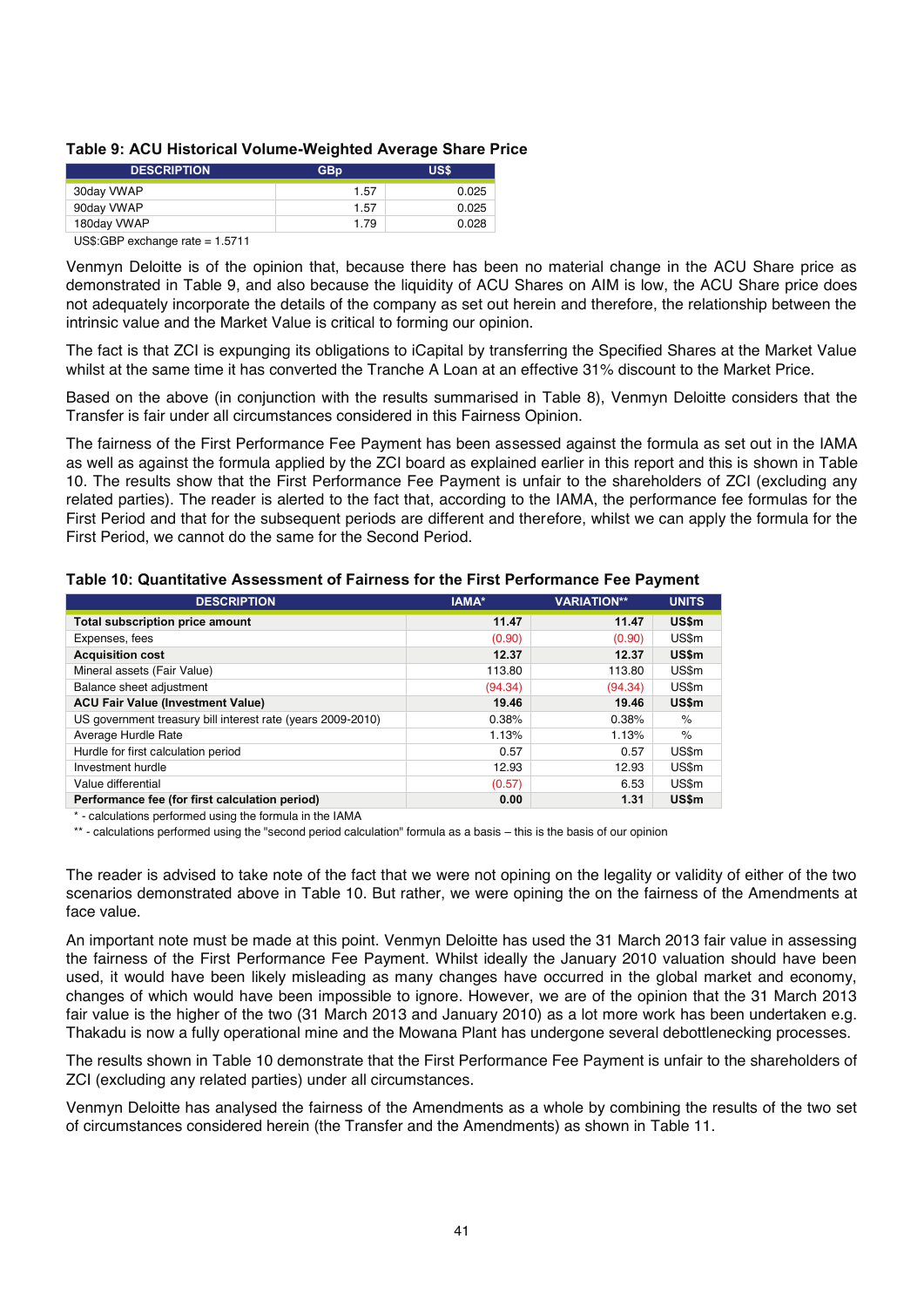**Table 9: ACU Historical Volume-Weighted Average Share Price**

| DESCRIPTION | GBp | US$ |
|---|---|---|
| 30day VWAP | 1.57 | 0.025 |
| 90day VWAP | 1.57 | 0.025 |
| 180day VWAP | 1.79 | 0.028 |

US$:GBP exchange rate = 1.5711

Venmyn Deloitte is of the opinion that, because there has been no material change in the ACU Share price as demonstrated in Table 9, and also because the liquidity of ACU Shares on AIM is low, the ACU Share price does not adequately incorporate the details of the company as set out herein and therefore, the relationship between the intrinsic value and the Market Value is critical to forming our opinion.

The fact is that ZCI is expunging its obligations to iCapital by transferring the Specified Shares at the Market Value whilst at the same time it has converted the Tranche A Loan at an effective 31% discount to the Market Price.

Based on the above (in conjunction with the results summarised in Table 8), Venmyn Deloitte considers that the Transfer is fair under all circumstances considered in this Fairness Opinion.

The fairness of the First Performance Fee Payment has been assessed against the formula as set out in the IAMA as well as against the formula applied by the ZCI board as explained earlier in this report and this is shown in Table 10. The results show that the First Performance Fee Payment is unfair to the shareholders of ZCI (excluding any related parties). The reader is alerted to the fact that, according to the IAMA, the performance fee formulas for the First Period and that for the subsequent periods are different and therefore, whilst we can apply the formula for the First Period, we cannot do the same for the Second Period.

**Table 10: Quantitative Assessment of Fairness for the First Performance Fee Payment**

| DESCRIPTION | IAMA* | VARIATION** | UNITS |
|---|---|---|---|
| **Total subscription price amount** | **11.47** | **11.47** | **US$m** |
| Expenses, fees | (0.90) | (0.90) | US$m |
| **Acquisition cost** | **12.37** | **12.37** | **US$m** |
| Mineral assets (Fair Value) | 113.80 | 113.80 | US$m |
| Balance sheet adjustment | (94.34) | (94.34) | US$m |
| **ACU Fair Value (Investment Value)** | **19.46** | **19.46** | **US$m** |
| US government treasury bill interest rate (years 2009-2010) | 0.38% | 0.38% | % |
| Average Hurdle Rate | 1.13% | 1.13% | % |
| Hurdle for first calculation period | 0.57 | 0.57 | US$m |
| Investment hurdle | 12.93 | 12.93 | US$m |
| Value differential | (0.57) | 6.53 | US$m |
| **Performance fee (for first calculation period)** | **0.00** | **1.31** | **US$m** |

\* - calculations performed using the formula in the IAMA

\** - calculations performed using the "second period calculation" formula as a basis – this is the basis of our opinion

The reader is advised to take note of the fact that we were not opining on the legality or validity of either of the two scenarios demonstrated above in Table 10. But rather, we were opining the on the fairness of the Amendments at face value.

An important note must be made at this point. Venmyn Deloitte has used the 31 March 2013 fair value in assessing the fairness of the First Performance Fee Payment. Whilst ideally the January 2010 valuation should have been used, it would have been likely misleading as many changes have occurred in the global market and economy, changes of which would have been impossible to ignore. However, we are of the opinion that the 31 March 2013 fair value is the higher of the two (31 March 2013 and January 2010) as a lot more work has been undertaken e.g. Thakadu is now a fully operational mine and the Mowana Plant has undergone several debottlenecking processes.

The results shown in Table 10 demonstrate that the First Performance Fee Payment is unfair to the shareholders of ZCI (excluding any related parties) under all circumstances.

Venmyn Deloitte has analysed the fairness of the Amendments as a whole by combining the results of the two set of circumstances considered herein (the Transfer and the Amendments) as shown in Table 11.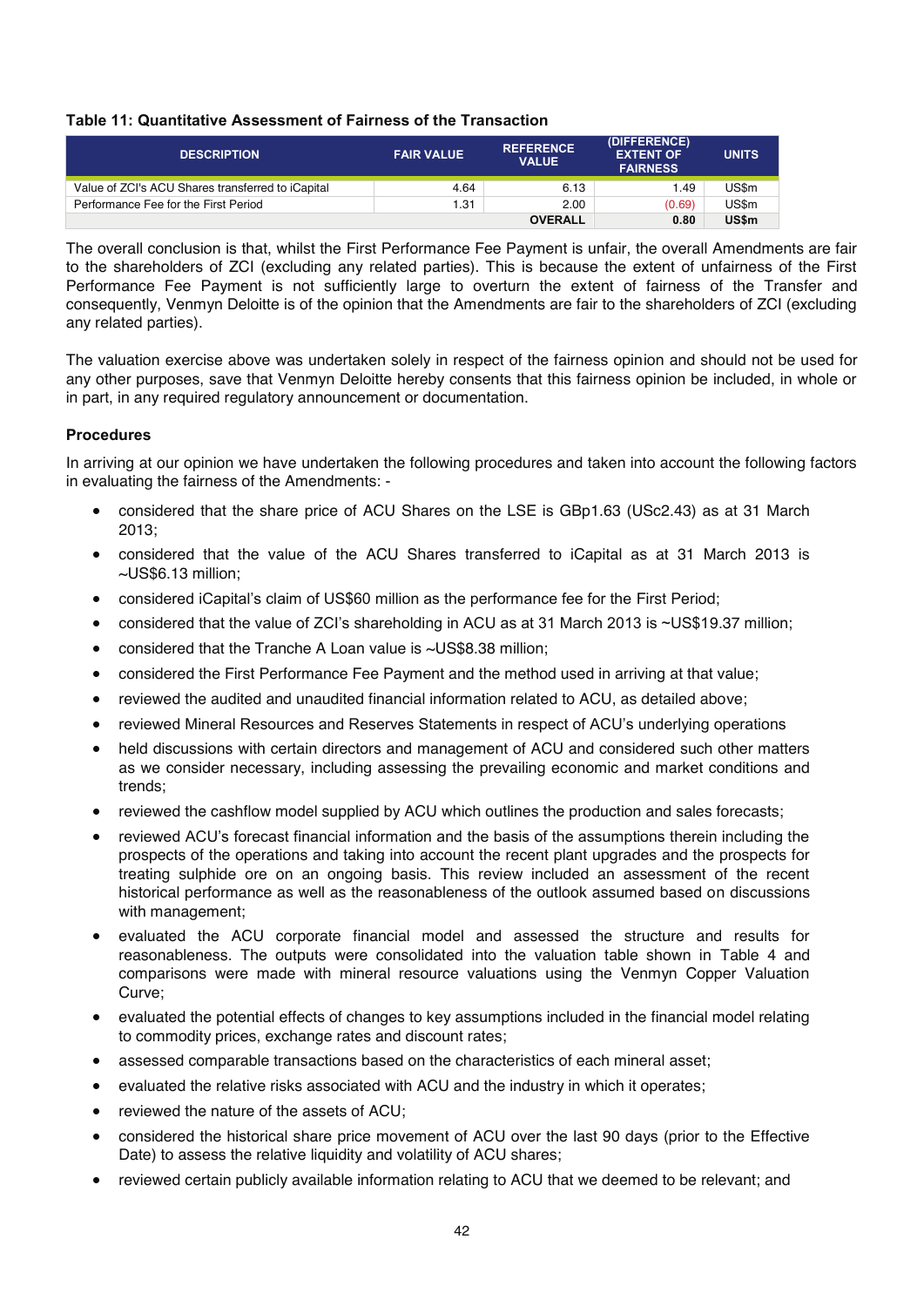**Table 11: Quantitative Assessment of Fairness of the Transaction**

| DESCRIPTION | FAIR VALUE | REFERENCE VALUE | (DIFFERENCE) EXTENT OF FAIRNESS | UNITS |
|---|---|---|---|---|
| Value of ZCI's ACU Shares transferred to iCapital | 4.64 | 6.13 | 1.49 | US$m |
| Performance Fee for the First Period | 1.31 | 2.00 | (0.69) | US$m |
| | | **OVERALL** | **0.80** | **US$m** |

The overall conclusion is that, whilst the First Performance Fee Payment is unfair, the overall Amendments are fair to the shareholders of ZCI (excluding any related parties). This is because the extent of unfairness of the First Performance Fee Payment is not sufficiently large to overturn the extent of fairness of the Transfer and consequently, Venmyn Deloitte is of the opinion that the Amendments are fair to the shareholders of ZCI (excluding any related parties).

The valuation exercise above was undertaken solely in respect of the fairness opinion and should not be used for any other purposes, save that Venmyn Deloitte hereby consents that this fairness opinion be included, in whole or in part, in any required regulatory announcement or documentation.

**Procedures**

In arriving at our opinion we have undertaken the following procedures and taken into account the following factors in evaluating the fairness of the Amendments: -

- considered that the share price of ACU Shares on the LSE is GBp1.63 (USc2.43) as at 31 March 2013;
- considered that the value of the ACU Shares transferred to iCapital as at 31 March 2013 is ~US$6.13 million;
- considered iCapital's claim of US$60 million as the performance fee for the First Period;
- considered that the value of ZCI's shareholding in ACU as at 31 March 2013 is ~US$19.37 million;
- considered that the Tranche A Loan value is ~US$8.38 million;
- considered the First Performance Fee Payment and the method used in arriving at that value;
- reviewed the audited and unaudited financial information related to ACU, as detailed above;
- reviewed Mineral Resources and Reserves Statements in respect of ACU's underlying operations
- held discussions with certain directors and management of ACU and considered such other matters as we consider necessary, including assessing the prevailing economic and market conditions and trends;
- reviewed the cashflow model supplied by ACU which outlines the production and sales forecasts;
- reviewed ACU's forecast financial information and the basis of the assumptions therein including the prospects of the operations and taking into account the recent plant upgrades and the prospects for treating sulphide ore on an ongoing basis. This review included an assessment of the recent historical performance as well as the reasonableness of the outlook assumed based on discussions with management;
- evaluated the ACU corporate financial model and assessed the structure and results for reasonableness. The outputs were consolidated into the valuation table shown in Table 4 and comparisons were made with mineral resource valuations using the Venmyn Copper Valuation Curve;
- evaluated the potential effects of changes to key assumptions included in the financial model relating to commodity prices, exchange rates and discount rates;
- assessed comparable transactions based on the characteristics of each mineral asset;
- evaluated the relative risks associated with ACU and the industry in which it operates;
- reviewed the nature of the assets of ACU;
- considered the historical share price movement of ACU over the last 90 days (prior to the Effective Date) to assess the relative liquidity and volatility of ACU shares;
- reviewed certain publicly available information relating to ACU that we deemed to be relevant; and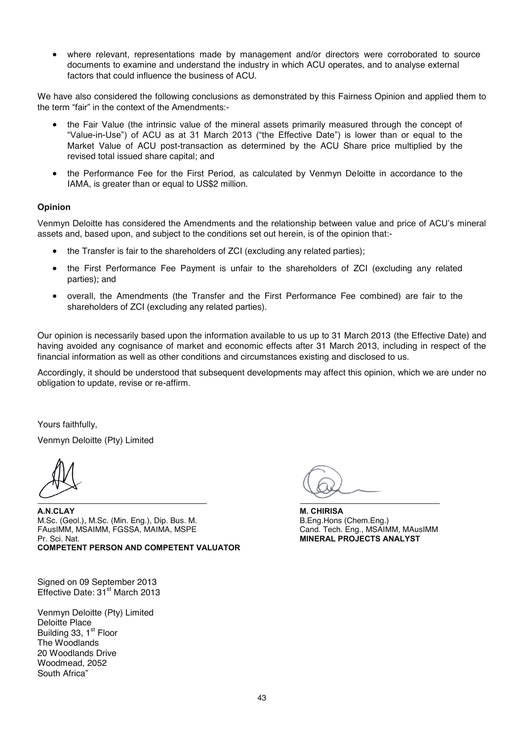- where relevant, representations made by management and/or directors were corroborated to source documents to examine and understand the industry in which ACU operates, and to analyse external factors that could influence the business of ACU.

We have also considered the following conclusions as demonstrated by this Fairness Opinion and applied them to the term "fair" in the context of the Amendments:-

- the Fair Value (the intrinsic value of the mineral assets primarily measured through the concept of "Value-in-Use") of ACU as at 31 March 2013 ("the Effective Date") is lower than or equal to the Market Value of ACU post-transaction as determined by the ACU Share price multiplied by the revised total issued share capital; and
- the Performance Fee for the First Period, as calculated by Venmyn Deloitte in accordance to the IAMA, is greater than or equal to US$2 million.

**Opinion**

Venmyn Deloitte has considered the Amendments and the relationship between value and price of ACU's mineral assets and, based upon, and subject to the conditions set out herein, is of the opinion that:-

- the Transfer is fair to the shareholders of ZCI (excluding any related parties);
- the First Performance Fee Payment is unfair to the shareholders of ZCI (excluding any related parties); and
- overall, the Amendments (the Transfer and the First Performance Fee combined) are fair to the shareholders of ZCI (excluding any related parties).

Our opinion is necessarily based upon the information available to us up to 31 March 2013 (the Effective Date) and having avoided any cognisance of market and economic effects after 31 March 2013, including in respect of the financial information as well as other conditions and circumstances existing and disclosed to us.

Accordingly, it should be understood that subsequent developments may affect this opinion, which we are under no obligation to update, revise or re-affirm.

Yours faithfully,

Venmyn Deloitte (Pty) Limited

**A.N.CLAY**
M.Sc. (Geol.), M.Sc. (Min. Eng.), Dip. Bus. M.
FAusIMM, MSAIMM, FGSSA, MAIMA, MSPE
Pr. Sci. Nat.
**COMPETENT PERSON AND COMPETENT VALUATOR**

**M. CHIRISA**
B.Eng.Hons (Chem.Eng.)
Cand. Tech. Eng., MSAIMM, MAusIMM
**MINERAL PROJECTS ANALYST**

Signed on 09 September 2013
Effective Date: 31st March 2013

Venmyn Deloitte (Pty) Limited
Deloitte Place
Building 33, 1st Floor
The Woodlands
20 Woodlands Drive
Woodmead, 2052
South Africa"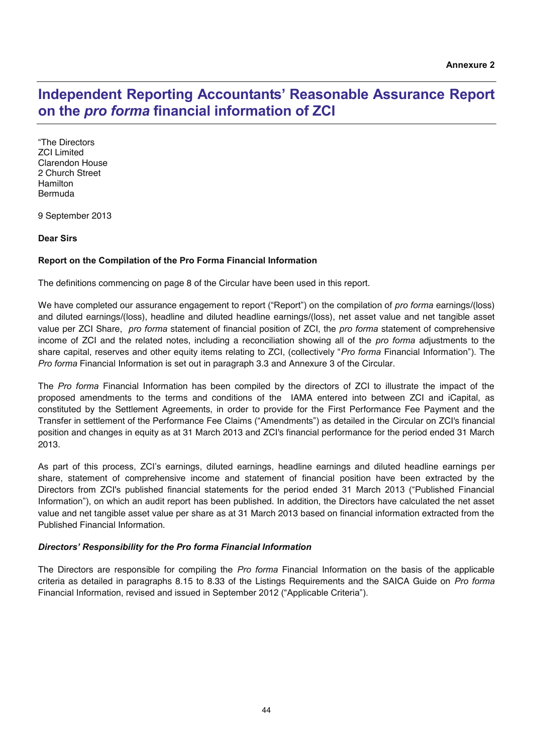**Annexure 2**

# Independent Reporting Accountants' Reasonable Assurance Report on the *pro forma* financial information of ZCI

"The Directors
ZCI Limited
Clarendon House
2 Church Street
Hamilton
Bermuda

9 September 2013

**Dear Sirs**

**Report on the Compilation of the Pro Forma Financial Information**

The definitions commencing on page 8 of the Circular have been used in this report.

We have completed our assurance engagement to report ("Report") on the compilation of *pro forma* earnings/(loss) and diluted earnings/(loss), headline and diluted headline earnings/(loss), net asset value and net tangible asset value per ZCI Share, *pro forma* statement of financial position of ZCI, the *pro forma* statement of comprehensive income of ZCI and the related notes, including a reconciliation showing all of the *pro forma* adjustments to the share capital, reserves and other equity items relating to ZCI, (collectively "*Pro forma* Financial Information"). The *Pro forma* Financial Information is set out in paragraph 3.3 and Annexure 3 of the Circular.

The *Pro forma* Financial Information has been compiled by the directors of ZCI to illustrate the impact of the proposed amendments to the terms and conditions of the IAMA entered into between ZCI and iCapital, as constituted by the Settlement Agreements, in order to provide for the First Performance Fee Payment and the Transfer in settlement of the Performance Fee Claims ("Amendments") as detailed in the Circular on ZCI's financial position and changes in equity as at 31 March 2013 and ZCI's financial performance for the period ended 31 March 2013.

As part of this process, ZCI's earnings, diluted earnings, headline earnings and diluted headline earnings per share, statement of comprehensive income and statement of financial position have been extracted by the Directors from ZCI's published financial statements for the period ended 31 March 2013 ("Published Financial Information"), on which an audit report has been published. In addition, the Directors have calculated the net asset value and net tangible asset value per share as at 31 March 2013 based on financial information extracted from the Published Financial Information.

***Directors' Responsibility for the Pro forma Financial Information***

The Directors are responsible for compiling the *Pro forma* Financial Information on the basis of the applicable criteria as detailed in paragraphs 8.15 to 8.33 of the Listings Requirements and the SAICA Guide on *Pro forma* Financial Information, revised and issued in September 2012 ("Applicable Criteria").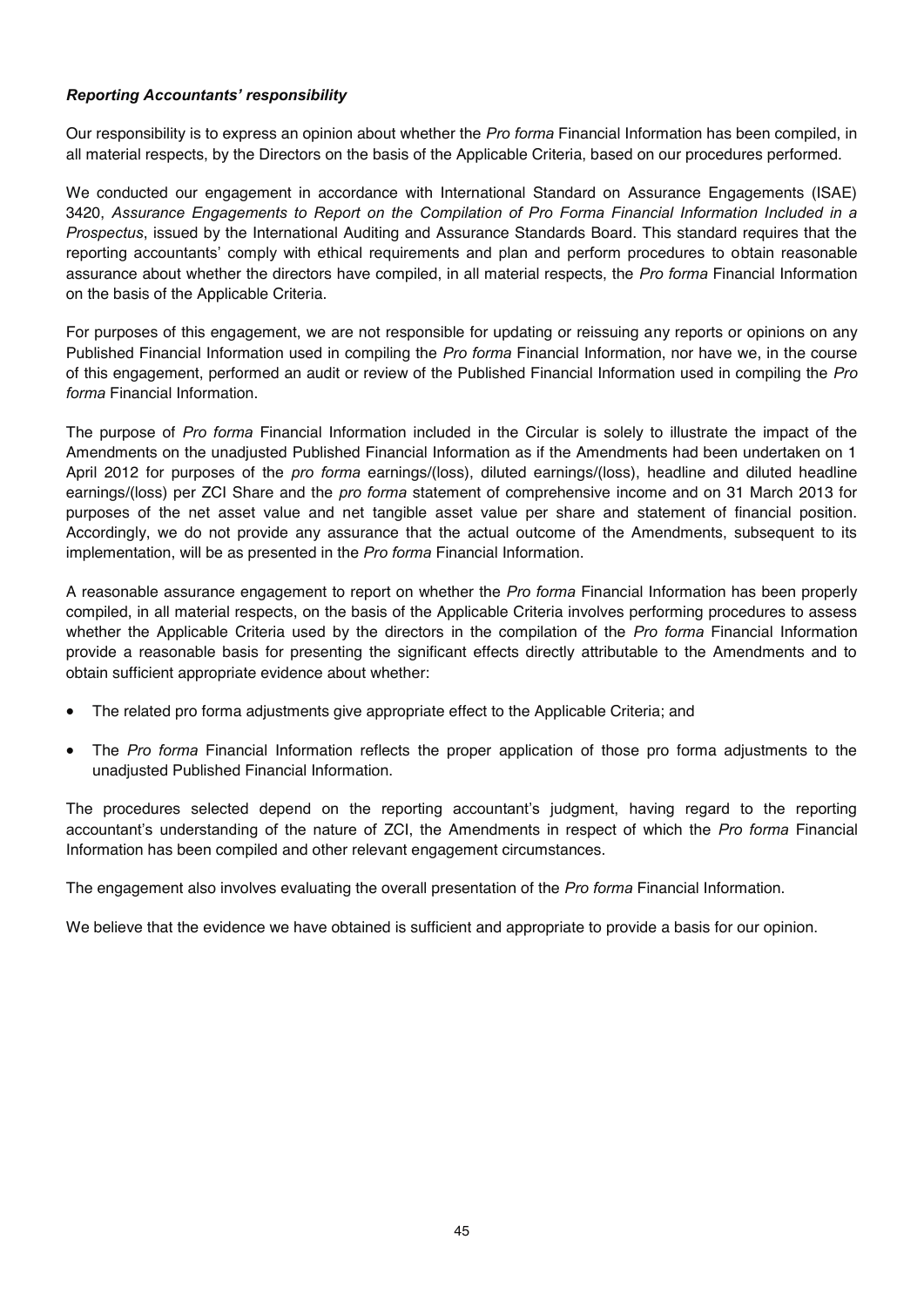***Reporting Accountants' responsibility***

Our responsibility is to express an opinion about whether the *Pro forma* Financial Information has been compiled, in all material respects, by the Directors on the basis of the Applicable Criteria, based on our procedures performed.

We conducted our engagement in accordance with International Standard on Assurance Engagements (ISAE) 3420, *Assurance Engagements to Report on the Compilation of Pro Forma Financial Information Included in a Prospectus*, issued by the International Auditing and Assurance Standards Board. This standard requires that the reporting accountants' comply with ethical requirements and plan and perform procedures to obtain reasonable assurance about whether the directors have compiled, in all material respects, the *Pro forma* Financial Information on the basis of the Applicable Criteria.

For purposes of this engagement, we are not responsible for updating or reissuing any reports or opinions on any Published Financial Information used in compiling the *Pro forma* Financial Information, nor have we, in the course of this engagement, performed an audit or review of the Published Financial Information used in compiling the *Pro forma* Financial Information.

The purpose of *Pro forma* Financial Information included in the Circular is solely to illustrate the impact of the Amendments on the unadjusted Published Financial Information as if the Amendments had been undertaken on 1 April 2012 for purposes of the *pro forma* earnings/(loss), diluted earnings/(loss), headline and diluted headline earnings/(loss) per ZCI Share and the *pro forma* statement of comprehensive income and on 31 March 2013 for purposes of the net asset value and net tangible asset value per share and statement of financial position. Accordingly, we do not provide any assurance that the actual outcome of the Amendments, subsequent to its implementation, will be as presented in the *Pro forma* Financial Information.

A reasonable assurance engagement to report on whether the *Pro forma* Financial Information has been properly compiled, in all material respects, on the basis of the Applicable Criteria involves performing procedures to assess whether the Applicable Criteria used by the directors in the compilation of the *Pro forma* Financial Information provide a reasonable basis for presenting the significant effects directly attributable to the Amendments and to obtain sufficient appropriate evidence about whether:

- The related pro forma adjustments give appropriate effect to the Applicable Criteria; and
- The *Pro forma* Financial Information reflects the proper application of those pro forma adjustments to the unadjusted Published Financial Information.

The procedures selected depend on the reporting accountant's judgment, having regard to the reporting accountant's understanding of the nature of ZCI, the Amendments in respect of which the *Pro forma* Financial Information has been compiled and other relevant engagement circumstances.

The engagement also involves evaluating the overall presentation of the *Pro forma* Financial Information.

We believe that the evidence we have obtained is sufficient and appropriate to provide a basis for our opinion.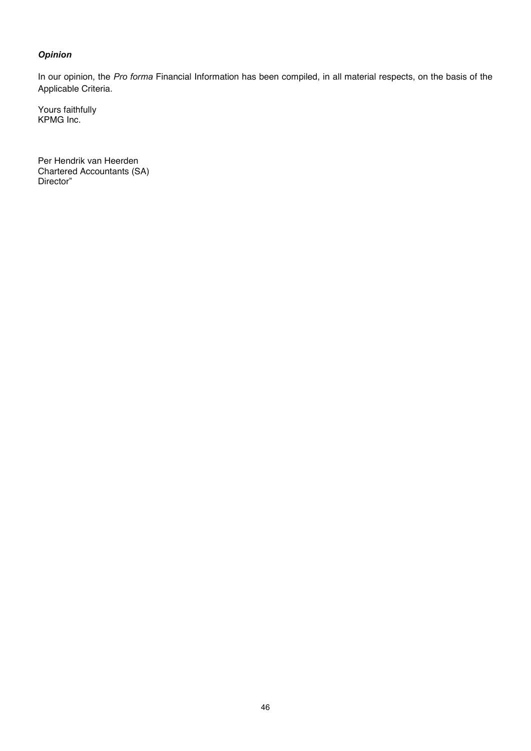***Opinion***

In our opinion, the *Pro forma* Financial Information has been compiled, in all material respects, on the basis of the Applicable Criteria.

Yours faithfully
KPMG Inc.

Per Hendrik van Heerden
Chartered Accountants (SA)
Director"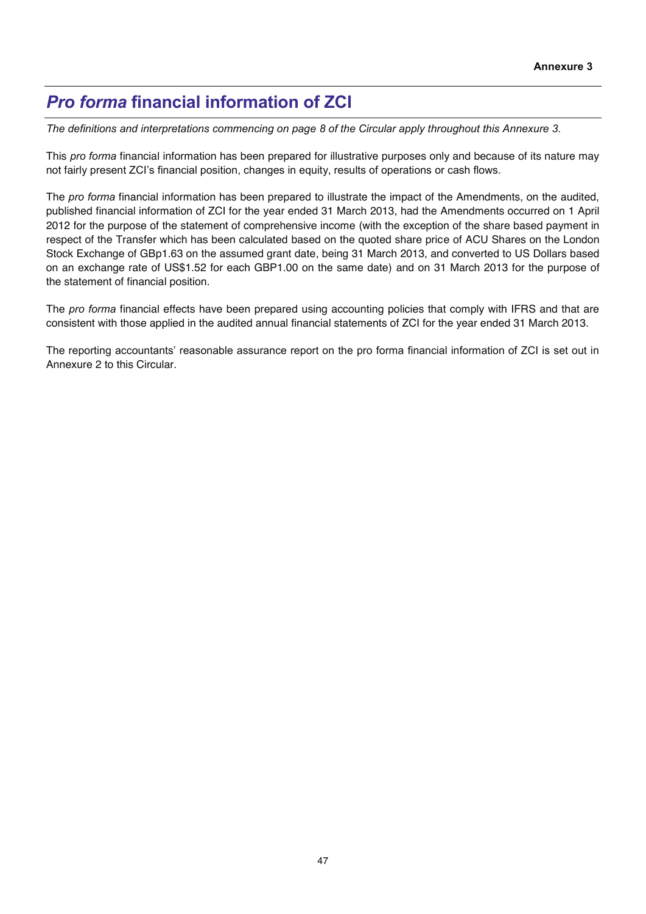**Annexure 3**

# *Pro forma* financial information of ZCI

*The definitions and interpretations commencing on page 8 of the Circular apply throughout this Annexure 3.*

This *pro forma* financial information has been prepared for illustrative purposes only and because of its nature may not fairly present ZCI's financial position, changes in equity, results of operations or cash flows.

The *pro forma* financial information has been prepared to illustrate the impact of the Amendments, on the audited, published financial information of ZCI for the year ended 31 March 2013, had the Amendments occurred on 1 April 2012 for the purpose of the statement of comprehensive income (with the exception of the share based payment in respect of the Transfer which has been calculated based on the quoted share price of ACU Shares on the London Stock Exchange of GBp1.63 on the assumed grant date, being 31 March 2013, and converted to US Dollars based on an exchange rate of US$1.52 for each GBP1.00 on the same date) and on 31 March 2013 for the purpose of the statement of financial position.

The *pro forma* financial effects have been prepared using accounting policies that comply with IFRS and that are consistent with those applied in the audited annual financial statements of ZCI for the year ended 31 March 2013.

The reporting accountants' reasonable assurance report on the pro forma financial information of ZCI is set out in Annexure 2 to this Circular.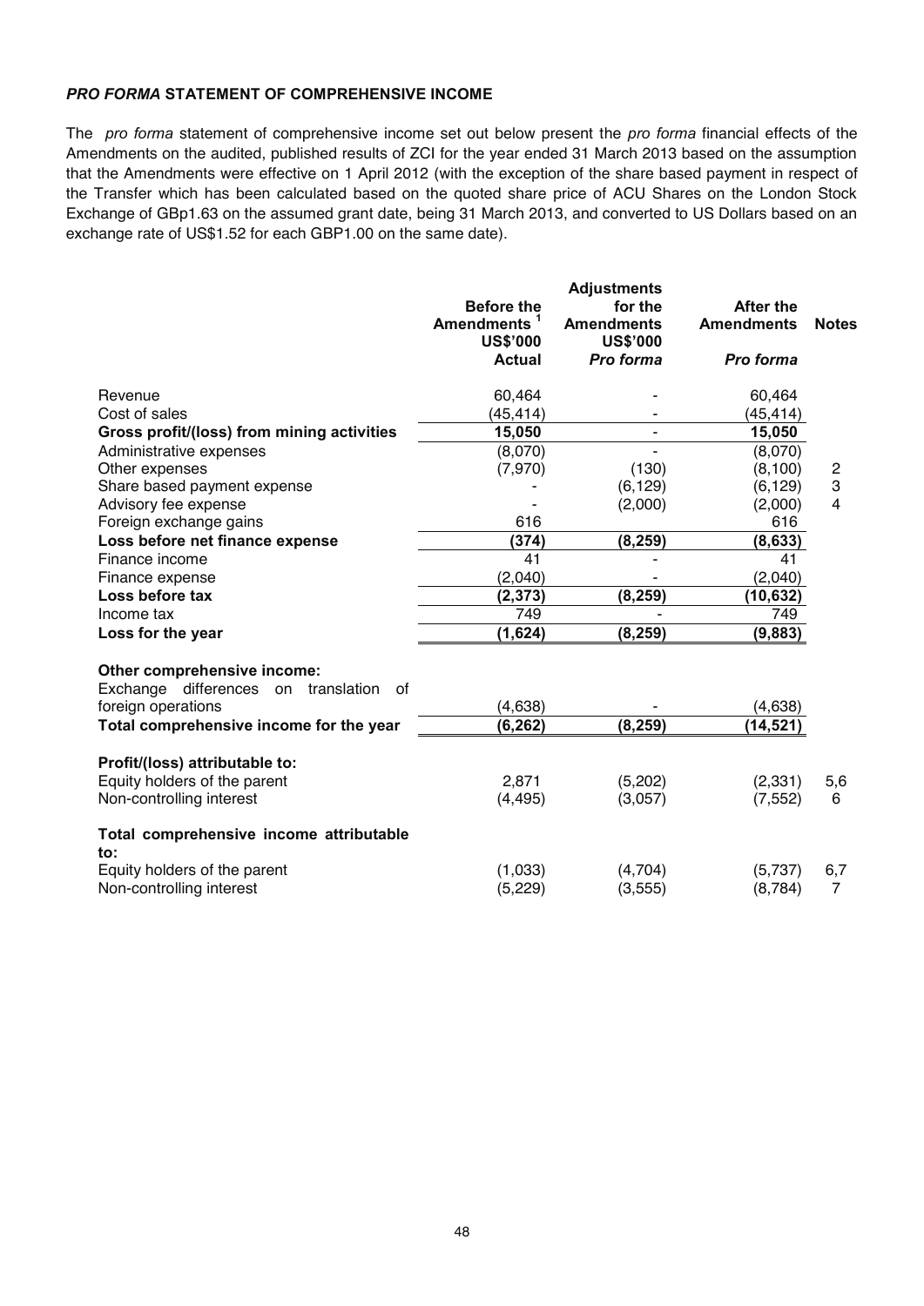### ***PRO FORMA* STATEMENT OF COMPREHENSIVE INCOME**

The *pro forma* statement of comprehensive income set out below present the *pro forma* financial effects of the Amendments on the audited, published results of ZCI for the year ended 31 March 2013 based on the assumption that the Amendments were effective on 1 April 2012 (with the exception of the share based payment in respect of the Transfer which has been calculated based on the quoted share price of ACU Shares on the London Stock Exchange of GBp1.63 on the assumed grant date, being 31 March 2013, and converted to US Dollars based on an exchange rate of US$1.52 for each GBP1.00 on the same date).

| | Before the Amendments [1] US$'000 | Adjustments for the Amendments US$'000 | After the Amendments | Notes |
|---|---|---|---|---|
| | **Actual** | ***Pro forma*** | ***Pro forma*** | |
| Revenue | 60,464 | - | 60,464 | |
| Cost of sales | (45,414) | - | (45,414) | |
| **Gross profit/(loss) from mining activities** | **15,050** | - | **15,050** | |
| Administrative expenses | (8,070) | - | (8,070) | |
| Other expenses | (7,970) | (130) | (8,100) | 2 |
| Share based payment expense | - | (6,129) | (6,129) | 3 |
| Advisory fee expense | - | (2,000) | (2,000) | 4 |
| Foreign exchange gains | 616 | | 616 | |
| **Loss before net finance expense** | **(374)** | **(8,259)** | **(8,633)** | |
| Finance income | 41 | - | 41 | |
| Finance expense | (2,040) | - | (2,040) | |
| **Loss before tax** | **(2,373)** | **(8,259)** | **(10,632)** | |
| Income tax | 749 | - | 749 | |
| **Loss for the year** | **(1,624)** | **(8,259)** | **(9,883)** | |
| | | | | |
| **Other comprehensive income:** | | | | |
| Exchange differences on translation of foreign operations | (4,638) | - | (4,638) | |
| **Total comprehensive income for the year** | **(6,262)** | **(8,259)** | **(14,521)** | |
| | | | | |
| **Profit/(loss) attributable to:** | | | | |
| Equity holders of the parent | 2,871 | (5,202) | (2,331) | 5,6 |
| Non-controlling interest | (4,495) | (3,057) | (7,552) | 6 |
| | | | | |
| **Total comprehensive income attributable to:** | | | | |
| Equity holders of the parent | (1,033) | (4,704) | (5,737) | 6,7 |
| Non-controlling interest | (5,229) | (3,555) | (8,784) | 7 |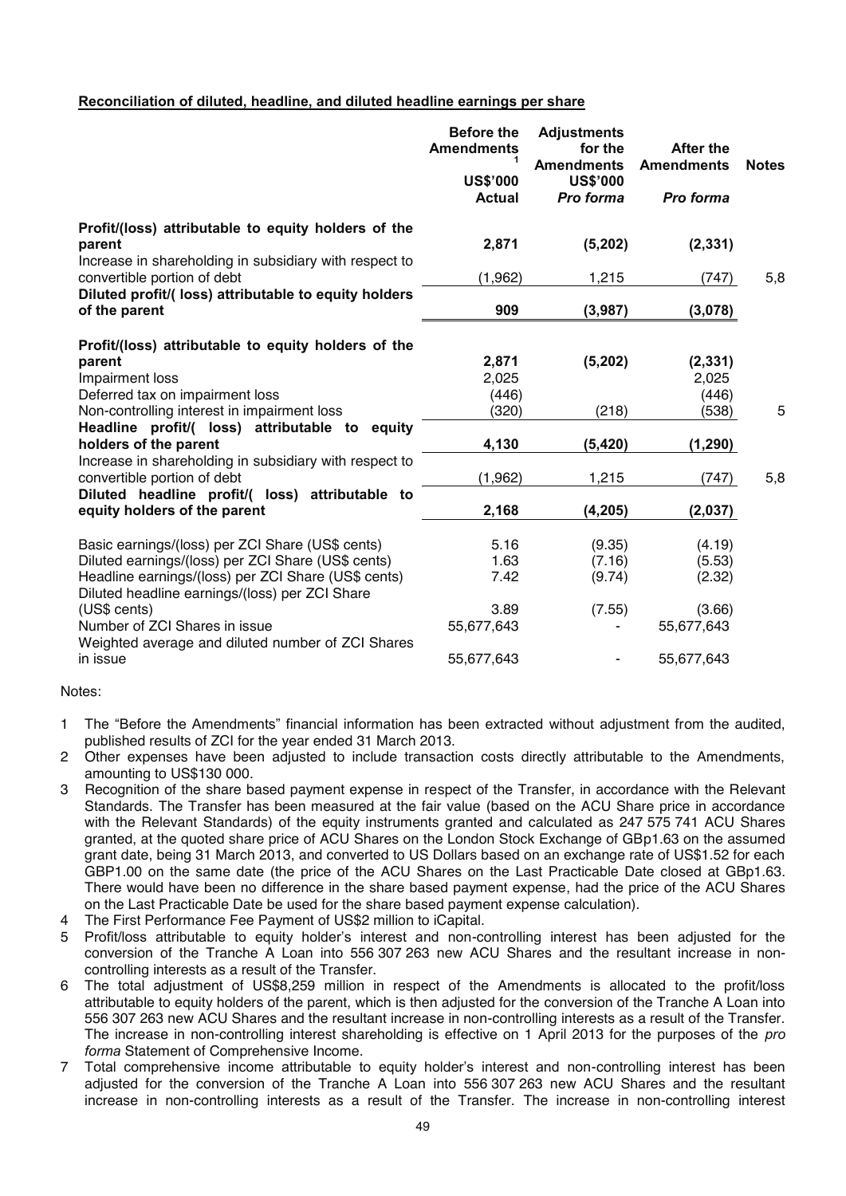**Reconciliation of diluted, headline, and diluted headline earnings per share**

| | Before the Amendments[1] US$'000 *Actual* | Adjustments for the Amendments US$'000 *Pro forma* | After the Amendments *Pro forma* | Notes |
|---|---|---|---|---|
| **Profit/(loss) attributable to equity holders of the parent** | **2,871** | **(5,202)** | **(2,331)** | |
| Increase in shareholding in subsidiary with respect to convertible portion of debt | (1,962) | 1,215 | (747) | 5,8 |
| **Diluted profit/( loss) attributable to equity holders of the parent** | **909** | **(3,987)** | **(3,078)** | |
| | | | | |
| **Profit/(loss) attributable to equity holders of the parent** | **2,871** | **(5,202)** | **(2,331)** | |
| Impairment loss | 2,025 | | 2,025 | |
| Deferred tax on impairment loss | (446) | | (446) | |
| Non-controlling interest in impairment loss | (320) | (218) | (538) | 5 |
| **Headline profit/( loss) attributable to equity holders of the parent** | **4,130** | **(5,420)** | **(1,290)** | |
| Increase in shareholding in subsidiary with respect to convertible portion of debt | (1,962) | 1,215 | (747) | 5,8 |
| **Diluted headline profit/( loss) attributable to equity holders of the parent** | **2,168** | **(4,205)** | **(2,037)** | |
| | | | | |
| Basic earnings/(loss) per ZCI Share (US$ cents) | 5.16 | (9.35) | (4.19) | |
| Diluted earnings/(loss) per ZCI Share (US$ cents) | 1.63 | (7.16) | (5.53) | |
| Headline earnings/(loss) per ZCI Share (US$ cents) | 7.42 | (9.74) | (2.32) | |
| Diluted headline earnings/(loss) per ZCI Share (US$ cents) | 3.89 | (7.55) | (3.66) | |
| Number of ZCI Shares in issue | 55,677,643 | - | 55,677,643 | |
| Weighted average and diluted number of ZCI Shares in issue | 55,677,643 | - | 55,677,643 | |

Notes:

1 The "Before the Amendments" financial information has been extracted without adjustment from the audited, published results of ZCI for the year ended 31 March 2013.

2 Other expenses have been adjusted to include transaction costs directly attributable to the Amendments, amounting to US$130 000.

3 Recognition of the share based payment expense in respect of the Transfer, in accordance with the Relevant Standards. The Transfer has been measured at the fair value (based on the ACU Share price in accordance with the Relevant Standards) of the equity instruments granted and calculated as 247 575 741 ACU Shares granted, at the quoted share price of ACU Shares on the London Stock Exchange of GBp1.63 on the assumed grant date, being 31 March 2013, and converted to US Dollars based on an exchange rate of US$1.52 for each GBP1.00 on the same date (the price of the ACU Shares on the Last Practicable Date closed at GBp1.63. There would have been no difference in the share based payment expense, had the price of the ACU Shares on the Last Practicable Date be used for the share based payment expense calculation).

4 The First Performance Fee Payment of US$2 million to iCapital.

5 Profit/loss attributable to equity holder's interest and non-controlling interest has been adjusted for the conversion of the Tranche A Loan into 556 307 263 new ACU Shares and the resultant increase in non-controlling interests as a result of the Transfer.

6 The total adjustment of US$8,259 million in respect of the Amendments is allocated to the profit/loss attributable to equity holders of the parent, which is then adjusted for the conversion of the Tranche A Loan into 556 307 263 new ACU Shares and the resultant increase in non-controlling interests as a result of the Transfer. The increase in non-controlling interest shareholding is effective on 1 April 2013 for the purposes of the *pro forma* Statement of Comprehensive Income.

7 Total comprehensive income attributable to equity holder's interest and non-controlling interest has been adjusted for the conversion of the Tranche A Loan into 556 307 263 new ACU Shares and the resultant increase in non-controlling interests as a result of the Transfer. The increase in non-controlling interest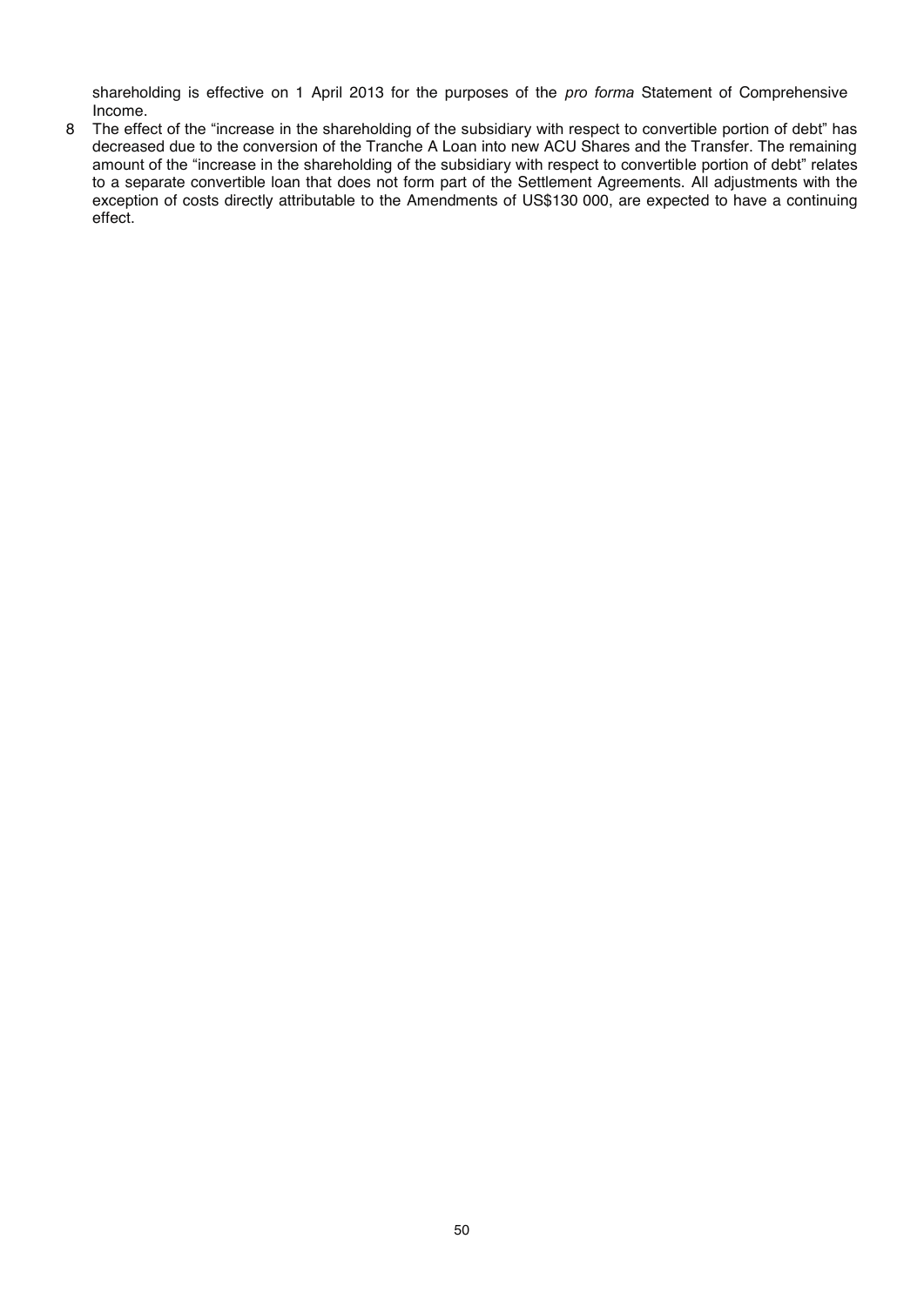shareholding is effective on 1 April 2013 for the purposes of the *pro forma* Statement of Comprehensive Income.

8 The effect of the "increase in the shareholding of the subsidiary with respect to convertible portion of debt" has decreased due to the conversion of the Tranche A Loan into new ACU Shares and the Transfer. The remaining amount of the "increase in the shareholding of the subsidiary with respect to convertible portion of debt" relates to a separate convertible loan that does not form part of the Settlement Agreements. All adjustments with the exception of costs directly attributable to the Amendments of US$130 000, are expected to have a continuing effect.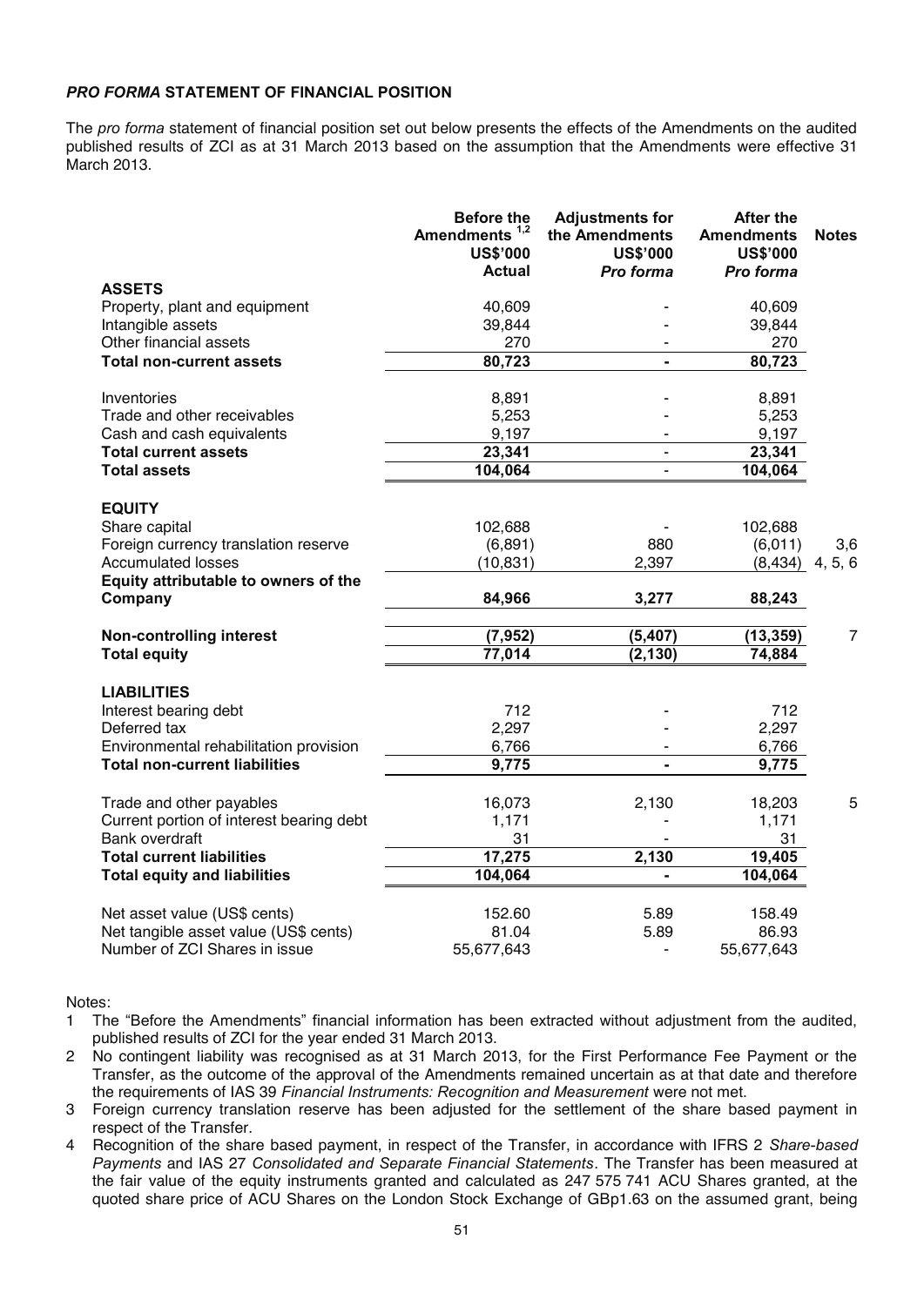## *PRO FORMA* STATEMENT OF FINANCIAL POSITION

The *pro forma* statement of financial position set out below presents the effects of the Amendments on the audited published results of ZCI as at 31 March 2013 based on the assumption that the Amendments were effective 31 March 2013.

| | Before the Amendments [1,2] US$'000 Actual | Adjustments for the Amendments US$'000 *Pro forma* | After the Amendments US$'000 *Pro forma* | Notes |
|---|---|---|---|---|
| **ASSETS** | | | | |
| Property, plant and equipment | 40,609 | - | 40,609 | |
| Intangible assets | 39,844 | - | 39,844 | |
| Other financial assets | 270 | - | 270 | |
| **Total non-current assets** | **80,723** | **-** | **80,723** | |
| Inventories | 8,891 | - | 8,891 | |
| Trade and other receivables | 5,253 | - | 5,253 | |
| Cash and cash equivalents | 9,197 | - | 9,197 | |
| **Total current assets** | **23,341** | **-** | **23,341** | |
| **Total assets** | **104,064** | **-** | **104,064** | |
| **EQUITY** | | | | |
| Share capital | 102,688 | - | 102,688 | |
| Foreign currency translation reserve | (6,891) | 880 | (6,011) | 3,6 |
| Accumulated losses | (10,831) | 2,397 | (8,434) | 4, 5, 6 |
| **Equity attributable to owners of the Company** | **84,966** | **3,277** | **88,243** | |
| **Non-controlling interest** | **(7,952)** | **(5,407)** | **(13,359)** | 7 |
| **Total equity** | **77,014** | **(2,130)** | **74,884** | |
| **LIABILITIES** | | | | |
| Interest bearing debt | 712 | - | 712 | |
| Deferred tax | 2,297 | - | 2,297 | |
| Environmental rehabilitation provision | 6,766 | - | 6,766 | |
| **Total non-current liabilities** | **9,775** | **-** | **9,775** | |
| Trade and other payables | 16,073 | 2,130 | 18,203 | 5 |
| Current portion of interest bearing debt | 1,171 | - | 1,171 | |
| Bank overdraft | 31 | - | 31 | |
| **Total current liabilities** | **17,275** | **2,130** | **19,405** | |
| **Total equity and liabilities** | **104,064** | **-** | **104,064** | |
| Net asset value (US$ cents) | 152.60 | 5.89 | 158.49 | |
| Net tangible asset value (US$ cents) | 81.04 | 5.89 | 86.93 | |
| Number of ZCI Shares in issue | 55,677,643 | - | 55,677,643 | |

Notes:

1. The "Before the Amendments" financial information has been extracted without adjustment from the audited, published results of ZCI for the year ended 31 March 2013.
2. No contingent liability was recognised as at 31 March 2013, for the First Performance Fee Payment or the Transfer, as the outcome of the approval of the Amendments remained uncertain as at that date and therefore the requirements of IAS 39 *Financial Instruments: Recognition and Measurement* were not met.
3. Foreign currency translation reserve has been adjusted for the settlement of the share based payment in respect of the Transfer.
4. Recognition of the share based payment, in respect of the Transfer, in accordance with IFRS 2 *Share-based Payments* and IAS 27 *Consolidated and Separate Financial Statements*. The Transfer has been measured at the fair value of the equity instruments granted and calculated as 247 575 741 ACU Shares granted, at the quoted share price of ACU Shares on the London Stock Exchange of GBp1.63 on the assumed grant, being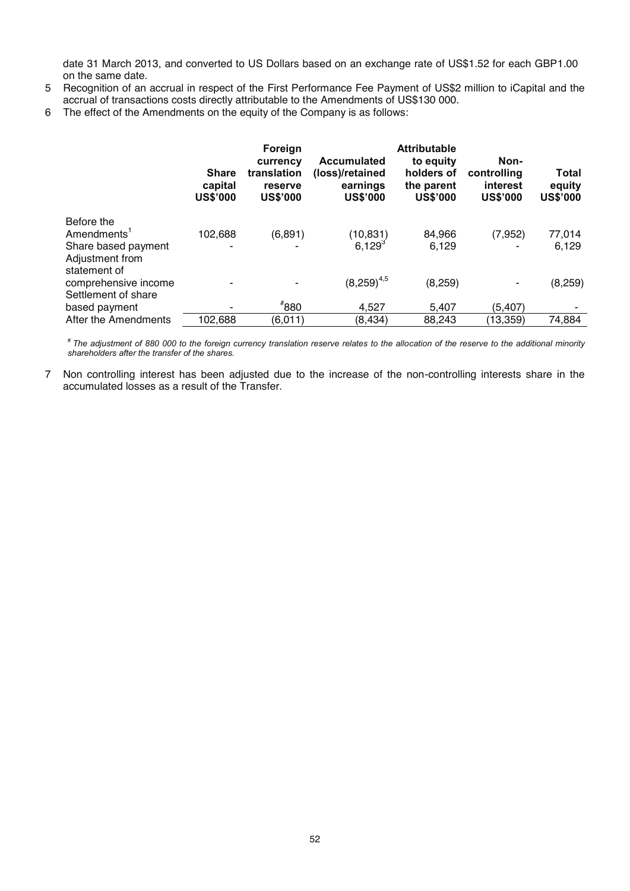date 31 March 2013, and converted to US Dollars based on an exchange rate of US$1.52 for each GBP1.00 on the same date.

5 Recognition of an accrual in respect of the First Performance Fee Payment of US$2 million to iCapital and the accrual of transactions costs directly attributable to the Amendments of US$130 000.

6 The effect of the Amendments on the equity of the Company is as follows:

| | Share capital US$'000 | Foreign currency translation reserve US$'000 | Accumulated (loss)/retained earnings US$'000 | Attributable to equity holders of the parent US$'000 | Non-controlling interest US$'000 | Total equity US$'000 |
|---|---|---|---|---|---|---|
| Before the Amendments[1] | 102,688 | (6,891) | (10,831) | 84,966 | (7,952) | 77,014 |
| Share based payment | - | - | 6,129[3] | 6,129 | - | 6,129 |
| Adjustment from statement of comprehensive income | - | - | (8,259)[4,5] | (8,259) | - | (8,259) |
| Settlement of share based payment | - | #880 | 4,527 | 5,407 | (5,407) | - |
| After the Amendments | 102,688 | (6,011) | (8,434) | 88,243 | (13,359) | 74,884 |

*# The adjustment of 880 000 to the foreign currency translation reserve relates to the allocation of the reserve to the additional minority shareholders after the transfer of the shares.*

7 Non controlling interest has been adjusted due to the increase of the non-controlling interests share in the accumulated losses as a result of the Transfer.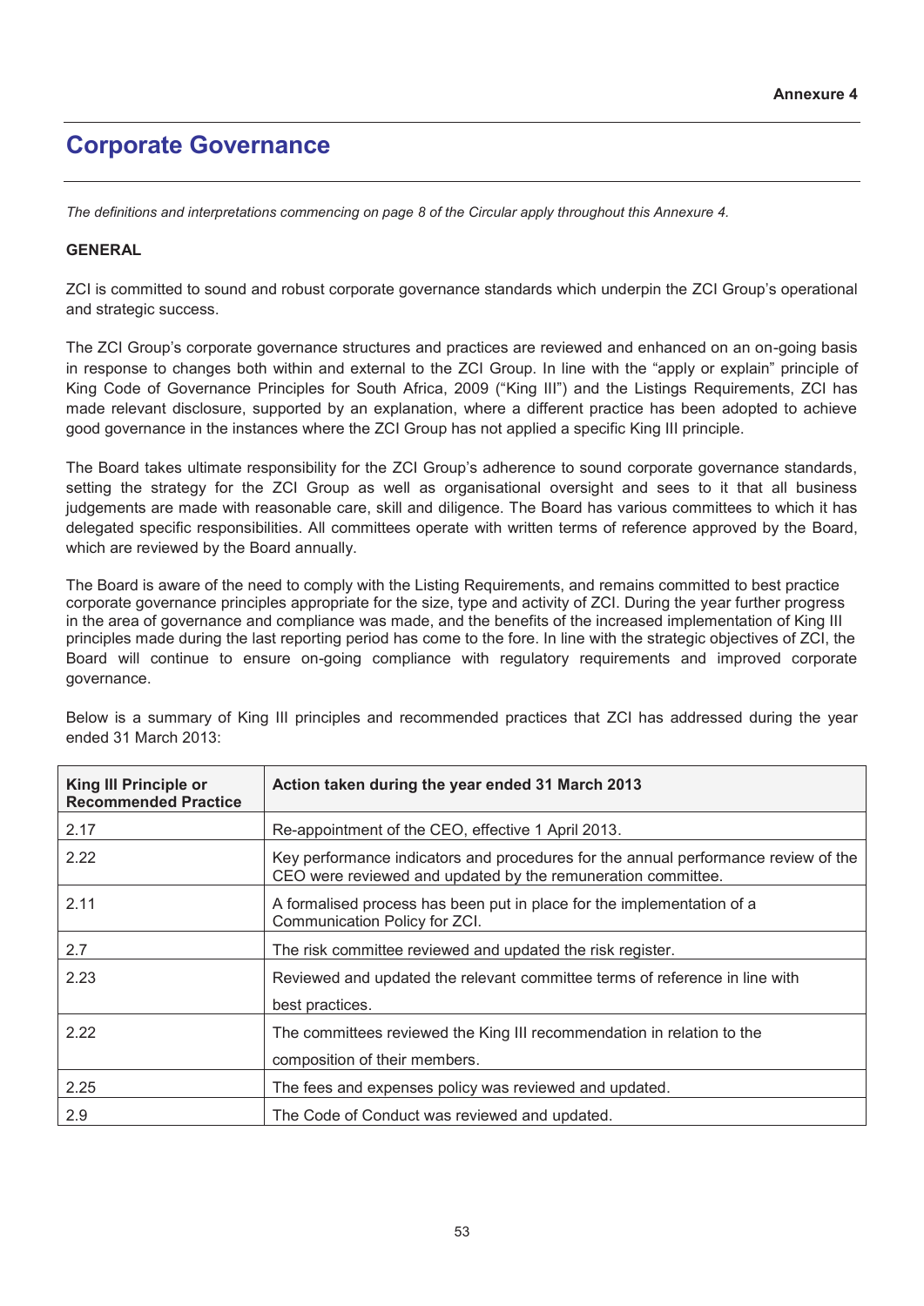**Annexure 4**

# Corporate Governance

*The definitions and interpretations commencing on page 8 of the Circular apply throughout this Annexure 4.*

**GENERAL**

ZCI is committed to sound and robust corporate governance standards which underpin the ZCI Group's operational and strategic success.

The ZCI Group's corporate governance structures and practices are reviewed and enhanced on an on-going basis in response to changes both within and external to the ZCI Group. In line with the "apply or explain" principle of King Code of Governance Principles for South Africa, 2009 ("King III") and the Listings Requirements, ZCI has made relevant disclosure, supported by an explanation, where a different practice has been adopted to achieve good governance in the instances where the ZCI Group has not applied a specific King III principle.

The Board takes ultimate responsibility for the ZCI Group's adherence to sound corporate governance standards, setting the strategy for the ZCI Group as well as organisational oversight and sees to it that all business judgements are made with reasonable care, skill and diligence. The Board has various committees to which it has delegated specific responsibilities. All committees operate with written terms of reference approved by the Board, which are reviewed by the Board annually.

The Board is aware of the need to comply with the Listing Requirements, and remains committed to best practice corporate governance principles appropriate for the size, type and activity of ZCI. During the year further progress in the area of governance and compliance was made, and the benefits of the increased implementation of King III principles made during the last reporting period has come to the fore. In line with the strategic objectives of ZCI, the Board will continue to ensure on-going compliance with regulatory requirements and improved corporate governance.

Below is a summary of King III principles and recommended practices that ZCI has addressed during the year ended 31 March 2013:

| King III Principle or Recommended Practice | Action taken during the year ended 31 March 2013 |
|---|---|
| 2.17 | Re-appointment of the CEO, effective 1 April 2013. |
| 2.22 | Key performance indicators and procedures for the annual performance review of the CEO were reviewed and updated by the remuneration committee. |
| 2.11 | A formalised process has been put in place for the implementation of a Communication Policy for ZCI. |
| 2.7 | The risk committee reviewed and updated the risk register. |
| 2.23 | Reviewed and updated the relevant committee terms of reference in line with best practices. |
| 2.22 | The committees reviewed the King III recommendation in relation to the composition of their members. |
| 2.25 | The fees and expenses policy was reviewed and updated. |
| 2.9 | The Code of Conduct was reviewed and updated. |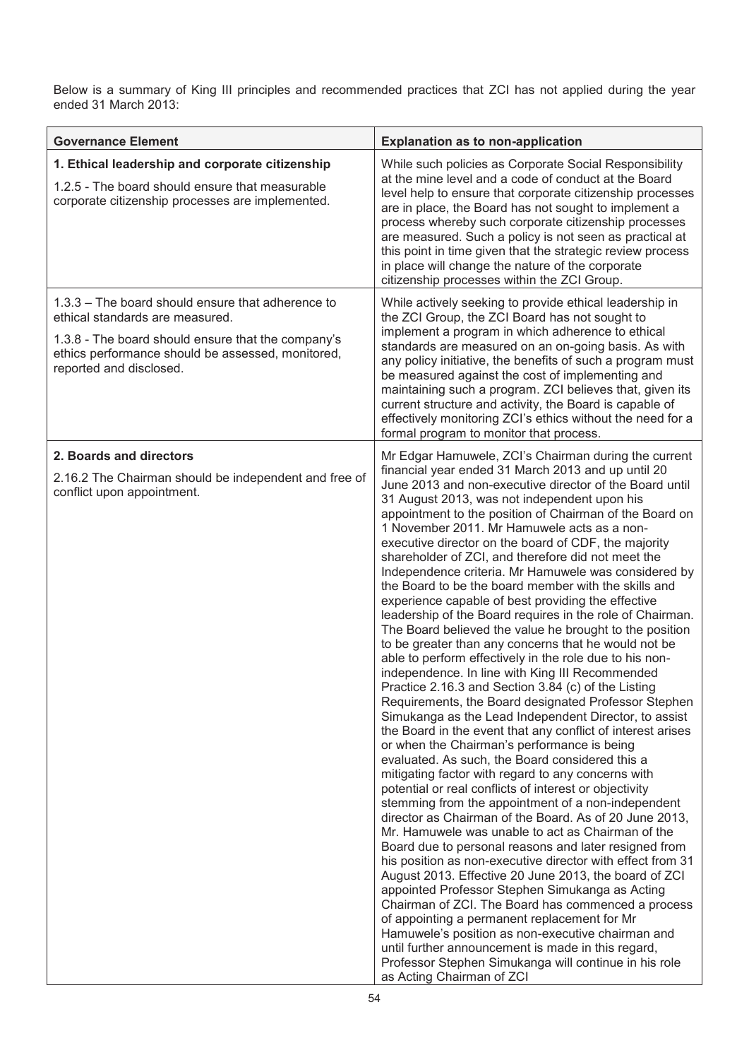Below is a summary of King III principles and recommended practices that ZCI has not applied during the year ended 31 March 2013:

| Governance Element | Explanation as to non-application |
|---|---|
| **1. Ethical leadership and corporate citizenship**<br><br>1.2.5 - The board should ensure that measurable corporate citizenship processes are implemented. | While such policies as Corporate Social Responsibility at the mine level and a code of conduct at the Board level help to ensure that corporate citizenship processes are in place, the Board has not sought to implement a process whereby such corporate citizenship processes are measured. Such a policy is not seen as practical at this point in time given that the strategic review process in place will change the nature of the corporate citizenship processes within the ZCI Group. |
| 1.3.3 – The board should ensure that adherence to ethical standards are measured.<br><br>1.3.8 - The board should ensure that the company's ethics performance should be assessed, monitored, reported and disclosed. | While actively seeking to provide ethical leadership in the ZCI Group, the ZCI Board has not sought to implement a program in which adherence to ethical standards are measured on an on-going basis. As with any policy initiative, the benefits of such a program must be measured against the cost of implementing and maintaining such a program. ZCI believes that, given its current structure and activity, the Board is capable of effectively monitoring ZCI's ethics without the need for a formal program to monitor that process. |
| **2. Boards and directors**<br><br>2.16.2 The Chairman should be independent and free of conflict upon appointment. | Mr Edgar Hamuwele, ZCI's Chairman during the current financial year ended 31 March 2013 and up until 20 June 2013 and non-executive director of the Board until 31 August 2013, was not independent upon his appointment to the position of Chairman of the Board on 1 November 2011. Mr Hamuwele acts as a non-executive director on the board of CDF, the majority shareholder of ZCI, and therefore did not meet the Independence criteria. Mr Hamuwele was considered by the Board to be the board member with the skills and experience capable of best providing the effective leadership of the Board requires in the role of Chairman. The Board believed the value he brought to the position to be greater than any concerns that he would not be able to perform effectively in the role due to his non-independence. In line with King III Recommended Practice 2.16.3 and Section 3.84 (c) of the Listing Requirements, the Board designated Professor Stephen Simukanga as the Lead Independent Director, to assist the Board in the event that any conflict of interest arises or when the Chairman's performance is being evaluated. As such, the Board considered this a mitigating factor with regard to any concerns with potential or real conflicts of interest or objectivity stemming from the appointment of a non-independent director as Chairman of the Board. As of 20 June 2013, Mr. Hamuwele was unable to act as Chairman of the Board due to personal reasons and later resigned from his position as non-executive director with effect from 31 August 2013. Effective 20 June 2013, the board of ZCI appointed Professor Stephen Simukanga as Acting Chairman of ZCI. The Board has commenced a process of appointing a permanent replacement for Mr Hamuwele's position as non-executive chairman and until further announcement is made in this regard, Professor Stephen Simukanga will continue in his role as Acting Chairman of ZCI |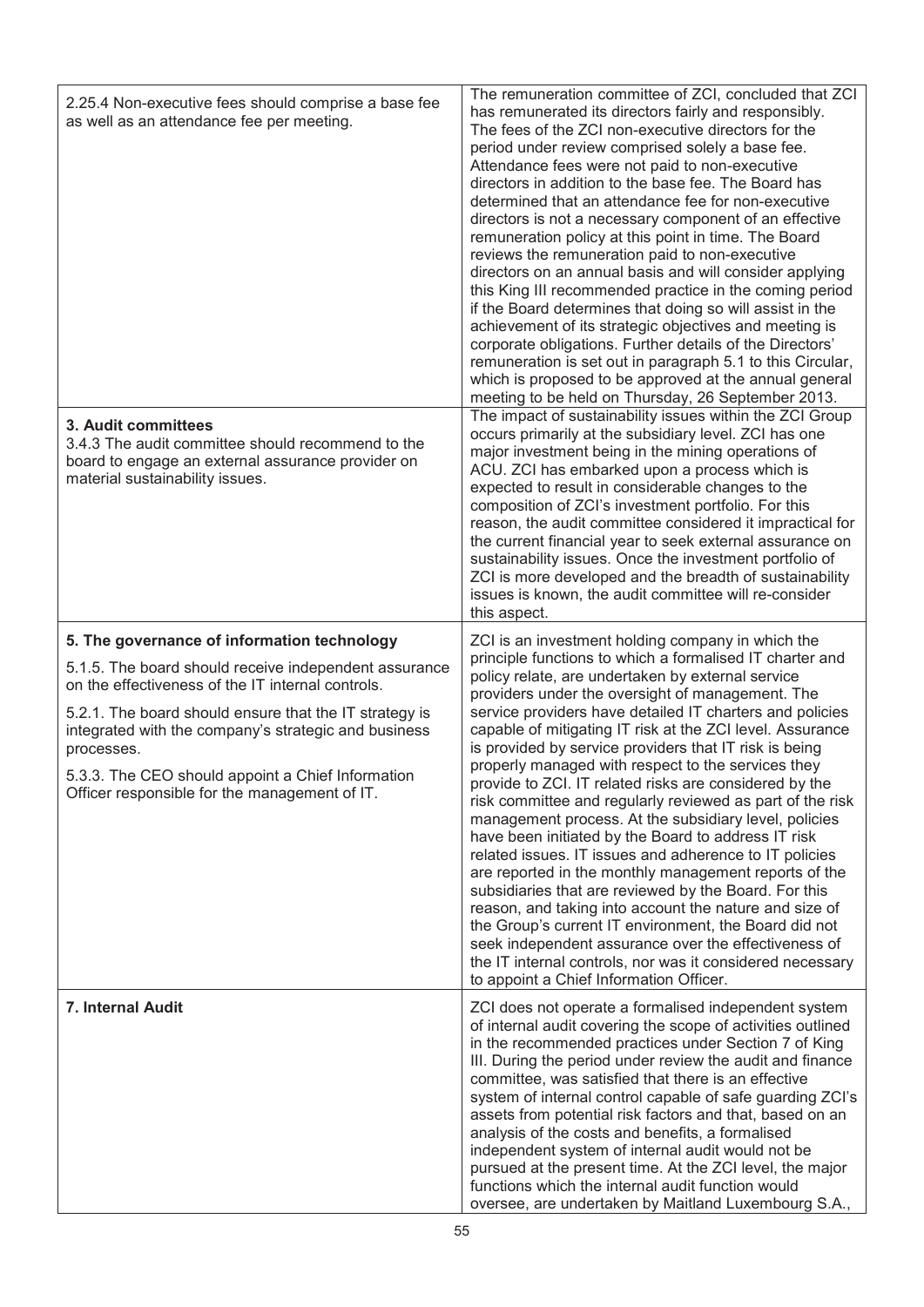| | |
|---|---|
| 2.25.4 Non-executive fees should comprise a base fee as well as an attendance fee per meeting. | The remuneration committee of ZCI, concluded that ZCI has remunerated its directors fairly and responsibly. The fees of the ZCI non-executive directors for the period under review comprised solely a base fee. Attendance fees were not paid to non-executive directors in addition to the base fee. The Board has determined that an attendance fee for non-executive directors is not a necessary component of an effective remuneration policy at this point in time. The Board reviews the remuneration paid to non-executive directors on an annual basis and will consider applying this King III recommended practice in the coming period if the Board determines that doing so will assist in the achievement of its strategic objectives and meeting is corporate obligations. Further details of the Directors' remuneration is set out in paragraph 5.1 to this Circular, which is proposed to be approved at the annual general meeting to be held on Thursday, 26 September 2013. |
| **3. Audit committees**<br>3.4.3 The audit committee should recommend to the board to engage an external assurance provider on material sustainability issues. | The impact of sustainability issues within the ZCI Group occurs primarily at the subsidiary level. ZCI has one major investment being in the mining operations of ACU. ZCI has embarked upon a process which is expected to result in considerable changes to the composition of ZCI's investment portfolio. For this reason, the audit committee considered it impractical for the current financial year to seek external assurance on sustainability issues. Once the investment portfolio of ZCI is more developed and the breadth of sustainability issues is known, the audit committee will re-consider this aspect. |
| **5. The governance of information technology**<br>5.1.5. The board should receive independent assurance on the effectiveness of the IT internal controls.<br>5.2.1. The board should ensure that the IT strategy is integrated with the company's strategic and business processes.<br>5.3.3. The CEO should appoint a Chief Information Officer responsible for the management of IT. | ZCI is an investment holding company in which the principle functions to which a formalised IT charter and policy relate, are undertaken by external service providers under the oversight of management. The service providers have detailed IT charters and policies capable of mitigating IT risk at the ZCI level. Assurance is provided by service providers that IT risk is being properly managed with respect to the services they provide to ZCI. IT related risks are considered by the risk committee and regularly reviewed as part of the risk management process. At the subsidiary level, policies have been initiated by the Board to address IT risk related issues. IT issues and adherence to IT policies are reported in the monthly management reports of the subsidiaries that are reviewed by the Board. For this reason, and taking into account the nature and size of the Group's current IT environment, the Board did not seek independent assurance over the effectiveness of the IT internal controls, nor was it considered necessary to appoint a Chief Information Officer. |
| **7. Internal Audit** | ZCI does not operate a formalised independent system of internal audit covering the scope of activities outlined in the recommended practices under Section 7 of King III. During the period under review the audit and finance committee, was satisfied that there is an effective system of internal control capable of safe guarding ZCI's assets from potential risk factors and that, based on an analysis of the costs and benefits, a formalised independent system of internal audit would not be pursued at the present time. At the ZCI level, the major functions which the internal audit function would oversee, are undertaken by Maitland Luxembourg S.A., |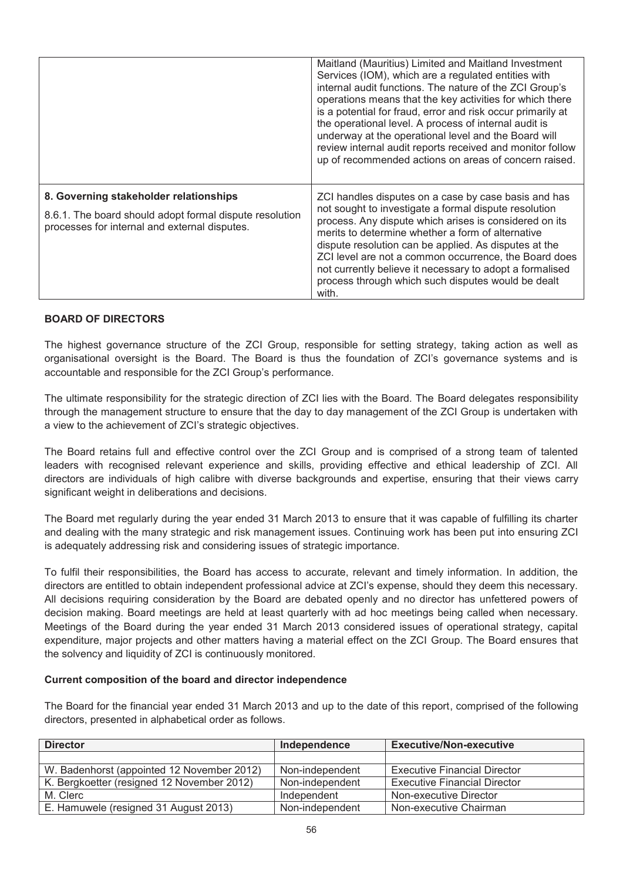| | |
|---|---|
| | Maitland (Mauritius) Limited and Maitland Investment Services (IOM), which are a regulated entities with internal audit functions. The nature of the ZCI Group's operations means that the key activities for which there is a potential for fraud, error and risk occur primarily at the operational level. A process of internal audit is underway at the operational level and the Board will review internal audit reports received and monitor follow up of recommended actions on areas of concern raised. |
| **8. Governing stakeholder relationships**<br><br>8.6.1. The board should adopt formal dispute resolution processes for internal and external disputes. | ZCI handles disputes on a case by case basis and has not sought to investigate a formal dispute resolution process. Any dispute which arises is considered on its merits to determine whether a form of alternative dispute resolution can be applied. As disputes at the ZCI level are not a common occurrence, the Board does not currently believe it necessary to adopt a formalised process through which such disputes would be dealt with. |

## BOARD OF DIRECTORS

The highest governance structure of the ZCI Group, responsible for setting strategy, taking action as well as organisational oversight is the Board. The Board is thus the foundation of ZCI's governance systems and is accountable and responsible for the ZCI Group's performance.

The ultimate responsibility for the strategic direction of ZCI lies with the Board. The Board delegates responsibility through the management structure to ensure that the day to day management of the ZCI Group is undertaken with a view to the achievement of ZCI's strategic objectives.

The Board retains full and effective control over the ZCI Group and is comprised of a strong team of talented leaders with recognised relevant experience and skills, providing effective and ethical leadership of ZCI. All directors are individuals of high calibre with diverse backgrounds and expertise, ensuring that their views carry significant weight in deliberations and decisions.

The Board met regularly during the year ended 31 March 2013 to ensure that it was capable of fulfilling its charter and dealing with the many strategic and risk management issues. Continuing work has been put into ensuring ZCI is adequately addressing risk and considering issues of strategic importance.

To fulfil their responsibilities, the Board has access to accurate, relevant and timely information. In addition, the directors are entitled to obtain independent professional advice at ZCI's expense, should they deem this necessary. All decisions requiring consideration by the Board are debated openly and no director has unfettered powers of decision making. Board meetings are held at least quarterly with ad hoc meetings being called when necessary. Meetings of the Board during the year ended 31 March 2013 considered issues of operational strategy, capital expenditure, major projects and other matters having a material effect on the ZCI Group. The Board ensures that the solvency and liquidity of ZCI is continuously monitored.

### Current composition of the board and director independence

The Board for the financial year ended 31 March 2013 and up to the date of this report, comprised of the following directors, presented in alphabetical order as follows.

| Director | Independence | Executive/Non-executive |
|---|---|---|
| | | |
| W. Badenhorst (appointed 12 November 2012) | Non-independent | Executive Financial Director |
| K. Bergkoetter (resigned 12 November 2012) | Non-independent | Executive Financial Director |
| M. Clerc | Independent | Non-executive Director |
| E. Hamuwele (resigned 31 August 2013) | Non-independent | Non-executive Chairman |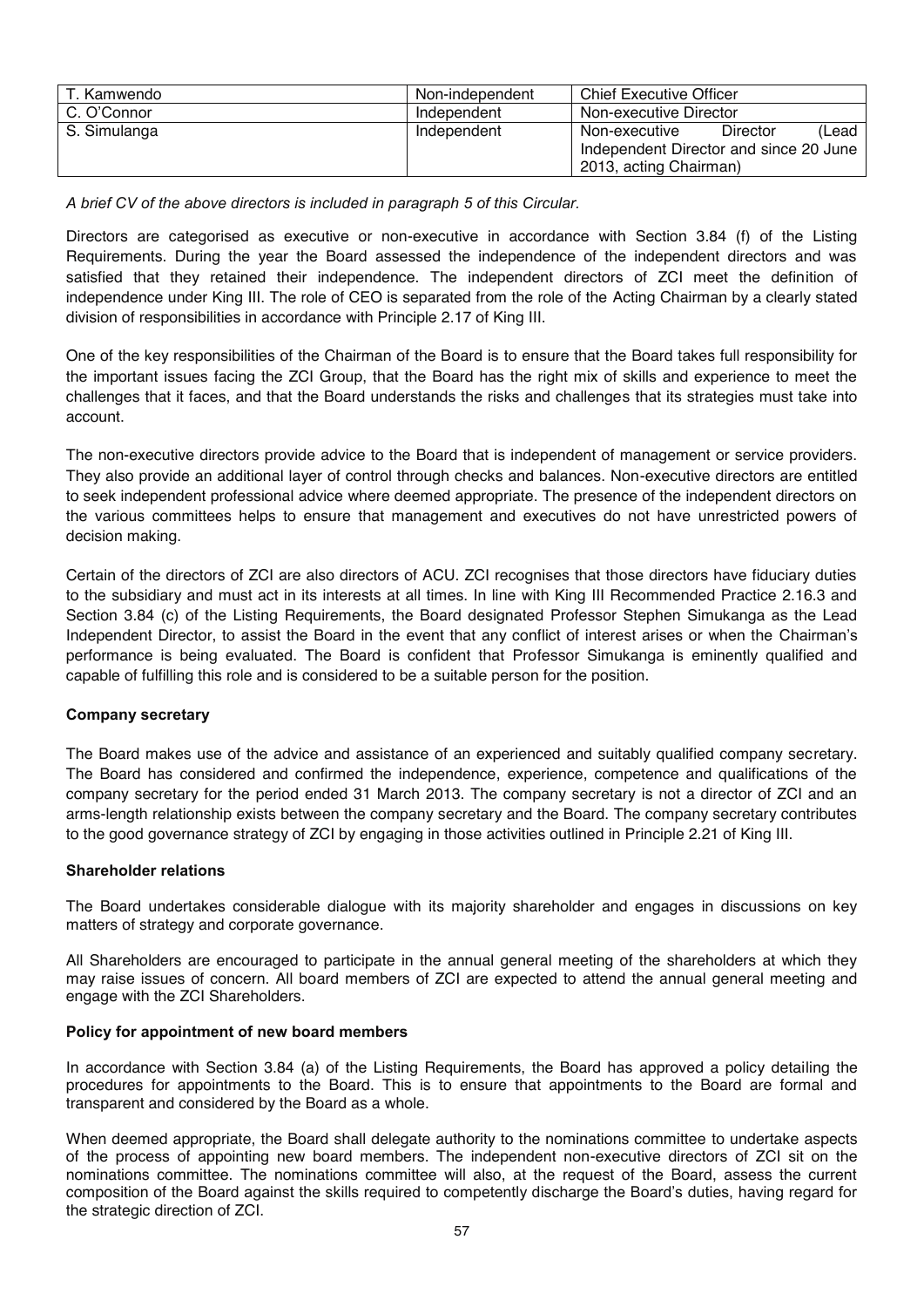| T. Kamwendo | Non-independent | Chief Executive Officer |
|---|---|---|
| C. O'Connor | Independent | Non-executive Director |
| S. Simulanga | Independent | Non-executive Director (Lead Independent Director and since 20 June 2013, acting Chairman) |

*A brief CV of the above directors is included in paragraph 5 of this Circular.*

Directors are categorised as executive or non-executive in accordance with Section 3.84 (f) of the Listing Requirements. During the year the Board assessed the independence of the independent directors and was satisfied that they retained their independence. The independent directors of ZCI meet the definition of independence under King III. The role of CEO is separated from the role of the Acting Chairman by a clearly stated division of responsibilities in accordance with Principle 2.17 of King III.

One of the key responsibilities of the Chairman of the Board is to ensure that the Board takes full responsibility for the important issues facing the ZCI Group, that the Board has the right mix of skills and experience to meet the challenges that it faces, and that the Board understands the risks and challenges that its strategies must take into account.

The non-executive directors provide advice to the Board that is independent of management or service providers. They also provide an additional layer of control through checks and balances. Non-executive directors are entitled to seek independent professional advice where deemed appropriate. The presence of the independent directors on the various committees helps to ensure that management and executives do not have unrestricted powers of decision making.

Certain of the directors of ZCI are also directors of ACU. ZCI recognises that those directors have fiduciary duties to the subsidiary and must act in its interests at all times. In line with King III Recommended Practice 2.16.3 and Section 3.84 (c) of the Listing Requirements, the Board designated Professor Stephen Simukanga as the Lead Independent Director, to assist the Board in the event that any conflict of interest arises or when the Chairman's performance is being evaluated. The Board is confident that Professor Simukanga is eminently qualified and capable of fulfilling this role and is considered to be a suitable person for the position.

**Company secretary**

The Board makes use of the advice and assistance of an experienced and suitably qualified company secretary. The Board has considered and confirmed the independence, experience, competence and qualifications of the company secretary for the period ended 31 March 2013. The company secretary is not a director of ZCI and an arms-length relationship exists between the company secretary and the Board. The company secretary contributes to the good governance strategy of ZCI by engaging in those activities outlined in Principle 2.21 of King III.

**Shareholder relations**

The Board undertakes considerable dialogue with its majority shareholder and engages in discussions on key matters of strategy and corporate governance.

All Shareholders are encouraged to participate in the annual general meeting of the shareholders at which they may raise issues of concern. All board members of ZCI are expected to attend the annual general meeting and engage with the ZCI Shareholders.

**Policy for appointment of new board members**

In accordance with Section 3.84 (a) of the Listing Requirements, the Board has approved a policy detailing the procedures for appointments to the Board. This is to ensure that appointments to the Board are formal and transparent and considered by the Board as a whole.

When deemed appropriate, the Board shall delegate authority to the nominations committee to undertake aspects of the process of appointing new board members. The independent non-executive directors of ZCI sit on the nominations committee. The nominations committee will also, at the request of the Board, assess the current composition of the Board against the skills required to competently discharge the Board's duties, having regard for the strategic direction of ZCI.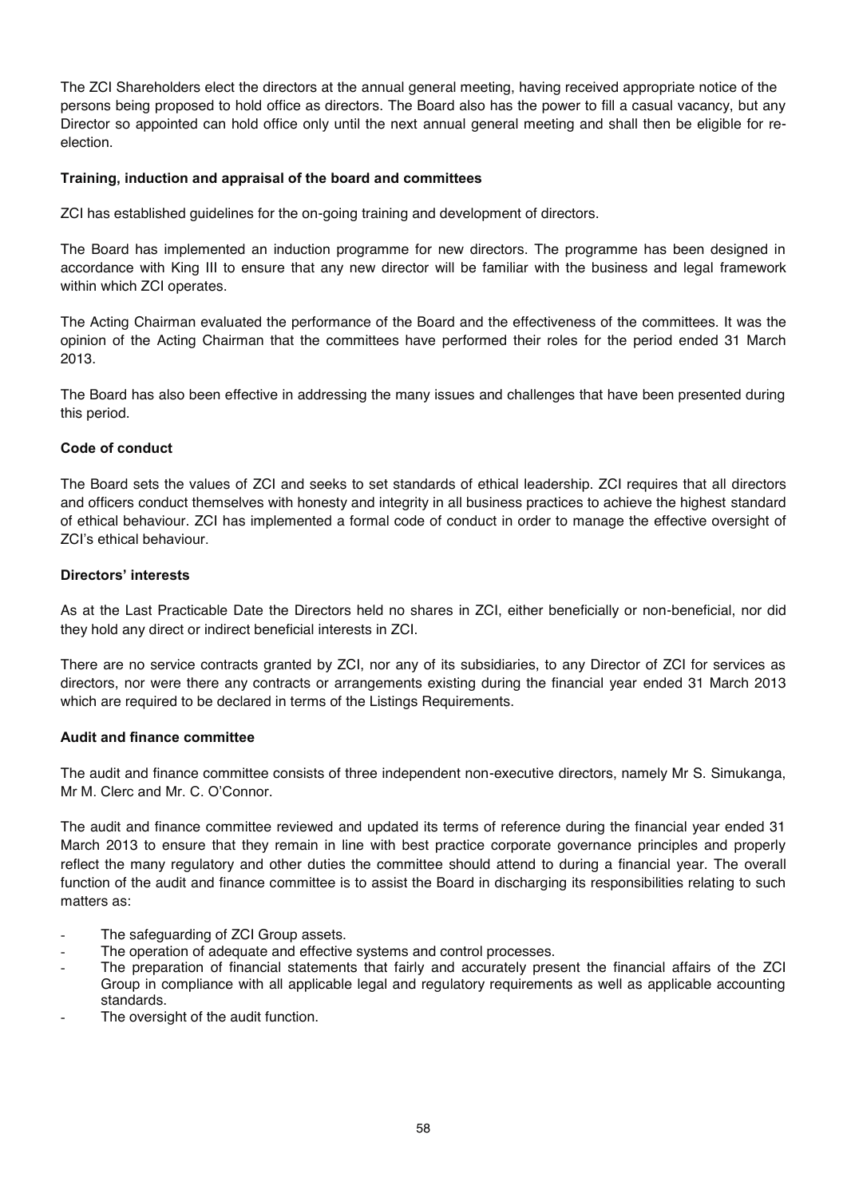The ZCI Shareholders elect the directors at the annual general meeting, having received appropriate notice of the persons being proposed to hold office as directors. The Board also has the power to fill a casual vacancy, but any Director so appointed can hold office only until the next annual general meeting and shall then be eligible for re-election.

**Training, induction and appraisal of the board and committees**

ZCI has established guidelines for the on-going training and development of directors.

The Board has implemented an induction programme for new directors. The programme has been designed in accordance with King III to ensure that any new director will be familiar with the business and legal framework within which ZCI operates.

The Acting Chairman evaluated the performance of the Board and the effectiveness of the committees. It was the opinion of the Acting Chairman that the committees have performed their roles for the period ended 31 March 2013.

The Board has also been effective in addressing the many issues and challenges that have been presented during this period.

**Code of conduct**

The Board sets the values of ZCI and seeks to set standards of ethical leadership. ZCI requires that all directors and officers conduct themselves with honesty and integrity in all business practices to achieve the highest standard of ethical behaviour. ZCI has implemented a formal code of conduct in order to manage the effective oversight of ZCI's ethical behaviour.

**Directors' interests**

As at the Last Practicable Date the Directors held no shares in ZCI, either beneficially or non-beneficial, nor did they hold any direct or indirect beneficial interests in ZCI.

There are no service contracts granted by ZCI, nor any of its subsidiaries, to any Director of ZCI for services as directors, nor were there any contracts or arrangements existing during the financial year ended 31 March 2013 which are required to be declared in terms of the Listings Requirements.

**Audit and finance committee**

The audit and finance committee consists of three independent non-executive directors, namely Mr S. Simukanga, Mr M. Clerc and Mr. C. O'Connor.

The audit and finance committee reviewed and updated its terms of reference during the financial year ended 31 March 2013 to ensure that they remain in line with best practice corporate governance principles and properly reflect the many regulatory and other duties the committee should attend to during a financial year. The overall function of the audit and finance committee is to assist the Board in discharging its responsibilities relating to such matters as:

- The safeguarding of ZCI Group assets.
- The operation of adequate and effective systems and control processes.
- The preparation of financial statements that fairly and accurately present the financial affairs of the ZCI Group in compliance with all applicable legal and regulatory requirements as well as applicable accounting standards.
- The oversight of the audit function.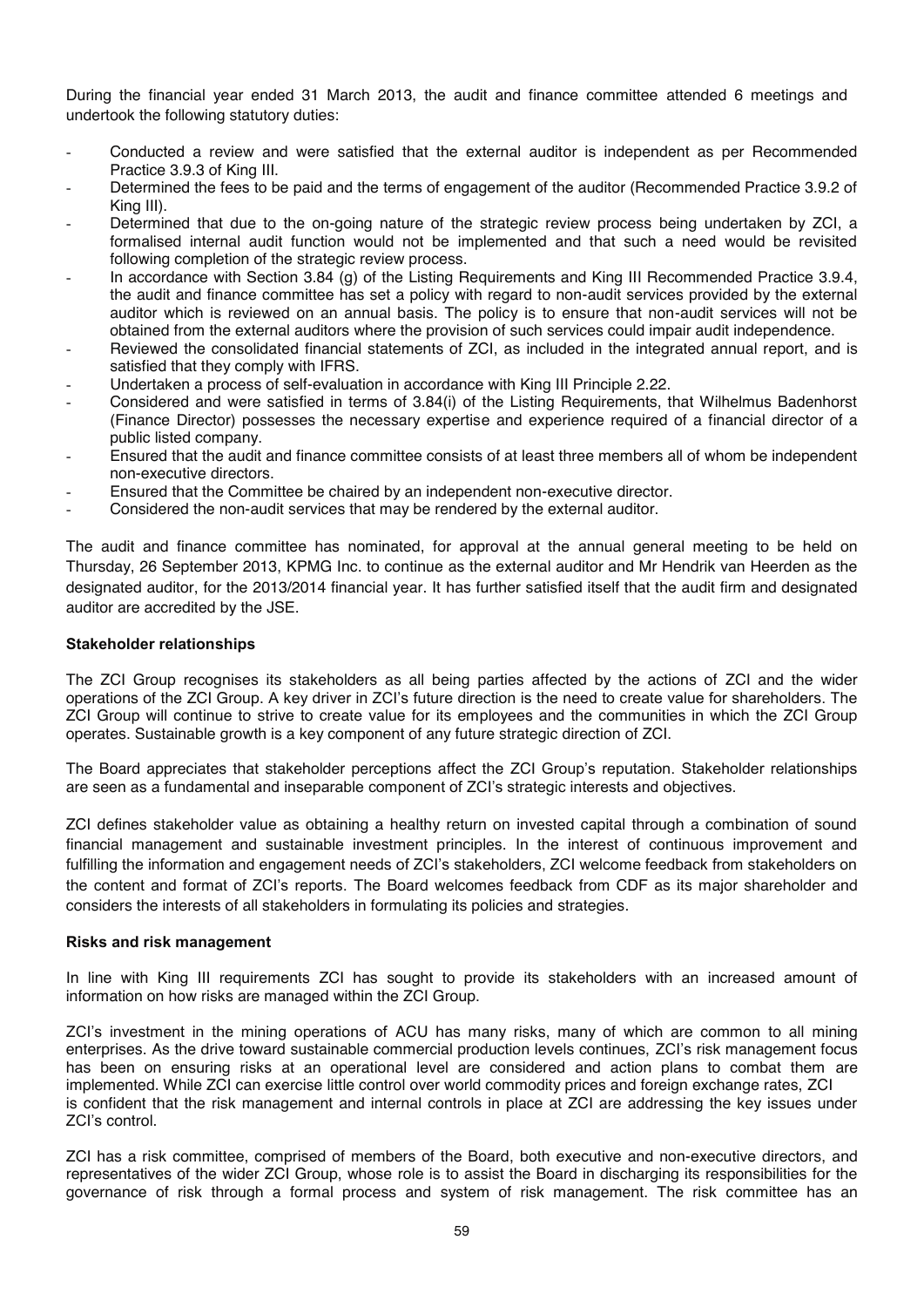During the financial year ended 31 March 2013, the audit and finance committee attended 6 meetings and undertook the following statutory duties:

- Conducted a review and were satisfied that the external auditor is independent as per Recommended Practice 3.9.3 of King III.
- Determined the fees to be paid and the terms of engagement of the auditor (Recommended Practice 3.9.2 of King III).
- Determined that due to the on-going nature of the strategic review process being undertaken by ZCI, a formalised internal audit function would not be implemented and that such a need would be revisited following completion of the strategic review process.
- In accordance with Section 3.84 (g) of the Listing Requirements and King III Recommended Practice 3.9.4, the audit and finance committee has set a policy with regard to non-audit services provided by the external auditor which is reviewed on an annual basis. The policy is to ensure that non-audit services will not be obtained from the external auditors where the provision of such services could impair audit independence.
- Reviewed the consolidated financial statements of ZCI, as included in the integrated annual report, and is satisfied that they comply with IFRS.
- Undertaken a process of self-evaluation in accordance with King III Principle 2.22.
- Considered and were satisfied in terms of 3.84(i) of the Listing Requirements, that Wilhelmus Badenhorst (Finance Director) possesses the necessary expertise and experience required of a financial director of a public listed company.
- Ensured that the audit and finance committee consists of at least three members all of whom be independent non-executive directors.
- Ensured that the Committee be chaired by an independent non-executive director.
- Considered the non-audit services that may be rendered by the external auditor.

The audit and finance committee has nominated, for approval at the annual general meeting to be held on Thursday, 26 September 2013, KPMG Inc. to continue as the external auditor and Mr Hendrik van Heerden as the designated auditor, for the 2013/2014 financial year. It has further satisfied itself that the audit firm and designated auditor are accredited by the JSE.

**Stakeholder relationships**

The ZCI Group recognises its stakeholders as all being parties affected by the actions of ZCI and the wider operations of the ZCI Group. A key driver in ZCI's future direction is the need to create value for shareholders. The ZCI Group will continue to strive to create value for its employees and the communities in which the ZCI Group operates. Sustainable growth is a key component of any future strategic direction of ZCI.

The Board appreciates that stakeholder perceptions affect the ZCI Group's reputation. Stakeholder relationships are seen as a fundamental and inseparable component of ZCI's strategic interests and objectives.

ZCI defines stakeholder value as obtaining a healthy return on invested capital through a combination of sound financial management and sustainable investment principles. In the interest of continuous improvement and fulfilling the information and engagement needs of ZCI's stakeholders, ZCI welcome feedback from stakeholders on the content and format of ZCI's reports. The Board welcomes feedback from CDF as its major shareholder and considers the interests of all stakeholders in formulating its policies and strategies.

**Risks and risk management**

In line with King III requirements ZCI has sought to provide its stakeholders with an increased amount of information on how risks are managed within the ZCI Group.

ZCI's investment in the mining operations of ACU has many risks, many of which are common to all mining enterprises. As the drive toward sustainable commercial production levels continues, ZCI's risk management focus has been on ensuring risks at an operational level are considered and action plans to combat them are implemented. While ZCI can exercise little control over world commodity prices and foreign exchange rates, ZCI is confident that the risk management and internal controls in place at ZCI are addressing the key issues under ZCI's control.

ZCI has a risk committee, comprised of members of the Board, both executive and non-executive directors, and representatives of the wider ZCI Group, whose role is to assist the Board in discharging its responsibilities for the governance of risk through a formal process and system of risk management. The risk committee has an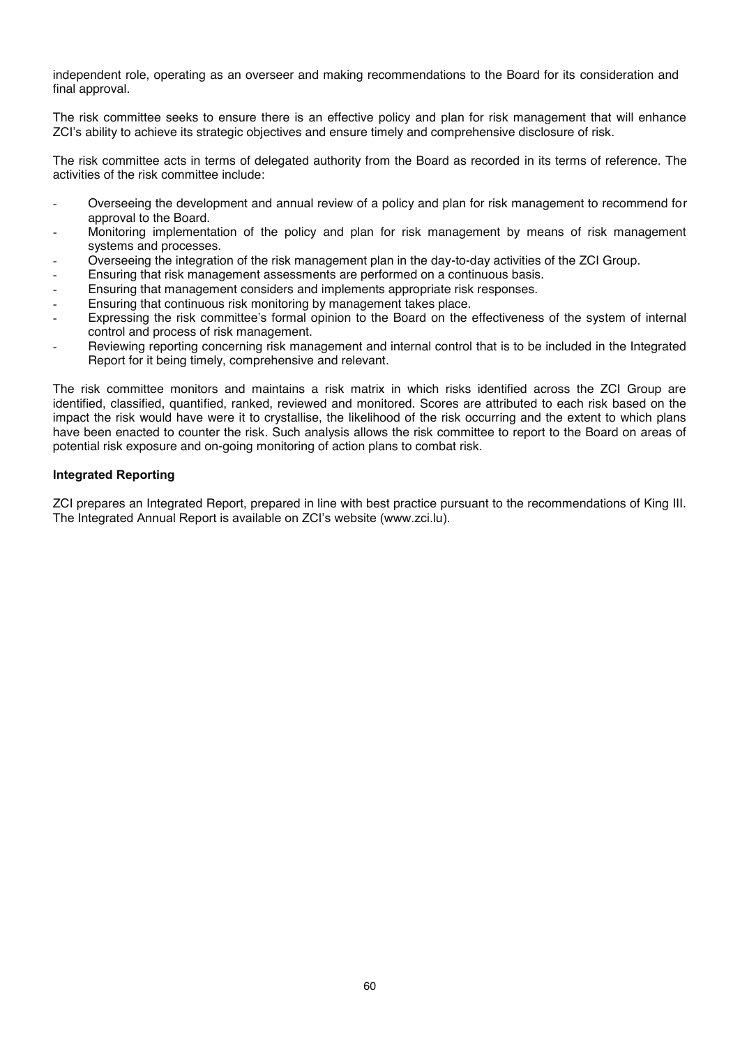independent role, operating as an overseer and making recommendations to the Board for its consideration and final approval.

The risk committee seeks to ensure there is an effective policy and plan for risk management that will enhance ZCI's ability to achieve its strategic objectives and ensure timely and comprehensive disclosure of risk.

The risk committee acts in terms of delegated authority from the Board as recorded in its terms of reference. The activities of the risk committee include:

- Overseeing the development and annual review of a policy and plan for risk management to recommend for approval to the Board.
- Monitoring implementation of the policy and plan for risk management by means of risk management systems and processes.
- Overseeing the integration of the risk management plan in the day-to-day activities of the ZCI Group.
- Ensuring that risk management assessments are performed on a continuous basis.
- Ensuring that management considers and implements appropriate risk responses.
- Ensuring that continuous risk monitoring by management takes place.
- Expressing the risk committee's formal opinion to the Board on the effectiveness of the system of internal control and process of risk management.
- Reviewing reporting concerning risk management and internal control that is to be included in the Integrated Report for it being timely, comprehensive and relevant.

The risk committee monitors and maintains a risk matrix in which risks identified across the ZCI Group are identified, classified, quantified, ranked, reviewed and monitored. Scores are attributed to each risk based on the impact the risk would have were it to crystallise, the likelihood of the risk occurring and the extent to which plans have been enacted to counter the risk. Such analysis allows the risk committee to report to the Board on areas of potential risk exposure and on-going monitoring of action plans to combat risk.

**Integrated Reporting**

ZCI prepares an Integrated Report, prepared in line with best practice pursuant to the recommendations of King III. The Integrated Annual Report is available on ZCI's website (www.zci.lu).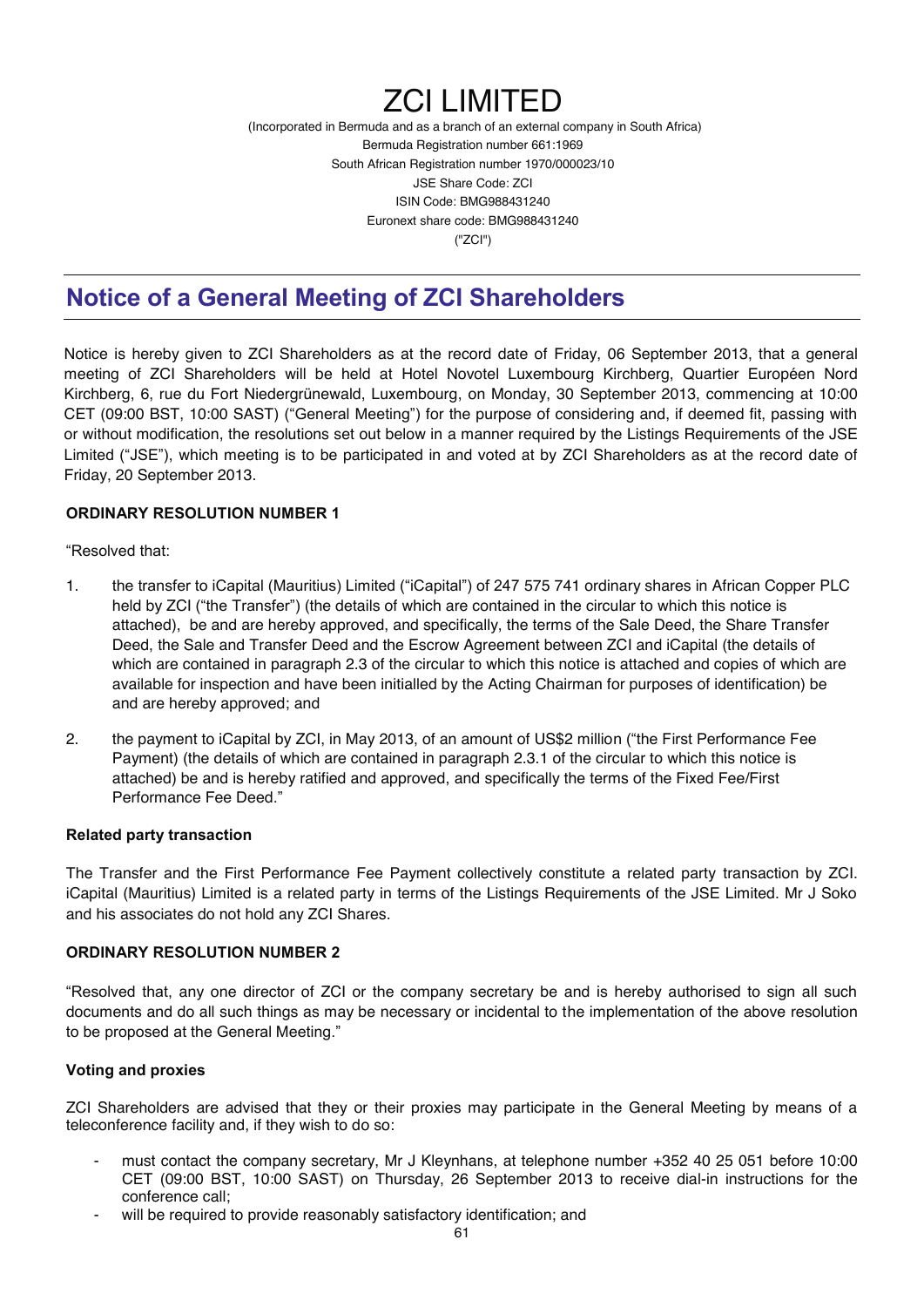# ZCI LIMITED

(Incorporated in Bermuda and as a branch of an external company in South Africa)
Bermuda Registration number 661:1969
South African Registration number 1970/000023/10
JSE Share Code: ZCI
ISIN Code: BMG988431240
Euronext share code: BMG988431240
("ZCI")

## Notice of a General Meeting of ZCI Shareholders

Notice is hereby given to ZCI Shareholders as at the record date of Friday, 06 September 2013, that a general meeting of ZCI Shareholders will be held at Hotel Novotel Luxembourg Kirchberg, Quartier Européen Nord Kirchberg, 6, rue du Fort Niedergrünewald, Luxembourg, on Monday, 30 September 2013, commencing at 10:00 CET (09:00 BST, 10:00 SAST) ("General Meeting") for the purpose of considering and, if deemed fit, passing with or without modification, the resolutions set out below in a manner required by the Listings Requirements of the JSE Limited ("JSE"), which meeting is to be participated in and voted at by ZCI Shareholders as at the record date of Friday, 20 September 2013.

### ORDINARY RESOLUTION NUMBER 1

"Resolved that:

1. the transfer to iCapital (Mauritius) Limited ("iCapital") of 247 575 741 ordinary shares in African Copper PLC held by ZCI ("the Transfer") (the details of which are contained in the circular to which this notice is attached), be and are hereby approved, and specifically, the terms of the Sale Deed, the Share Transfer Deed, the Sale and Transfer Deed and the Escrow Agreement between ZCI and iCapital (the details of which are contained in paragraph 2.3 of the circular to which this notice is attached and copies of which are available for inspection and have been initialled by the Acting Chairman for purposes of identification) be and are hereby approved; and
2. the payment to iCapital by ZCI, in May 2013, of an amount of US$2 million ("the First Performance Fee Payment) (the details of which are contained in paragraph 2.3.1 of the circular to which this notice is attached) be and is hereby ratified and approved, and specifically the terms of the Fixed Fee/First Performance Fee Deed."

### Related party transaction

The Transfer and the First Performance Fee Payment collectively constitute a related party transaction by ZCI. iCapital (Mauritius) Limited is a related party in terms of the Listings Requirements of the JSE Limited. Mr J Soko and his associates do not hold any ZCI Shares.

### ORDINARY RESOLUTION NUMBER 2

"Resolved that, any one director of ZCI or the company secretary be and is hereby authorised to sign all such documents and do all such things as may be necessary or incidental to the implementation of the above resolution to be proposed at the General Meeting."

### Voting and proxies

ZCI Shareholders are advised that they or their proxies may participate in the General Meeting by means of a teleconference facility and, if they wish to do so:

- must contact the company secretary, Mr J Kleynhans, at telephone number +352 40 25 051 before 10:00 CET (09:00 BST, 10:00 SAST) on Thursday, 26 September 2013 to receive dial-in instructions for the conference call;
- will be required to provide reasonably satisfactory identification; and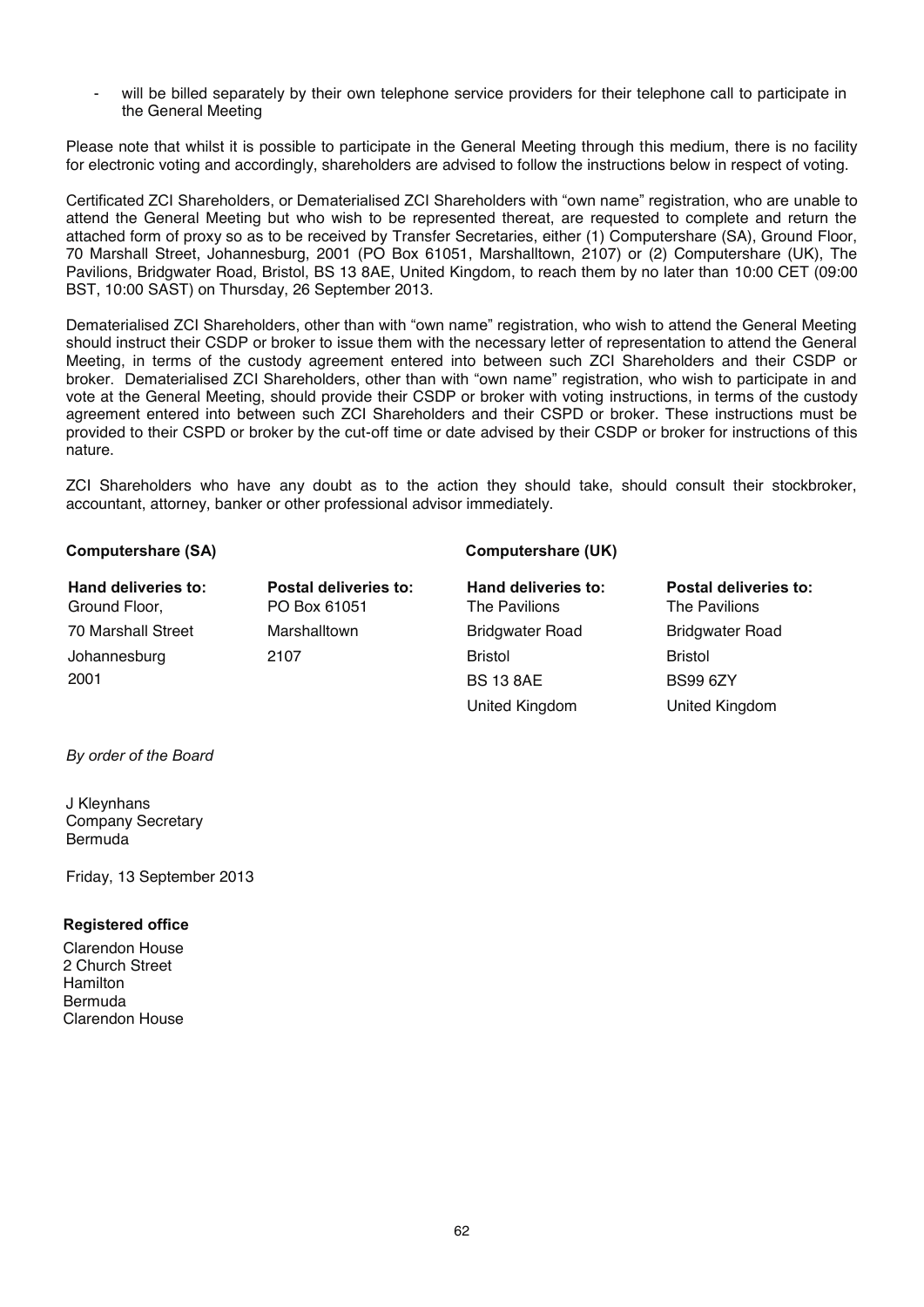- will be billed separately by their own telephone service providers for their telephone call to participate in the General Meeting

Please note that whilst it is possible to participate in the General Meeting through this medium, there is no facility for electronic voting and accordingly, shareholders are advised to follow the instructions below in respect of voting.

Certificated ZCI Shareholders, or Dematerialised ZCI Shareholders with "own name" registration, who are unable to attend the General Meeting but who wish to be represented thereat, are requested to complete and return the attached form of proxy so as to be received by Transfer Secretaries, either (1) Computershare (SA), Ground Floor, 70 Marshall Street, Johannesburg, 2001 (PO Box 61051, Marshalltown, 2107) or (2) Computershare (UK), The Pavilions, Bridgwater Road, Bristol, BS 13 8AE, United Kingdom, to reach them by no later than 10:00 CET (09:00 BST, 10:00 SAST) on Thursday, 26 September 2013.

Dematerialised ZCI Shareholders, other than with "own name" registration, who wish to attend the General Meeting should instruct their CSDP or broker to issue them with the necessary letter of representation to attend the General Meeting, in terms of the custody agreement entered into between such ZCI Shareholders and their CSDP or broker. Dematerialised ZCI Shareholders, other than with "own name" registration, who wish to participate in and vote at the General Meeting, should provide their CSDP or broker with voting instructions, in terms of the custody agreement entered into between such ZCI Shareholders and their CSPD or broker. These instructions must be provided to their CSPD or broker by the cut-off time or date advised by their CSDP or broker for instructions of this nature.

ZCI Shareholders who have any doubt as to the action they should take, should consult their stockbroker, accountant, attorney, banker or other professional advisor immediately.

| **Computershare (SA)** | | **Computershare (UK)** | |
|---|---|---|---|
| **Hand deliveries to:** | **Postal deliveries to:** | **Hand deliveries to:** | **Postal deliveries to:** |
| Ground Floor, | PO Box 61051 | The Pavilions | The Pavilions |
| 70 Marshall Street | Marshalltown | Bridgwater Road | Bridgwater Road |
| Johannesburg | 2107 | Bristol | Bristol |
| 2001 | | BS 13 8AE | BS99 6ZY |
| | | United Kingdom | United Kingdom |

*By order of the Board*

J Kleynhans
Company Secretary
Bermuda

Friday, 13 September 2013

**Registered office**

Clarendon House
2 Church Street
Hamilton
Bermuda
Clarendon House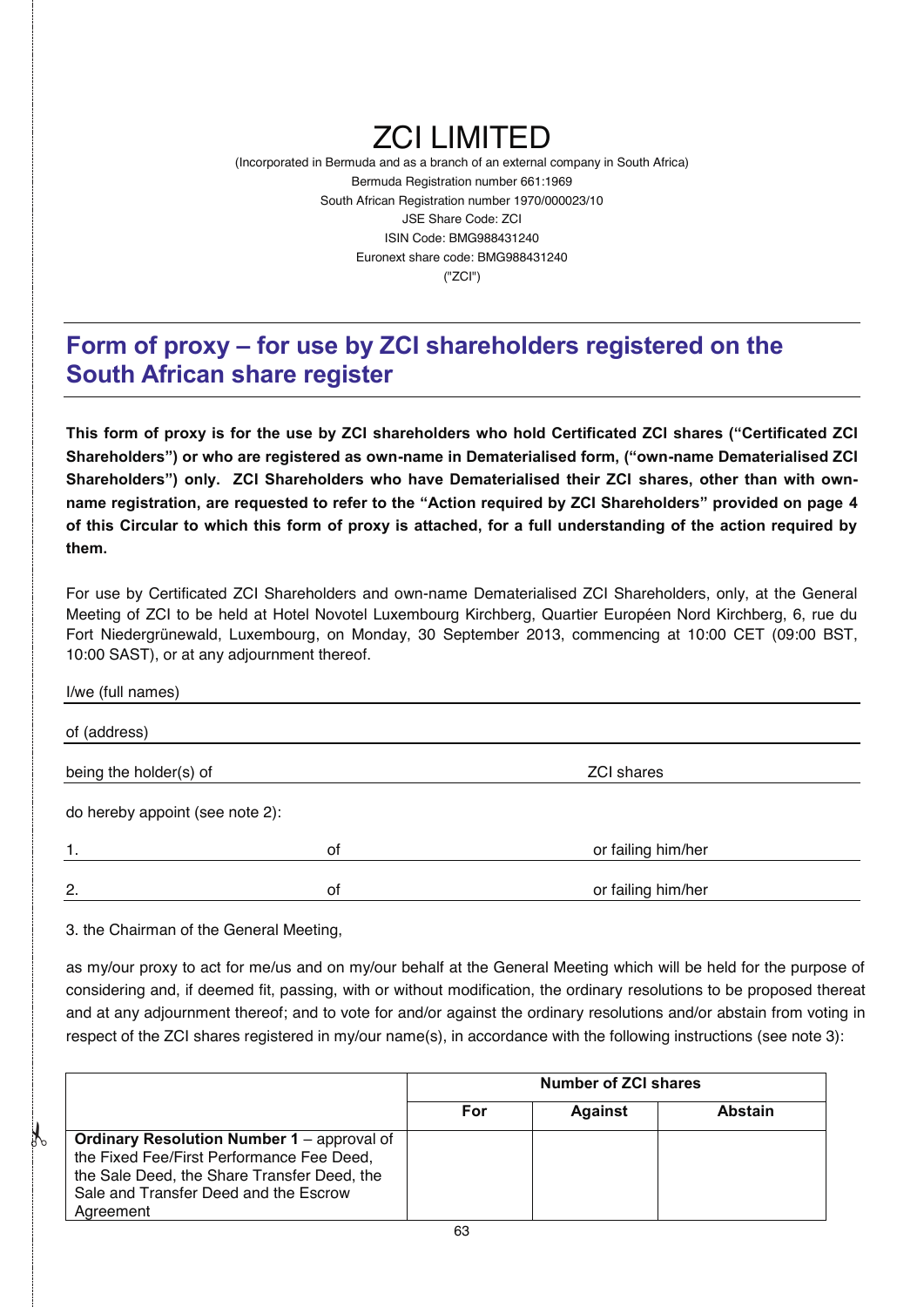# ZCI LIMITED

(Incorporated in Bermuda and as a branch of an external company in South Africa)
Bermuda Registration number 661:1969
South African Registration number 1970/000023/10
JSE Share Code: ZCI
ISIN Code: BMG988431240
Euronext share code: BMG988431240
("ZCI")

## Form of proxy – for use by ZCI shareholders registered on the South African share register

**This form of proxy is for the use by ZCI shareholders who hold Certificated ZCI shares ("Certificated ZCI Shareholders") or who are registered as own-name in Dematerialised form, ("own-name Dematerialised ZCI Shareholders") only. ZCI Shareholders who have Dematerialised their ZCI shares, other than with own-name registration, are requested to refer to the "Action required by ZCI Shareholders" provided on page 4 of this Circular to which this form of proxy is attached, for a full understanding of the action required by them.**

For use by Certificated ZCI Shareholders and own-name Dematerialised ZCI Shareholders, only, at the General Meeting of ZCI to be held at Hotel Novotel Luxembourg Kirchberg, Quartier Européen Nord Kirchberg, 6, rue du Fort Niedergrünewald, Luxembourg, on Monday, 30 September 2013, commencing at 10:00 CET (09:00 BST, 10:00 SAST), or at any adjournment thereof.

I/we (full names) ______________________________

of (address) ______________________________

being the holder(s) of ______________________________ ZCI shares

do hereby appoint (see note 2):

1. ______________________ of ______________________ or failing him/her

2. ______________________ of ______________________ or failing him/her

3. the Chairman of the General Meeting,

as my/our proxy to act for me/us and on my/our behalf at the General Meeting which will be held for the purpose of considering and, if deemed fit, passing, with or without modification, the ordinary resolutions to be proposed thereat and at any adjournment thereof; and to vote for and/or against the ordinary resolutions and/or abstain from voting in respect of the ZCI shares registered in my/our name(s), in accordance with the following instructions (see note 3):

| | Number of ZCI shares | | |
|---|---|---|---|
| | **For** | **Against** | **Abstain** |
| **Ordinary Resolution Number 1** – approval of the Fixed Fee/First Performance Fee Deed, the Share Transfer Deed, the Sale Deed, the Sale and Transfer Deed and the Escrow Agreement | | | |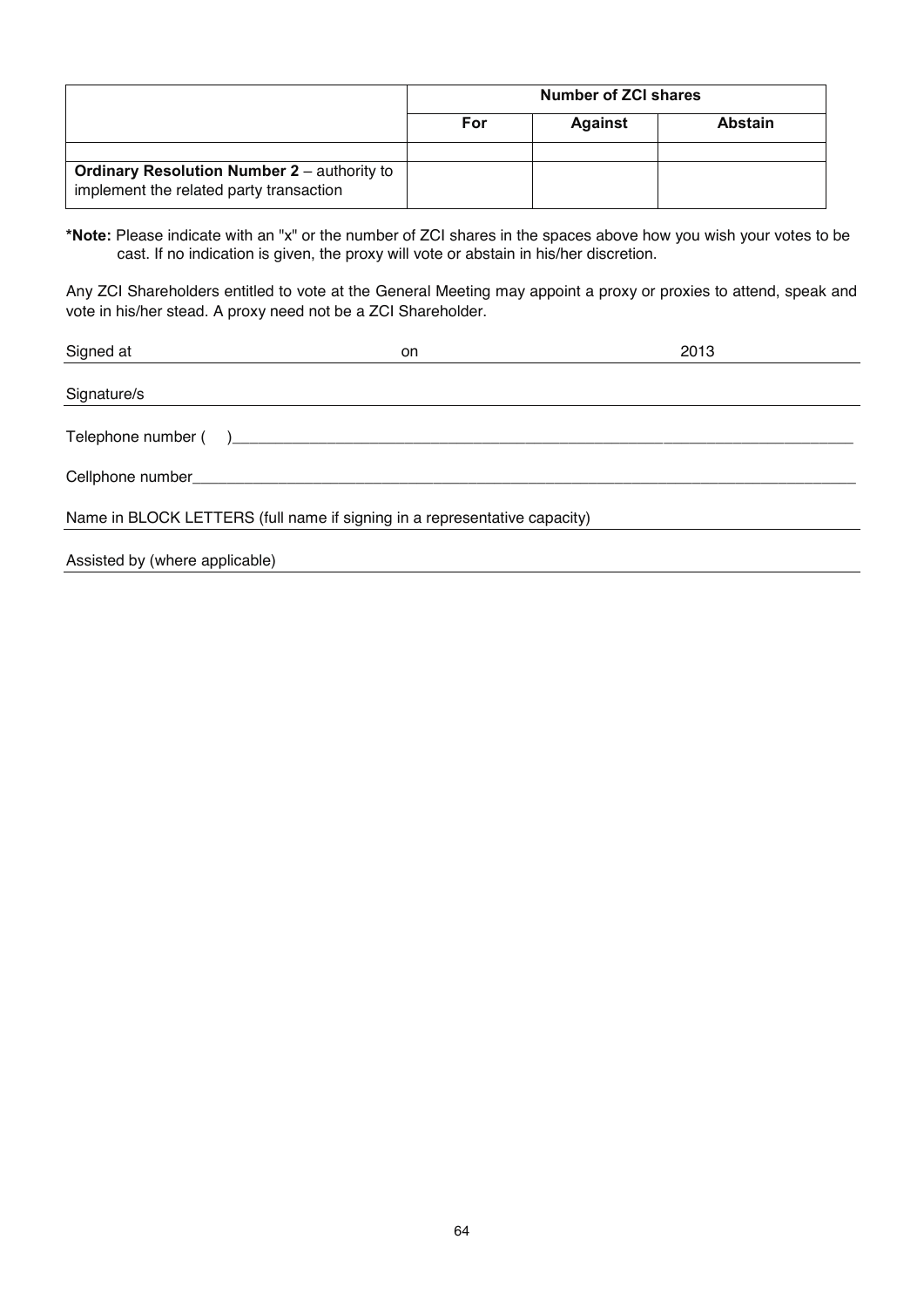| | Number of ZCI shares | | |
|---|---|---|---|
| | **For** | **Against** | **Abstain** |
| | | | |
| **Ordinary Resolution Number 2** – authority to implement the related party transaction | | | |

**\*Note:** Please indicate with an "x" or the number of ZCI shares in the spaces above how you wish your votes to be cast. If no indication is given, the proxy will vote or abstain in his/her discretion.

Any ZCI Shareholders entitled to vote at the General Meeting may appoint a proxy or proxies to attend, speak and vote in his/her stead. A proxy need not be a ZCI Shareholder.

Signed at \_\_\_\_\_\_\_\_\_\_\_\_\_\_\_\_\_\_\_\_ on \_\_\_\_\_\_\_\_\_\_\_\_\_\_\_\_\_\_\_\_ 2013

Signature/s \_\_\_\_\_\_\_\_\_\_\_\_\_\_\_\_\_\_\_\_\_\_\_\_\_\_\_\_\_\_\_\_\_\_\_\_\_\_\_\_

Telephone number (   )\_\_\_\_\_\_\_\_\_\_\_\_\_\_\_\_\_\_\_\_\_\_\_\_\_\_\_\_\_\_\_\_\_\_\_\_\_\_\_\_

Cellphone number\_\_\_\_\_\_\_\_\_\_\_\_\_\_\_\_\_\_\_\_\_\_\_\_\_\_\_\_\_\_\_\_\_\_\_\_\_\_\_\_

Name in BLOCK LETTERS (full name if signing in a representative capacity) \_\_\_\_\_\_\_\_\_\_\_\_\_\_\_\_\_\_\_\_

Assisted by (where applicable) \_\_\_\_\_\_\_\_\_\_\_\_\_\_\_\_\_\_\_\_\_\_\_\_\_\_\_\_\_\_\_\_\_\_\_\_\_\_\_\_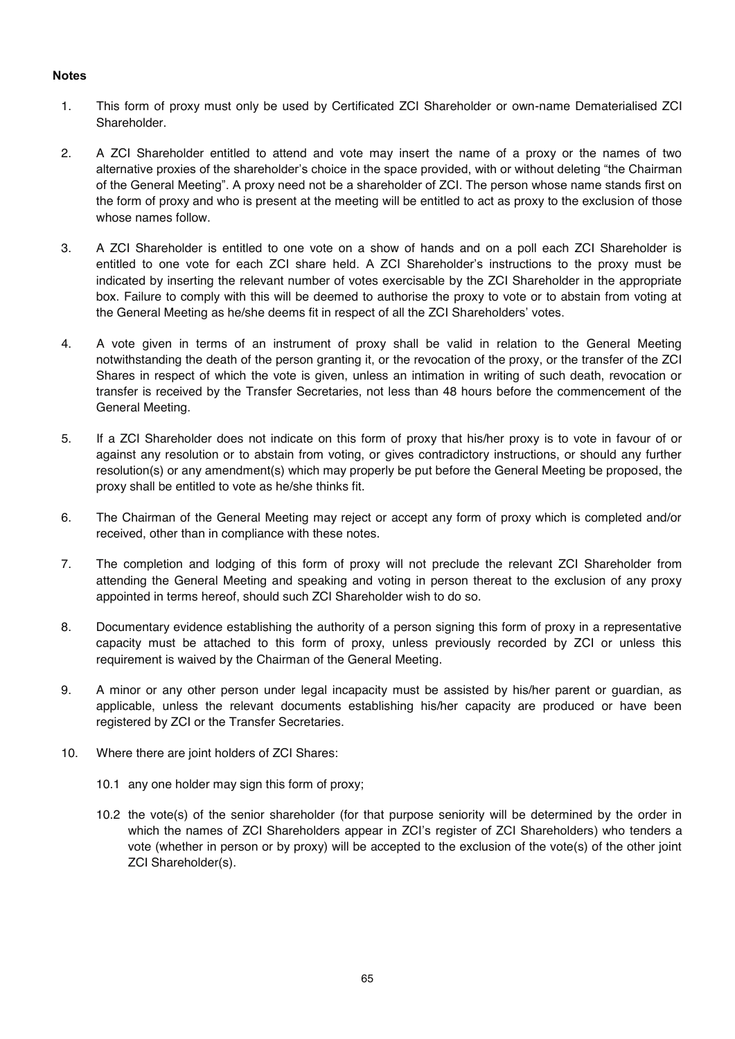**Notes**

1. This form of proxy must only be used by Certificated ZCI Shareholder or own-name Dematerialised ZCI Shareholder.

2. A ZCI Shareholder entitled to attend and vote may insert the name of a proxy or the names of two alternative proxies of the shareholder's choice in the space provided, with or without deleting "the Chairman of the General Meeting". A proxy need not be a shareholder of ZCI. The person whose name stands first on the form of proxy and who is present at the meeting will be entitled to act as proxy to the exclusion of those whose names follow.

3. A ZCI Shareholder is entitled to one vote on a show of hands and on a poll each ZCI Shareholder is entitled to one vote for each ZCI share held. A ZCI Shareholder's instructions to the proxy must be indicated by inserting the relevant number of votes exercisable by the ZCI Shareholder in the appropriate box. Failure to comply with this will be deemed to authorise the proxy to vote or to abstain from voting at the General Meeting as he/she deems fit in respect of all the ZCI Shareholders' votes.

4. A vote given in terms of an instrument of proxy shall be valid in relation to the General Meeting notwithstanding the death of the person granting it, or the revocation of the proxy, or the transfer of the ZCI Shares in respect of which the vote is given, unless an intimation in writing of such death, revocation or transfer is received by the Transfer Secretaries, not less than 48 hours before the commencement of the General Meeting.

5. If a ZCI Shareholder does not indicate on this form of proxy that his/her proxy is to vote in favour of or against any resolution or to abstain from voting, or gives contradictory instructions, or should any further resolution(s) or any amendment(s) which may properly be put before the General Meeting be proposed, the proxy shall be entitled to vote as he/she thinks fit.

6. The Chairman of the General Meeting may reject or accept any form of proxy which is completed and/or received, other than in compliance with these notes.

7. The completion and lodging of this form of proxy will not preclude the relevant ZCI Shareholder from attending the General Meeting and speaking and voting in person thereat to the exclusion of any proxy appointed in terms hereof, should such ZCI Shareholder wish to do so.

8. Documentary evidence establishing the authority of a person signing this form of proxy in a representative capacity must be attached to this form of proxy, unless previously recorded by ZCI or unless this requirement is waived by the Chairman of the General Meeting.

9. A minor or any other person under legal incapacity must be assisted by his/her parent or guardian, as applicable, unless the relevant documents establishing his/her capacity are produced or have been registered by ZCI or the Transfer Secretaries.

10. Where there are joint holders of ZCI Shares:

    10.1 any one holder may sign this form of proxy;

    10.2 the vote(s) of the senior shareholder (for that purpose seniority will be determined by the order in which the names of ZCI Shareholders appear in ZCI's register of ZCI Shareholders) who tenders a vote (whether in person or by proxy) will be accepted to the exclusion of the vote(s) of the other joint ZCI Shareholder(s).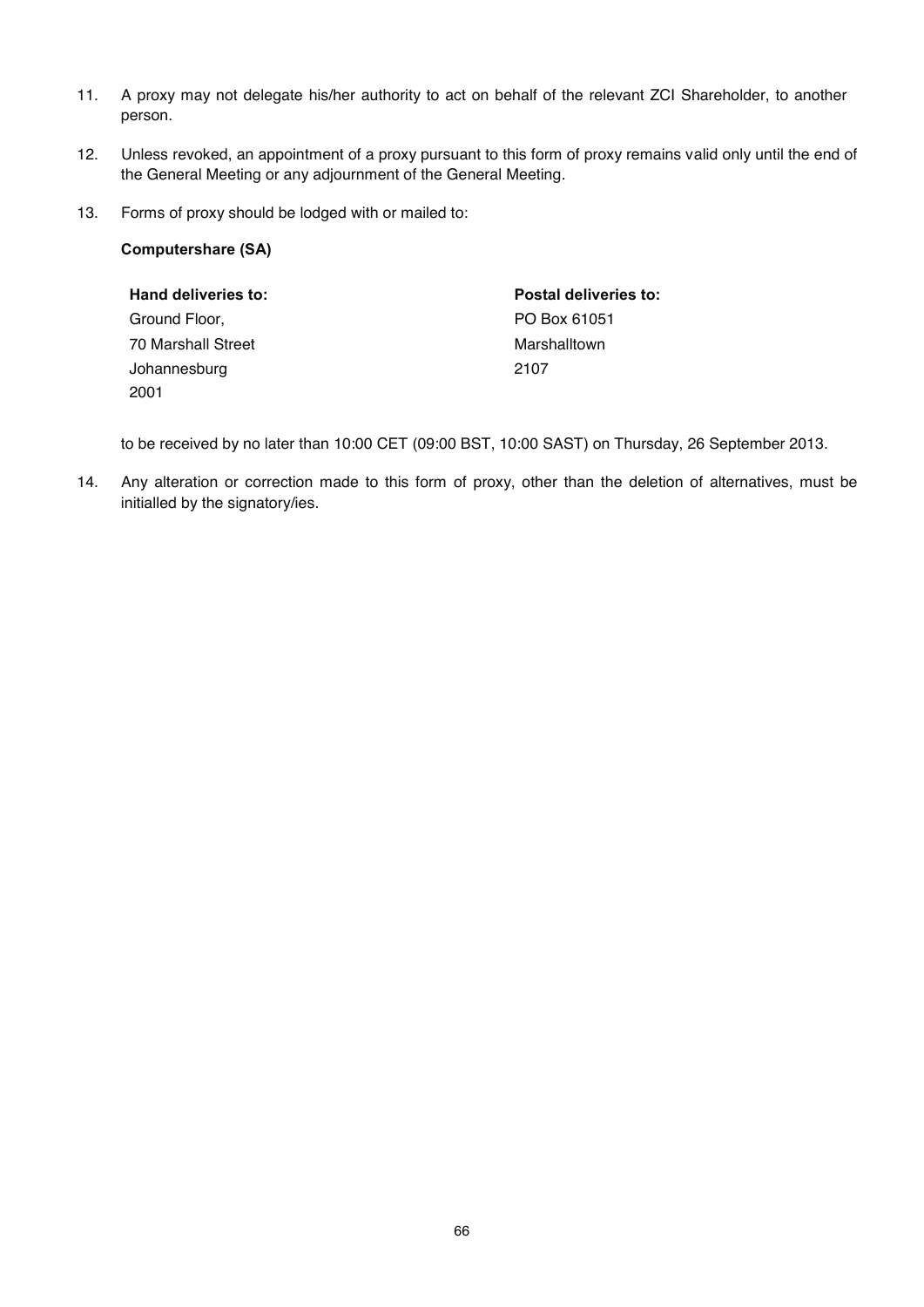11. A proxy may not delegate his/her authority to act on behalf of the relevant ZCI Shareholder, to another person.

12. Unless revoked, an appointment of a proxy pursuant to this form of proxy remains valid only until the end of the General Meeting or any adjournment of the General Meeting.

13. Forms of proxy should be lodged with or mailed to:

    **Computershare (SA)**

    | **Hand deliveries to:** | **Postal deliveries to:** |
    | --- | --- |
    | Ground Floor, | PO Box 61051 |
    | 70 Marshall Street | Marshalltown |
    | Johannesburg | 2107 |
    | 2001 | |

    to be received by no later than 10:00 CET (09:00 BST, 10:00 SAST) on Thursday, 26 September 2013.

14. Any alteration or correction made to this form of proxy, other than the deletion of alternatives, must be initialled by the signatory/ies.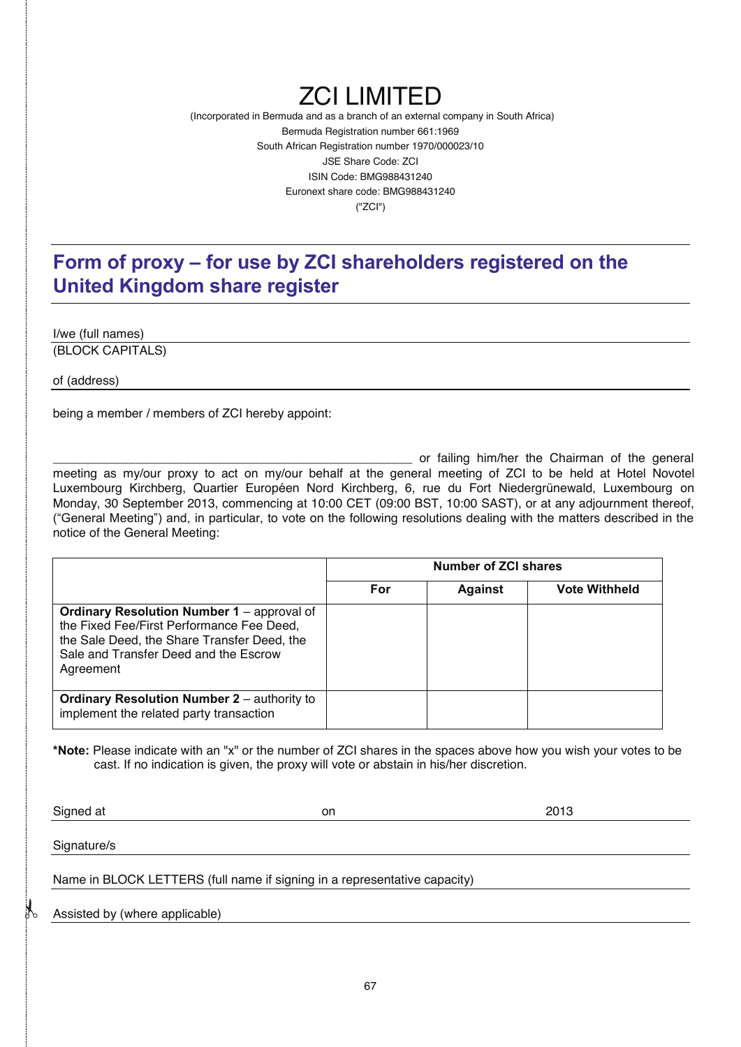# ZCI LIMITED

(Incorporated in Bermuda and as a branch of an external company in South Africa)
Bermuda Registration number 661:1969
South African Registration number 1970/000023/10
JSE Share Code: ZCI
ISIN Code: BMG988431240
Euronext share code: BMG988431240
("ZCI")

## Form of proxy – for use by ZCI shareholders registered on the United Kingdom share register

I/we (full names)
(BLOCK CAPITALS)

of (address)

being a member / members of ZCI hereby appoint:

_____________________________________________ or failing him/her the Chairman of the general meeting as my/our proxy to act on my/our behalf at the general meeting of ZCI to be held at Hotel Novotel Luxembourg Kirchberg, Quartier Européen Nord Kirchberg, 6, rue du Fort Niedergrünewald, Luxembourg on Monday, 30 September 2013, commencing at 10:00 CET (09:00 BST, 10:00 SAST), or at any adjournment thereof, ("General Meeting") and, in particular, to vote on the following resolutions dealing with the matters described in the notice of the General Meeting:

| | Number of ZCI shares | | |
|---|---|---|---|
| | **For** | **Against** | **Vote Withheld** |
| **Ordinary Resolution Number 1** – approval of the Fixed Fee/First Performance Fee Deed, the Sale Deed, the Share Transfer Deed, the Sale and Transfer Deed and the Escrow Agreement | | | |
| **Ordinary Resolution Number 2** – authority to implement the related party transaction | | | |

***Note:** Please indicate with an "x" or the number of ZCI shares in the spaces above how you wish your votes to be cast. If no indication is given, the proxy will vote or abstain in his/her discretion.

Signed at on 2013

Signature/s

Name in BLOCK LETTERS (full name if signing in a representative capacity)

Assisted by (where applicable)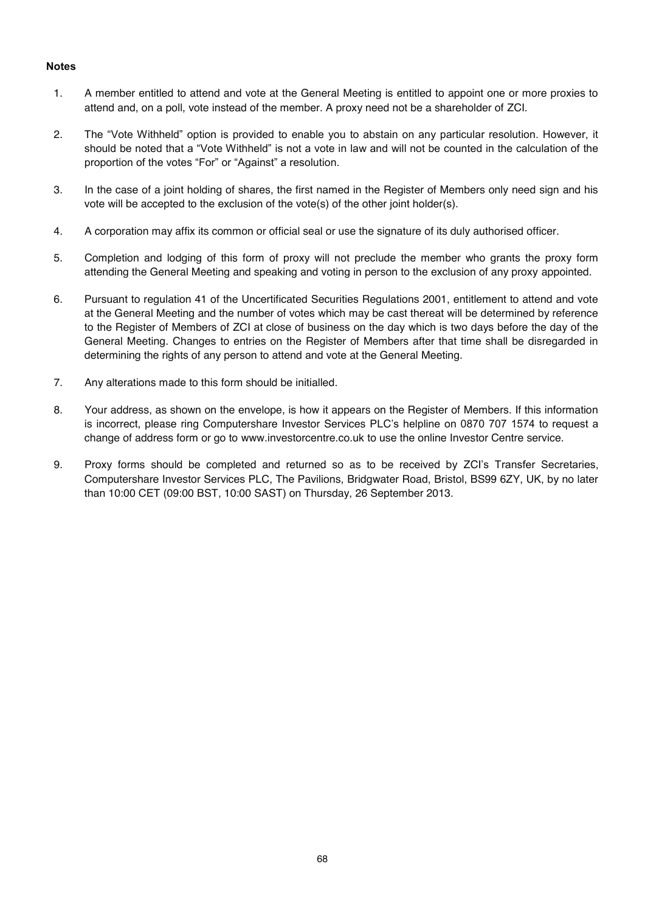**Notes**

1. A member entitled to attend and vote at the General Meeting is entitled to appoint one or more proxies to attend and, on a poll, vote instead of the member. A proxy need not be a shareholder of ZCI.

2. The "Vote Withheld" option is provided to enable you to abstain on any particular resolution. However, it should be noted that a "Vote Withheld" is not a vote in law and will not be counted in the calculation of the proportion of the votes "For" or "Against" a resolution.

3. In the case of a joint holding of shares, the first named in the Register of Members only need sign and his vote will be accepted to the exclusion of the vote(s) of the other joint holder(s).

4. A corporation may affix its common or official seal or use the signature of its duly authorised officer.

5. Completion and lodging of this form of proxy will not preclude the member who grants the proxy form attending the General Meeting and speaking and voting in person to the exclusion of any proxy appointed.

6. Pursuant to regulation 41 of the Uncertificated Securities Regulations 2001, entitlement to attend and vote at the General Meeting and the number of votes which may be cast thereat will be determined by reference to the Register of Members of ZCI at close of business on the day which is two days before the day of the General Meeting. Changes to entries on the Register of Members after that time shall be disregarded in determining the rights of any person to attend and vote at the General Meeting.

7. Any alterations made to this form should be initialled.

8. Your address, as shown on the envelope, is how it appears on the Register of Members. If this information is incorrect, please ring Computershare Investor Services PLC's helpline on 0870 707 1574 to request a change of address form or go to www.investorcentre.co.uk to use the online Investor Centre service.

9. Proxy forms should be completed and returned so as to be received by ZCI's Transfer Secretaries, Computershare Investor Services PLC, The Pavilions, Bridgwater Road, Bristol, BS99 6ZY, UK, by no later than 10:00 CET (09:00 BST, 10:00 SAST) on Thursday, 26 September 2013.